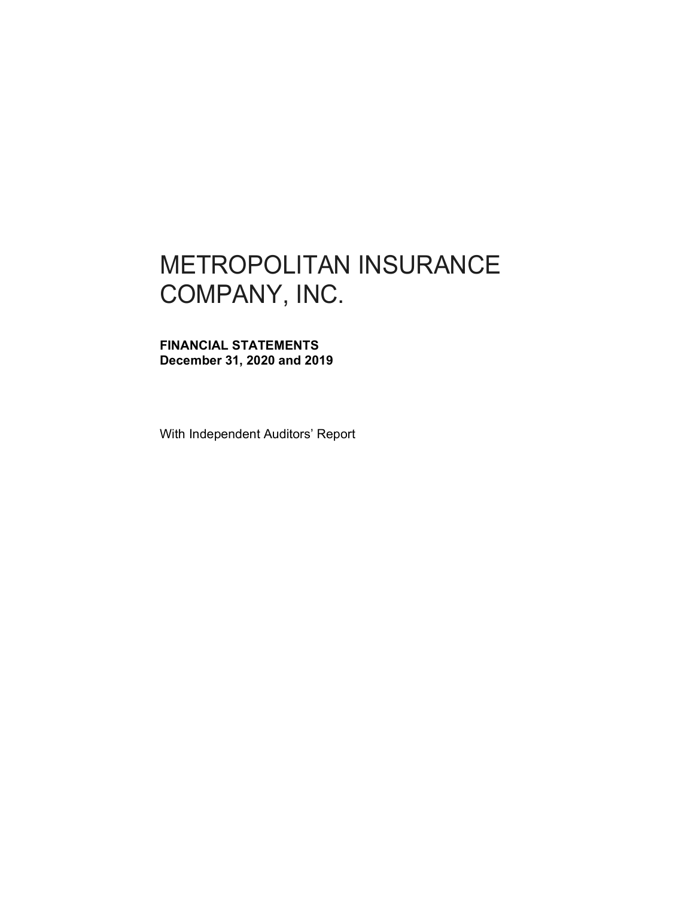# METROPOLITAN INSURANCE COMPANY, INC.

**FINANCIAL STATEMENTS**
**December 31, 2020 and 2019**

With Independent Auditors' Report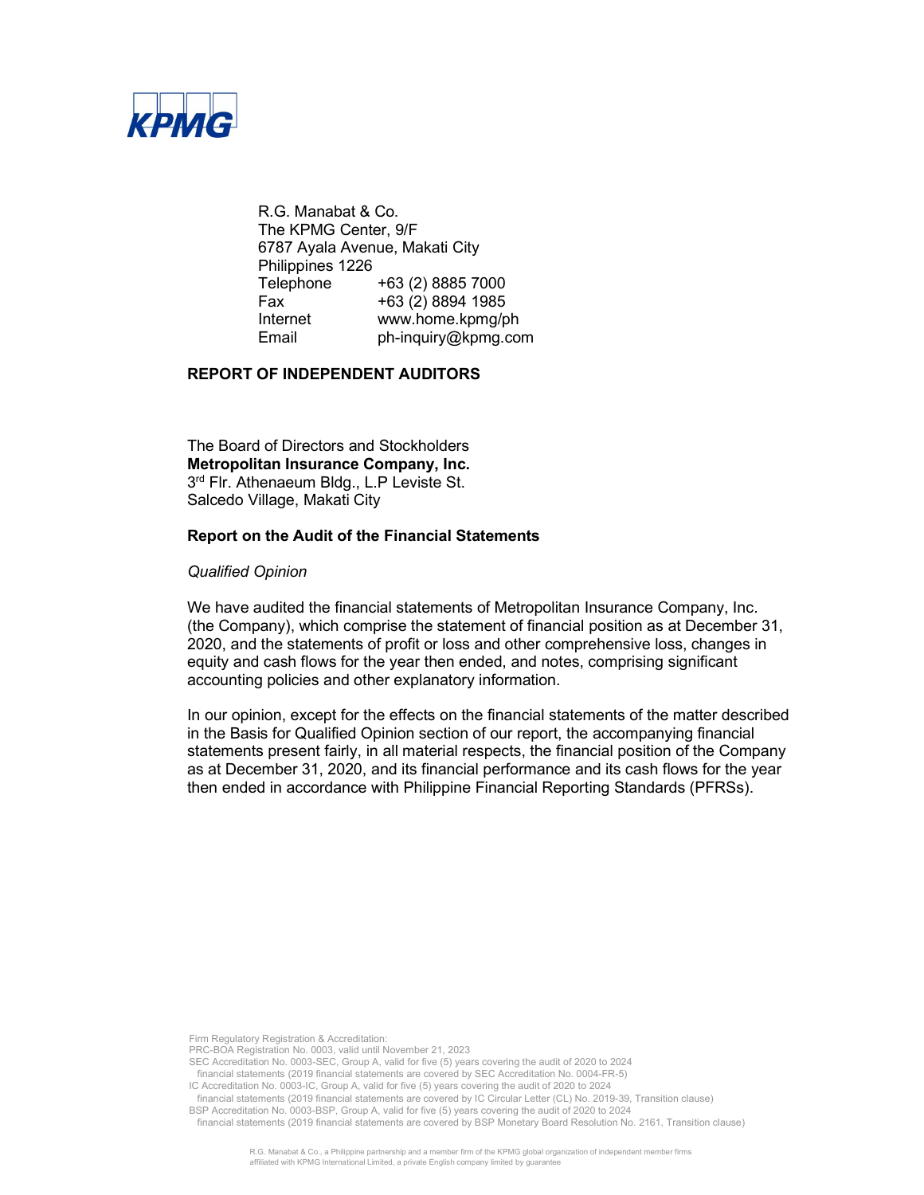KPMG

R.G. Manabat & Co.
The KPMG Center, 9/F
6787 Ayala Avenue, Makati City
Philippines 1226

| | |
|---|---|
| Telephone | +63 (2) 8885 7000 |
| Fax | +63 (2) 8894 1985 |
| Internet | www.home.kpmg/ph |
| Email | ph-inquiry@kpmg.com |

## REPORT OF INDEPENDENT AUDITORS

The Board of Directors and Stockholders
**Metropolitan Insurance Company, Inc.**
3rd Flr. Athenaeum Bldg., L.P Leviste St.
Salcedo Village, Makati City

### Report on the Audit of the Financial Statements

*Qualified Opinion*

We have audited the financial statements of Metropolitan Insurance Company, Inc. (the Company), which comprise the statement of financial position as at December 31, 2020, and the statements of profit or loss and other comprehensive loss, changes in equity and cash flows for the year then ended, and notes, comprising significant accounting policies and other explanatory information.

In our opinion, except for the effects on the financial statements of the matter described in the Basis for Qualified Opinion section of our report, the accompanying financial statements present fairly, in all material respects, the financial position of the Company as at December 31, 2020, and its financial performance and its cash flows for the year then ended in accordance with Philippine Financial Reporting Standards (PFRSs).

Firm Regulatory Registration & Accreditation:
PRC-BOA Registration No. 0003, valid until November 21, 2023
SEC Accreditation No. 0003-SEC, Group A, valid for five (5) years covering the audit of 2020 to 2024 financial statements (2019 financial statements are covered by SEC Accreditation No. 0004-FR-5)
IC Accreditation No. 0003-IC, Group A, valid for five (5) years covering the audit of 2020 to 2024 financial statements (2019 financial statements are covered by IC Circular Letter (CL) No. 2019-39, Transition clause)
BSP Accreditation No. 0003-BSP, Group A, valid for five (5) years covering the audit of 2020 to 2024 financial statements (2019 financial statements are covered by BSP Monetary Board Resolution No. 2161, Transition clause)

R.G. Manabat & Co., a Philippine partnership and a member firm of the KPMG global organization of independent member firms affiliated with KPMG International Limited, a private English company limited by guarantee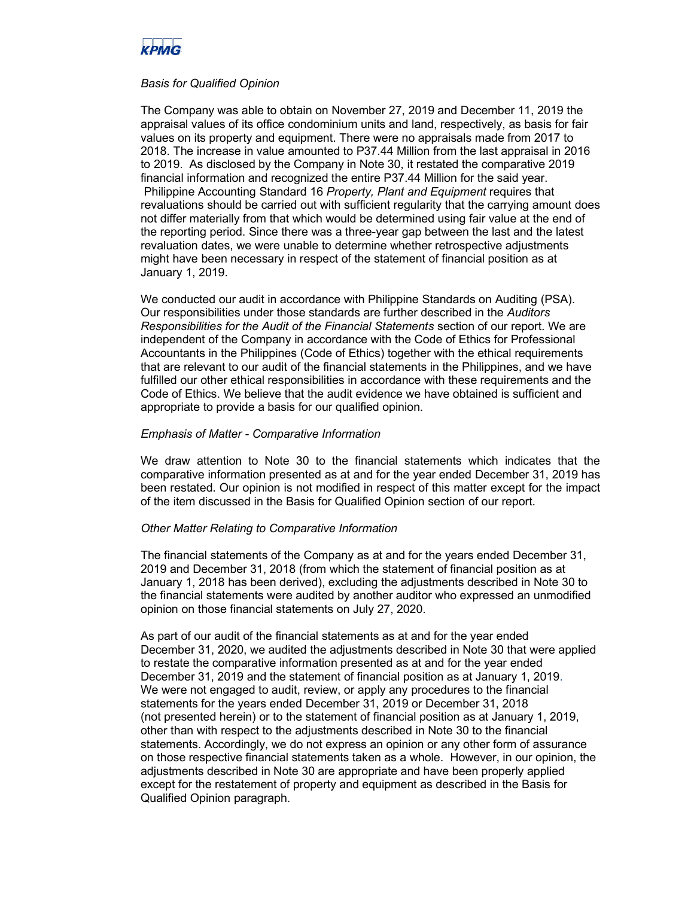*Basis for Qualified Opinion*

The Company was able to obtain on November 27, 2019 and December 11, 2019 the appraisal values of its office condominium units and land, respectively, as basis for fair values on its property and equipment. There were no appraisals made from 2017 to 2018. The increase in value amounted to P37.44 Million from the last appraisal in 2016 to 2019. As disclosed by the Company in Note 30, it restated the comparative 2019 financial information and recognized the entire P37.44 Million for the said year. Philippine Accounting Standard 16 *Property, Plant and Equipment* requires that revaluations should be carried out with sufficient regularity that the carrying amount does not differ materially from that which would be determined using fair value at the end of the reporting period. Since there was a three-year gap between the last and the latest revaluation dates, we were unable to determine whether retrospective adjustments might have been necessary in respect of the statement of financial position as at January 1, 2019.

We conducted our audit in accordance with Philippine Standards on Auditing (PSA). Our responsibilities under those standards are further described in the *Auditors Responsibilities for the Audit of the Financial Statements* section of our report. We are independent of the Company in accordance with the Code of Ethics for Professional Accountants in the Philippines (Code of Ethics) together with the ethical requirements that are relevant to our audit of the financial statements in the Philippines, and we have fulfilled our other ethical responsibilities in accordance with these requirements and the Code of Ethics. We believe that the audit evidence we have obtained is sufficient and appropriate to provide a basis for our qualified opinion.

*Emphasis of Matter - Comparative Information*

We draw attention to Note 30 to the financial statements which indicates that the comparative information presented as at and for the year ended December 31, 2019 has been restated. Our opinion is not modified in respect of this matter except for the impact of the item discussed in the Basis for Qualified Opinion section of our report.

*Other Matter Relating to Comparative Information*

The financial statements of the Company as at and for the years ended December 31, 2019 and December 31, 2018 (from which the statement of financial position as at January 1, 2018 has been derived), excluding the adjustments described in Note 30 to the financial statements were audited by another auditor who expressed an unmodified opinion on those financial statements on July 27, 2020.

As part of our audit of the financial statements as at and for the year ended December 31, 2020, we audited the adjustments described in Note 30 that were applied to restate the comparative information presented as at and for the year ended December 31, 2019 and the statement of financial position as at January 1, 2019. We were not engaged to audit, review, or apply any procedures to the financial statements for the years ended December 31, 2019 or December 31, 2018 (not presented herein) or to the statement of financial position as at January 1, 2019, other than with respect to the adjustments described in Note 30 to the financial statements. Accordingly, we do not express an opinion or any other form of assurance on those respective financial statements taken as a whole. However, in our opinion, the adjustments described in Note 30 are appropriate and have been properly applied except for the restatement of property and equipment as described in the Basis for Qualified Opinion paragraph.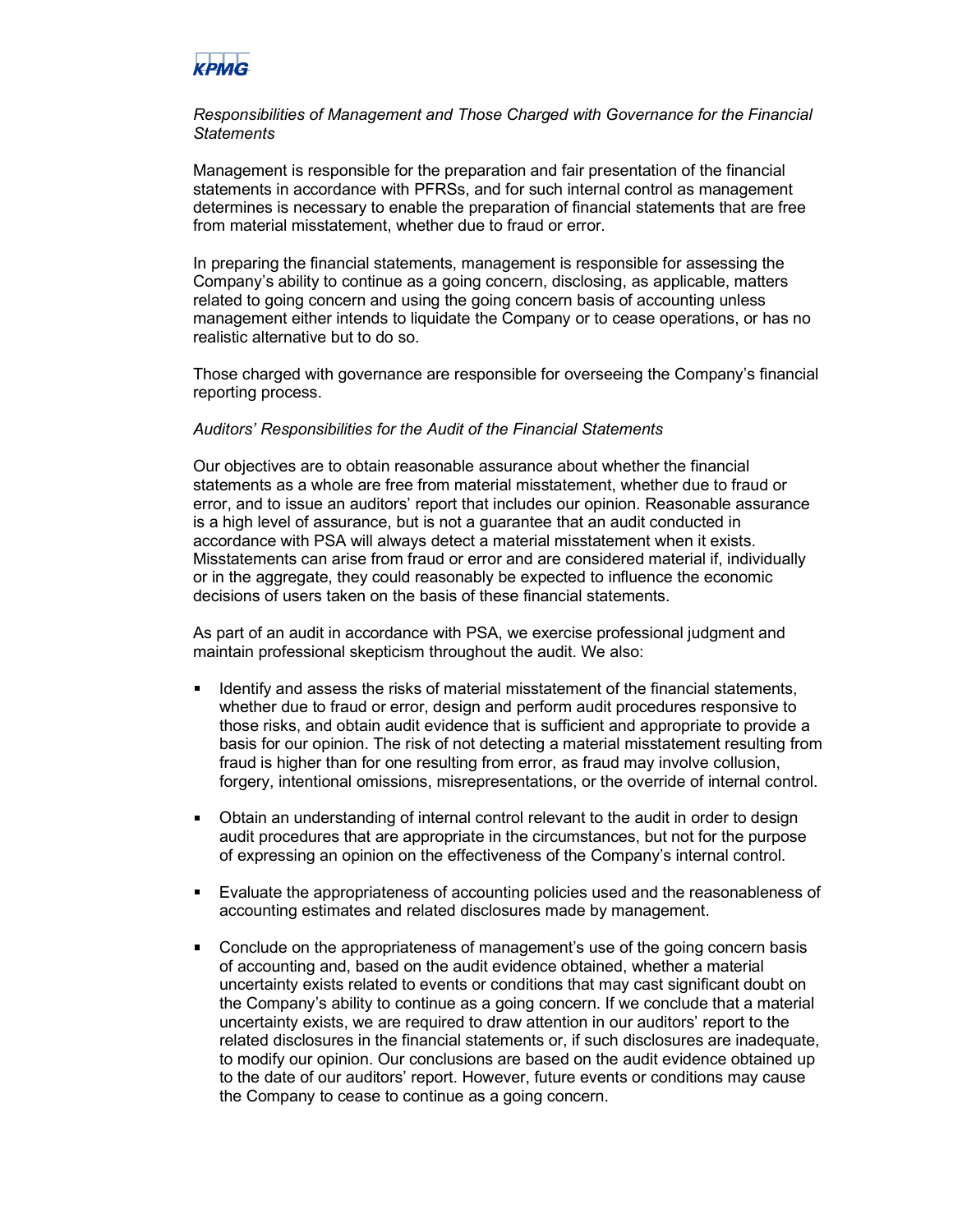*Responsibilities of Management and Those Charged with Governance for the Financial Statements*

Management is responsible for the preparation and fair presentation of the financial statements in accordance with PFRSs, and for such internal control as management determines is necessary to enable the preparation of financial statements that are free from material misstatement, whether due to fraud or error.

In preparing the financial statements, management is responsible for assessing the Company's ability to continue as a going concern, disclosing, as applicable, matters related to going concern and using the going concern basis of accounting unless management either intends to liquidate the Company or to cease operations, or has no realistic alternative but to do so.

Those charged with governance are responsible for overseeing the Company's financial reporting process.

*Auditors' Responsibilities for the Audit of the Financial Statements*

Our objectives are to obtain reasonable assurance about whether the financial statements as a whole are free from material misstatement, whether due to fraud or error, and to issue an auditors' report that includes our opinion. Reasonable assurance is a high level of assurance, but is not a guarantee that an audit conducted in accordance with PSA will always detect a material misstatement when it exists. Misstatements can arise from fraud or error and are considered material if, individually or in the aggregate, they could reasonably be expected to influence the economic decisions of users taken on the basis of these financial statements.

As part of an audit in accordance with PSA, we exercise professional judgment and maintain professional skepticism throughout the audit. We also:

- Identify and assess the risks of material misstatement of the financial statements, whether due to fraud or error, design and perform audit procedures responsive to those risks, and obtain audit evidence that is sufficient and appropriate to provide a basis for our opinion. The risk of not detecting a material misstatement resulting from fraud is higher than for one resulting from error, as fraud may involve collusion, forgery, intentional omissions, misrepresentations, or the override of internal control.

- Obtain an understanding of internal control relevant to the audit in order to design audit procedures that are appropriate in the circumstances, but not for the purpose of expressing an opinion on the effectiveness of the Company's internal control.

- Evaluate the appropriateness of accounting policies used and the reasonableness of accounting estimates and related disclosures made by management.

- Conclude on the appropriateness of management's use of the going concern basis of accounting and, based on the audit evidence obtained, whether a material uncertainty exists related to events or conditions that may cast significant doubt on the Company's ability to continue as a going concern. If we conclude that a material uncertainty exists, we are required to draw attention in our auditors' report to the related disclosures in the financial statements or, if such disclosures are inadequate, to modify our opinion. Our conclusions are based on the audit evidence obtained up to the date of our auditors' report. However, future events or conditions may cause the Company to cease to continue as a going concern.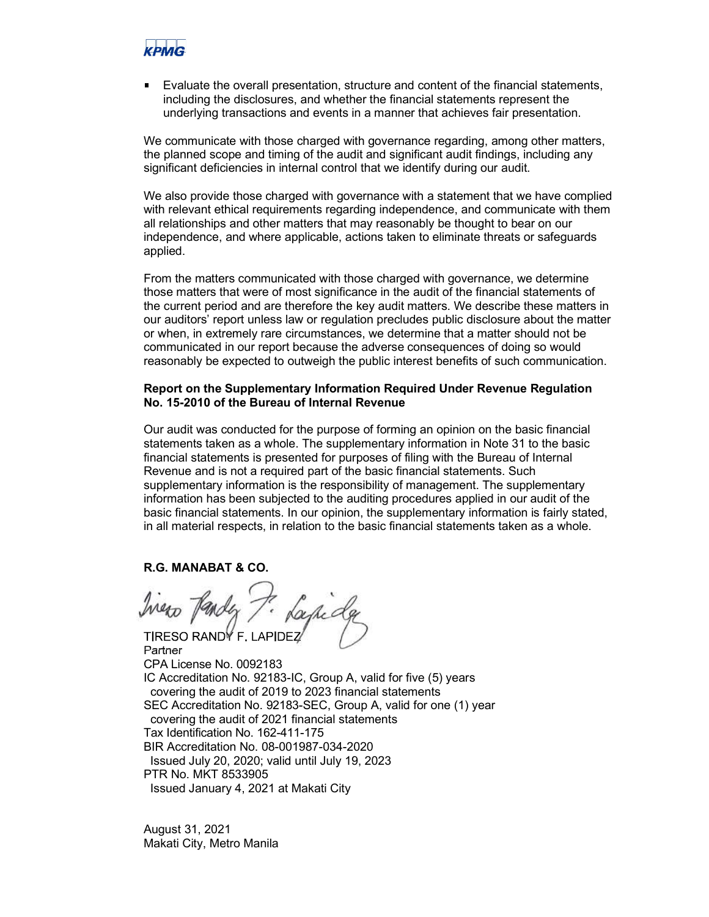- Evaluate the overall presentation, structure and content of the financial statements, including the disclosures, and whether the financial statements represent the underlying transactions and events in a manner that achieves fair presentation.

We communicate with those charged with governance regarding, among other matters, the planned scope and timing of the audit and significant audit findings, including any significant deficiencies in internal control that we identify during our audit.

We also provide those charged with governance with a statement that we have complied with relevant ethical requirements regarding independence, and communicate with them all relationships and other matters that may reasonably be thought to bear on our independence, and where applicable, actions taken to eliminate threats or safeguards applied.

From the matters communicated with those charged with governance, we determine those matters that were of most significance in the audit of the financial statements of the current period and are therefore the key audit matters. We describe these matters in our auditors' report unless law or regulation precludes public disclosure about the matter or when, in extremely rare circumstances, we determine that a matter should not be communicated in our report because the adverse consequences of doing so would reasonably be expected to outweigh the public interest benefits of such communication.

**Report on the Supplementary Information Required Under Revenue Regulation No. 15-2010 of the Bureau of Internal Revenue**

Our audit was conducted for the purpose of forming an opinion on the basic financial statements taken as a whole. The supplementary information in Note 31 to the basic financial statements is presented for purposes of filing with the Bureau of Internal Revenue and is not a required part of the basic financial statements. Such supplementary information is the responsibility of management. The supplementary information has been subjected to the auditing procedures applied in our audit of the basic financial statements. In our opinion, the supplementary information is fairly stated, in all material respects, in relation to the basic financial statements taken as a whole.

**R.G. MANABAT & CO.**

TIRESO RANDY F. LAPIDEZ  
Partner  
CPA License No. 0092183  
IC Accreditation No. 92183-IC, Group A, valid for five (5) years covering the audit of 2019 to 2023 financial statements  
SEC Accreditation No. 92183-SEC, Group A, valid for one (1) year covering the audit of 2021 financial statements  
Tax Identification No. 162-411-175  
BIR Accreditation No. 08-001987-034-2020 Issued July 20, 2020; valid until July 19, 2023  
PTR No. MKT 8533905 Issued January 4, 2021 at Makati City

August 31, 2021  
Makati City, Metro Manila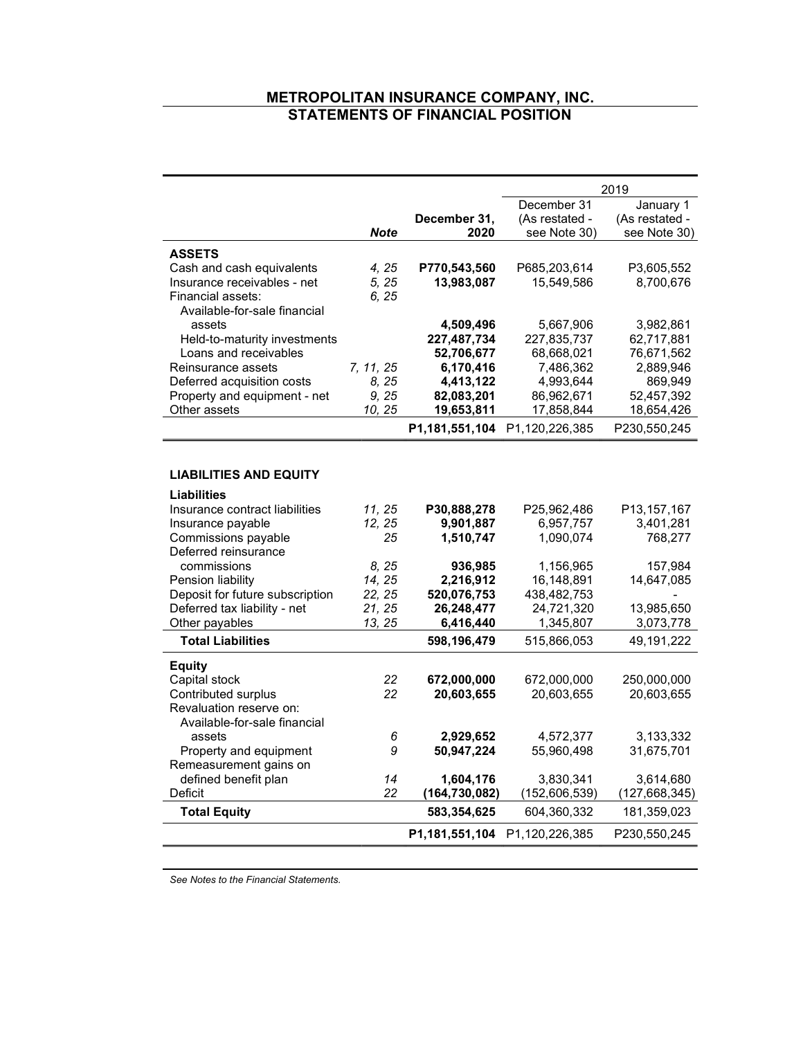# METROPOLITAN INSURANCE COMPANY, INC.
## STATEMENTS OF FINANCIAL POSITION

| | *Note* | December 31, 2020 | 2019 December 31 (As restated - see Note 30) | 2019 January 1 (As restated - see Note 30) |
|---|---|---|---|---|
| **ASSETS** | | | | |
| Cash and cash equivalents | *4, 25* | **P770,543,560** | P685,203,614 | P3,605,552 |
| Insurance receivables - net | *5, 25* | **13,983,087** | 15,549,586 | 8,700,676 |
| Financial assets: | *6, 25* | | | |
| Available-for-sale financial assets | | **4,509,496** | 5,667,906 | 3,982,861 |
| Held-to-maturity investments | | **227,487,734** | 227,835,737 | 62,717,881 |
| Loans and receivables | | **52,706,677** | 68,668,021 | 76,671,562 |
| Reinsurance assets | *7, 11, 25* | **6,170,416** | 7,486,362 | 2,889,946 |
| Deferred acquisition costs | *8, 25* | **4,413,122** | 4,993,644 | 869,949 |
| Property and equipment - net | *9, 25* | **82,083,201** | 86,962,671 | 52,457,392 |
| Other assets | *10, 25* | **19,653,811** | 17,858,844 | 18,654,426 |
| | | **P1,181,551,104** | P1,120,226,385 | P230,550,245 |
| | | | | |
| **LIABILITIES AND EQUITY** | | | | |
| **Liabilities** | | | | |
| Insurance contract liabilities | *11, 25* | **P30,888,278** | P25,962,486 | P13,157,167 |
| Insurance payable | *12, 25* | **9,901,887** | 6,957,757 | 3,401,281 |
| Commissions payable | *25* | **1,510,747** | 1,090,074 | 768,277 |
| Deferred reinsurance commissions | *8, 25* | **936,985** | 1,156,965 | 157,984 |
| Pension liability | *14, 25* | **2,216,912** | 16,148,891 | 14,647,085 |
| Deposit for future subscription | *22, 25* | **520,076,753** | 438,482,753 | - |
| Deferred tax liability - net | *21, 25* | **26,248,477** | 24,721,320 | 13,985,650 |
| Other payables | *13, 25* | **6,416,440** | 1,345,807 | 3,073,778 |
| **Total Liabilities** | | **598,196,479** | 515,866,053 | 49,191,222 |
| **Equity** | | | | |
| Capital stock | *22* | **672,000,000** | 672,000,000 | 250,000,000 |
| Contributed surplus | *22* | **20,603,655** | 20,603,655 | 20,603,655 |
| Revaluation reserve on: | | | | |
| Available-for-sale financial assets | *6* | **2,929,652** | 4,572,377 | 3,133,332 |
| Property and equipment | *9* | **50,947,224** | 55,960,498 | 31,675,701 |
| Remeasurement gains on defined benefit plan | *14* | **1,604,176** | 3,830,341 | 3,614,680 |
| Deficit | *22* | **(164,730,082)** | (152,606,539) | (127,668,345) |
| **Total Equity** | | **583,354,625** | 604,360,332 | 181,359,023 |
| | | **P1,181,551,104** | P1,120,226,385 | P230,550,245 |

*See Notes to the Financial Statements.*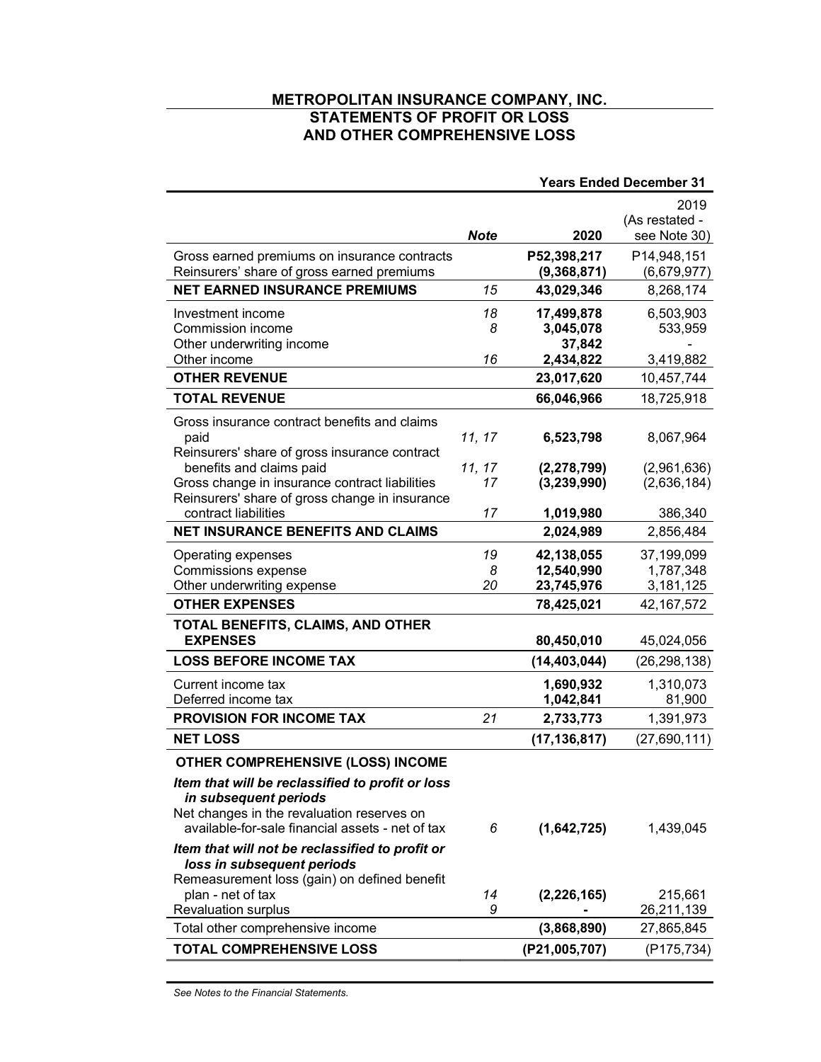## METROPOLITAN INSURANCE COMPANY, INC.
## STATEMENTS OF PROFIT OR LOSS AND OTHER COMPREHENSIVE LOSS

| | Note | Years Ended December 31 2020 | 2019 (As restated - see Note 30) |
|---|---|---|---|
| Gross earned premiums on insurance contracts | | **P52,398,217** | P14,948,151 |
| Reinsurers' share of gross earned premiums | | **(9,368,871)** | (6,679,977) |
| **NET EARNED INSURANCE PREMIUMS** | *15* | **43,029,346** | 8,268,174 |
| Investment income | *18* | **17,499,878** | 6,503,903 |
| Commission income | *8* | **3,045,078** | 533,959 |
| Other underwriting income | | **37,842** | - |
| Other income | *16* | **2,434,822** | 3,419,882 |
| **OTHER REVENUE** | | **23,017,620** | 10,457,744 |
| **TOTAL REVENUE** | | **66,046,966** | 18,725,918 |
| Gross insurance contract benefits and claims paid | *11, 17* | **6,523,798** | 8,067,964 |
| Reinsurers' share of gross insurance contract benefits and claims paid | *11, 17* | **(2,278,799)** | (2,961,636) |
| Gross change in insurance contract liabilities | *17* | **(3,239,990)** | (2,636,184) |
| Reinsurers' share of gross change in insurance contract liabilities | *17* | **1,019,980** | 386,340 |
| **NET INSURANCE BENEFITS AND CLAIMS** | | **2,024,989** | 2,856,484 |
| Operating expenses | *19* | **42,138,055** | 37,199,099 |
| Commissions expense | *8* | **12,540,990** | 1,787,348 |
| Other underwriting expense | *20* | **23,745,976** | 3,181,125 |
| **OTHER EXPENSES** | | **78,425,021** | 42,167,572 |
| **TOTAL BENEFITS, CLAIMS, AND OTHER EXPENSES** | | **80,450,010** | 45,024,056 |
| **LOSS BEFORE INCOME TAX** | | **(14,403,044)** | (26,298,138) |
| Current income tax | | **1,690,932** | 1,310,073 |
| Deferred income tax | | **1,042,841** | 81,900 |
| **PROVISION FOR INCOME TAX** | *21* | **2,733,773** | 1,391,973 |
| **NET LOSS** | | **(17,136,817)** | (27,690,111) |
| **OTHER COMPREHENSIVE (LOSS) INCOME** | | | |
| ***Item that will be reclassified to profit or loss in subsequent periods*** | | | |
| Net changes in the revaluation reserves on available-for-sale financial assets - net of tax | *6* | **(1,642,725)** | 1,439,045 |
| ***Item that will not be reclassified to profit or loss in subsequent periods*** | | | |
| Remeasurement loss (gain) on defined benefit plan - net of tax | *14* | **(2,226,165)** | 215,661 |
| Revaluation surplus | *9* | **-** | 26,211,139 |
| Total other comprehensive income | | **(3,868,890)** | 27,865,845 |
| **TOTAL COMPREHENSIVE LOSS** | | **(P21,005,707)** | (P175,734) |

*See Notes to the Financial Statements.*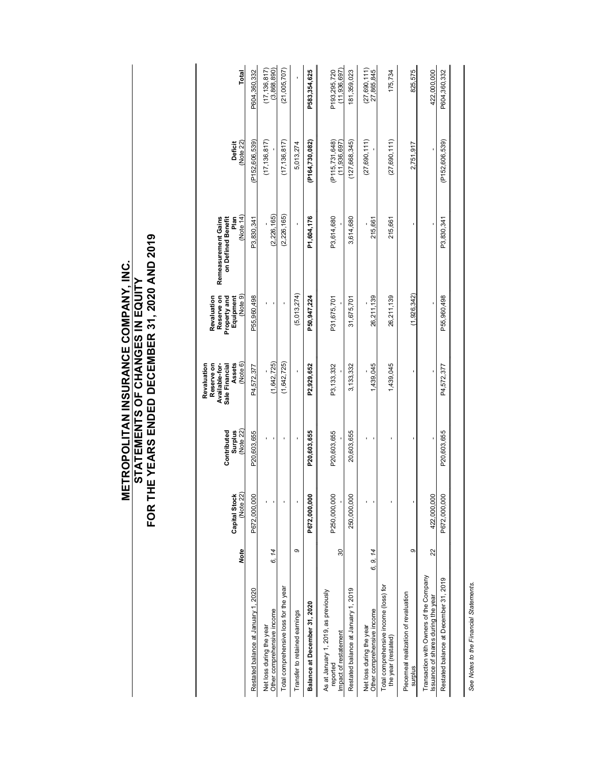# METROPOLITAN INSURANCE COMPANY, INC.
## STATEMENTS OF CHANGES IN EQUITY
## FOR THE YEARS ENDED DECEMBER 31, 2020 AND 2019

| | Note | Capital Stock (Note 22) | Contributed Surplus (Note 22) | Revaluation Reserve on Available-for-Sale Financial Assets (Note 6) | Revaluation Reserve on Property and Equipment (Note 9) | Remeasurement Gains on Defined Benefit Plan (Note 14) | Deficit (Note 22) | Total |
|---|---|---|---|---|---|---|---|---|
| Restated balance at January 1, 2020 | | P672,000,000 | P20,603,655 | P4,572,377 | P55,960,498 | P3,830,341 | (P152,606,539) | P604,360,332 |
| Net loss during the year | | - | - | - | - | - | (17,136,817) | (17,136,817) |
| Other comprehensive income | 6, 14 | - | - | (1,642,725) | - | (2,226,165) | - | (3,868,890) |
| Total comprehensive loss for the year | | - | - | (1,642,725) | - | (2,226,165) | (17,136,817) | (21,005,707) |
| Transfer to retained earnings | 9 | - | - | - | (5,013,274) | - | 5,013,274 | - |
| **Balance at December 31, 2020** | | **P672,000,000** | **P20,603,655** | **P2,929,652** | **P50,947,224** | **P1,604,176** | **(P164,730,082)** | **P583,354,625** |
| As at January 1, 2019, as previously reported | | P250,000,000 | P20,603,655 | P3,133,332 | P31,675,701 | P3,614,680 | (P115,731,648) | P193,295,720 |
| Impact of restatement | 30 | - | - | - | - | - | (11,936,697) | (11,936,697) |
| Restated balance at January 1, 2019 | | 250,000,000 | 20,603,655 | 3,133,332 | 31,675,701 | 3,614,680 | (127,668,345) | 181,359,023 |
| Net loss during the year | | - | - | - | - | - | (27,690,111) | (27,690,111) |
| Other comprehensive income | 6, 9, 14 | - | - | 1,439,045 | 26,211,139 | 215,661 | - | 27,865,845 |
| Total comprehensive income (loss) for the year (restated) | | - | - | 1,439,045 | 26,211,139 | 215,661 | (27,690,111) | 175,734 |
| Piecemeal realization of revaluation surplus | 9 | - | - | - | (1,926,342) | - | 2,751,917 | 825,575 |
| Transaction with Owners of the Company Issuance of shares during the year | 22 | 422,000,000 | - | - | - | - | - | 422,000,000 |
| Restated balance at December 31, 2019 | | P672,000,000 | P20,603,655 | P4,572,377 | P55,960,498 | P3,830,341 | (P152,606,539) | P604,360,332 |

*See Notes to the Financial Statements.*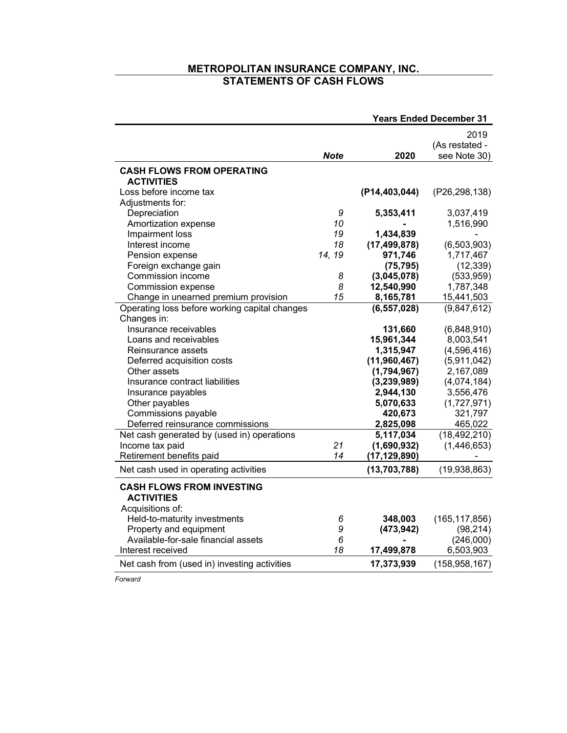# METROPOLITAN INSURANCE COMPANY, INC.
## STATEMENTS OF CASH FLOWS

| | | Years Ended December 31 | |
|---|---|---|---|
| | **Note** | **2020** | 2019 (As restated - see Note 30) |
| **CASH FLOWS FROM OPERATING ACTIVITIES** | | | |
| Loss before income tax | | **(P14,403,044)** | (P26,298,138) |
| Adjustments for: | | | |
| Depreciation | 9 | **5,353,411** | 3,037,419 |
| Amortization expense | 10 | **-** | 1,516,990 |
| Impairment loss | 19 | **1,434,839** | - |
| Interest income | 18 | **(17,499,878)** | (6,503,903) |
| Pension expense | 14, 19 | **971,746** | 1,717,467 |
| Foreign exchange gain | | **(75,795)** | (12,339) |
| Commission income | 8 | **(3,045,078)** | (533,959) |
| Commission expense | 8 | **12,540,990** | 1,787,348 |
| Change in unearned premium provision | 15 | **8,165,781** | 15,441,503 |
| Operating loss before working capital changes | | **(6,557,028)** | (9,847,612) |
| Changes in: | | | |
| Insurance receivables | | **131,660** | (6,848,910) |
| Loans and receivables | | **15,961,344** | 8,003,541 |
| Reinsurance assets | | **1,315,947** | (4,596,416) |
| Deferred acquisition costs | | **(11,960,467)** | (5,911,042) |
| Other assets | | **(1,794,967)** | 2,167,089 |
| Insurance contract liabilities | | **(3,239,989)** | (4,074,184) |
| Insurance payables | | **2,944,130** | 3,556,476 |
| Other payables | | **5,070,633** | (1,727,971) |
| Commissions payable | | **420,673** | 321,797 |
| Deferred reinsurance commissions | | **2,825,098** | 465,022 |
| Net cash generated by (used in) operations | | **5,117,034** | (18,492,210) |
| Income tax paid | 21 | **(1,690,932)** | (1,446,653) |
| Retirement benefits paid | 14 | **(17,129,890)** | - |
| Net cash used in operating activities | | **(13,703,788)** | (19,938,863) |
| **CASH FLOWS FROM INVESTING ACTIVITIES** | | | |
| Acquisitions of: | | | |
| Held-to-maturity investments | 6 | **348,003** | (165,117,856) |
| Property and equipment | 9 | **(473,942)** | (98,214) |
| Available-for-sale financial assets | 6 | **-** | (246,000) |
| Interest received | 18 | **17,499,878** | 6,503,903 |
| Net cash from (used in) investing activities | | **17,373,939** | (158,958,167) |

*Forward*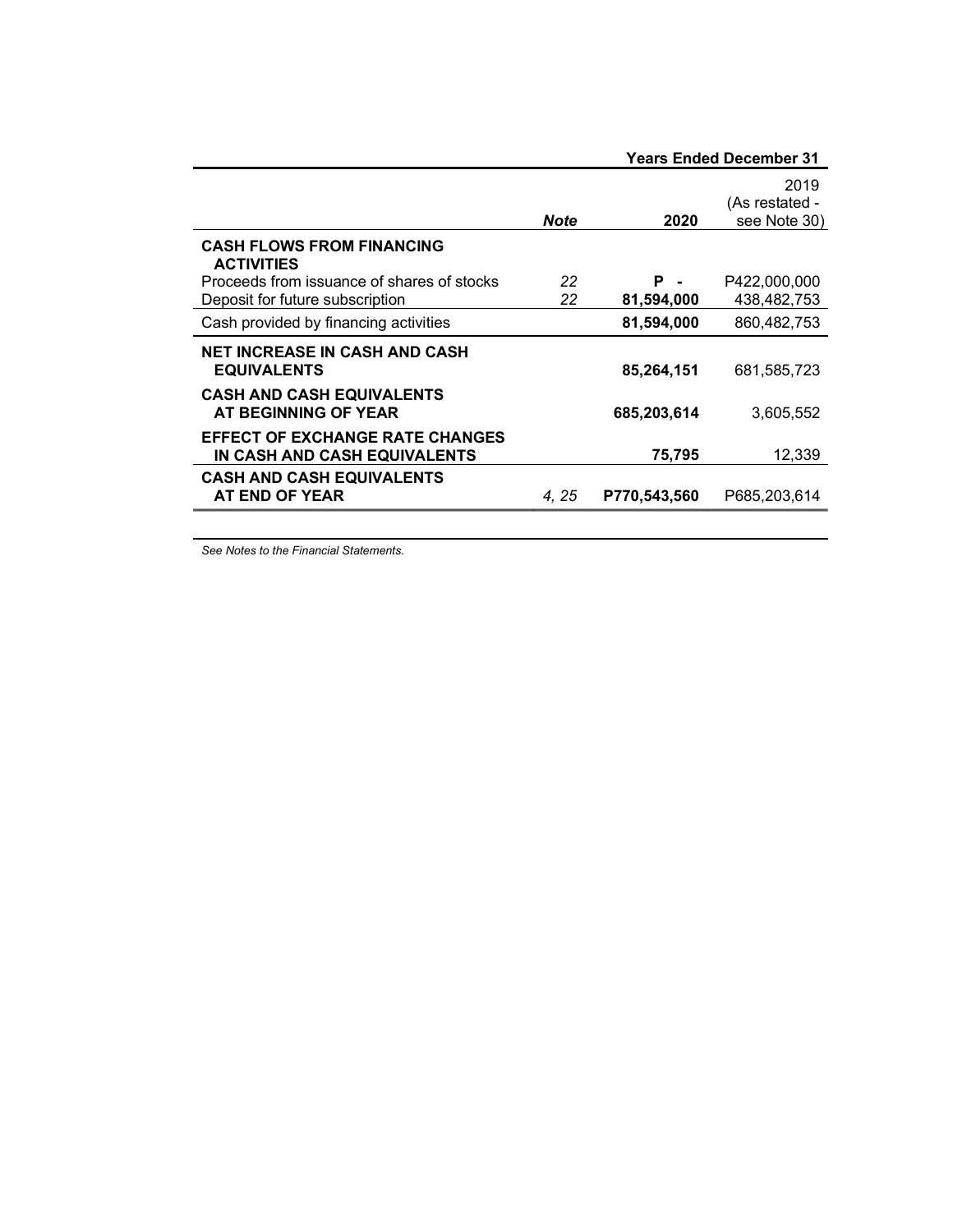| | | Years Ended December 31 | |
|---|---|---|---|
| | *Note* | **2020** | 2019 (As restated - see Note 30) |
| **CASH FLOWS FROM FINANCING ACTIVITIES** | | | |
| Proceeds from issuance of shares of stocks | *22* | **P -** | P422,000,000 |
| Deposit for future subscription | *22* | **81,594,000** | 438,482,753 |
| Cash provided by financing activities | | **81,594,000** | 860,482,753 |
| **NET INCREASE IN CASH AND CASH EQUIVALENTS** | | **85,264,151** | 681,585,723 |
| **CASH AND CASH EQUIVALENTS AT BEGINNING OF YEAR** | | **685,203,614** | 3,605,552 |
| **EFFECT OF EXCHANGE RATE CHANGES IN CASH AND CASH EQUIVALENTS** | | **75,795** | 12,339 |
| **CASH AND CASH EQUIVALENTS AT END OF YEAR** | *4, 25* | **P770,543,560** | P685,203,614 |

*See Notes to the Financial Statements.*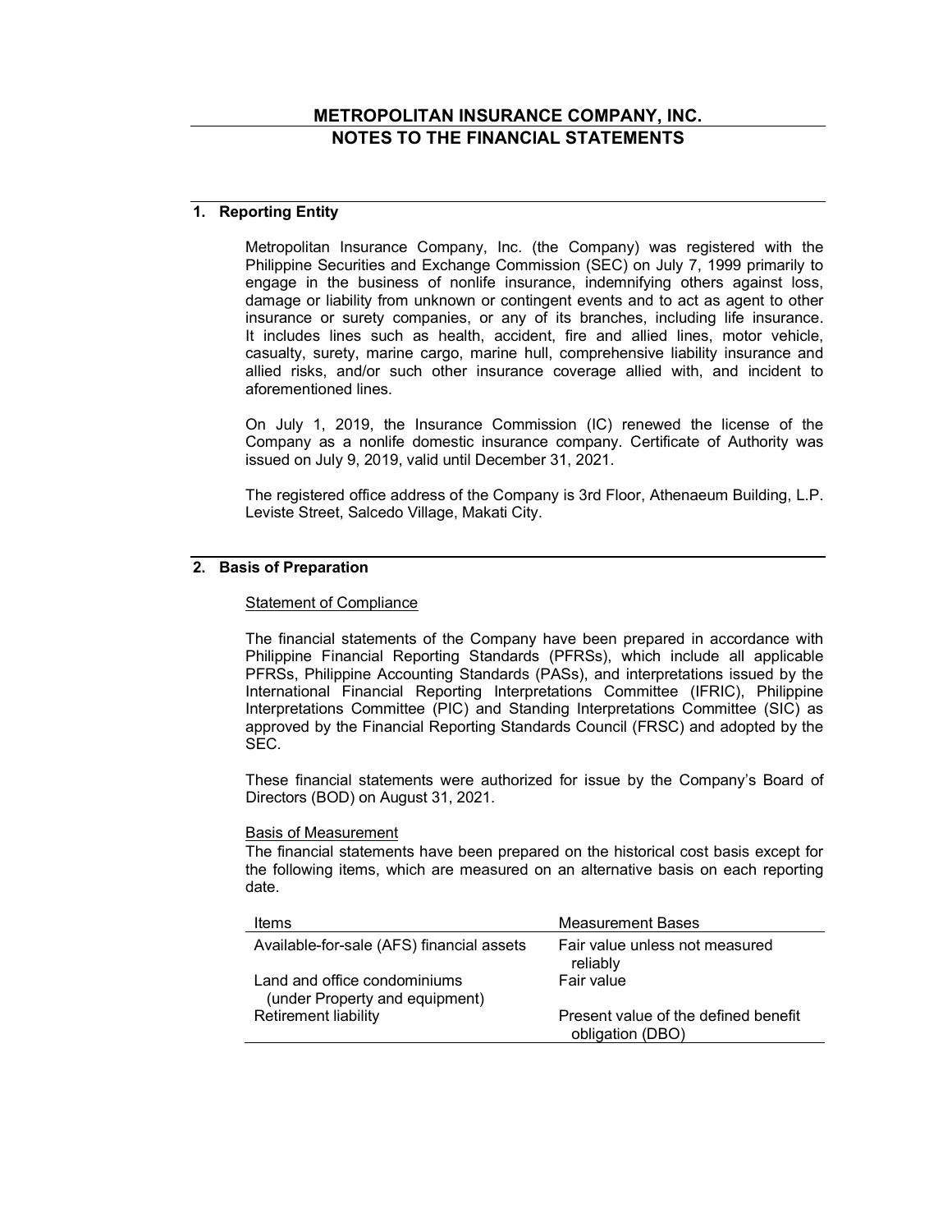# METROPOLITAN INSURANCE COMPANY, INC.
# NOTES TO THE FINANCIAL STATEMENTS

## 1. Reporting Entity

Metropolitan Insurance Company, Inc. (the Company) was registered with the Philippine Securities and Exchange Commission (SEC) on July 7, 1999 primarily to engage in the business of nonlife insurance, indemnifying others against loss, damage or liability from unknown or contingent events and to act as agent to other insurance or surety companies, or any of its branches, including life insurance. It includes lines such as health, accident, fire and allied lines, motor vehicle, casualty, surety, marine cargo, marine hull, comprehensive liability insurance and allied risks, and/or such other insurance coverage allied with, and incident to aforementioned lines.

On July 1, 2019, the Insurance Commission (IC) renewed the license of the Company as a nonlife domestic insurance company. Certificate of Authority was issued on July 9, 2019, valid until December 31, 2021.

The registered office address of the Company is 3rd Floor, Athenaeum Building, L.P. Leviste Street, Salcedo Village, Makati City.

## 2. Basis of Preparation

Statement of Compliance

The financial statements of the Company have been prepared in accordance with Philippine Financial Reporting Standards (PFRSs), which include all applicable PFRSs, Philippine Accounting Standards (PASs), and interpretations issued by the International Financial Reporting Interpretations Committee (IFRIC), Philippine Interpretations Committee (PIC) and Standing Interpretations Committee (SIC) as approved by the Financial Reporting Standards Council (FRSC) and adopted by the SEC.

These financial statements were authorized for issue by the Company's Board of Directors (BOD) on August 31, 2021.

Basis of Measurement

The financial statements have been prepared on the historical cost basis except for the following items, which are measured on an alternative basis on each reporting date.

| Items | Measurement Bases |
|---|---|
| Available-for-sale (AFS) financial assets | Fair value unless not measured reliably |
| Land and office condominiums (under Property and equipment) | Fair value |
| Retirement liability | Present value of the defined benefit obligation (DBO) |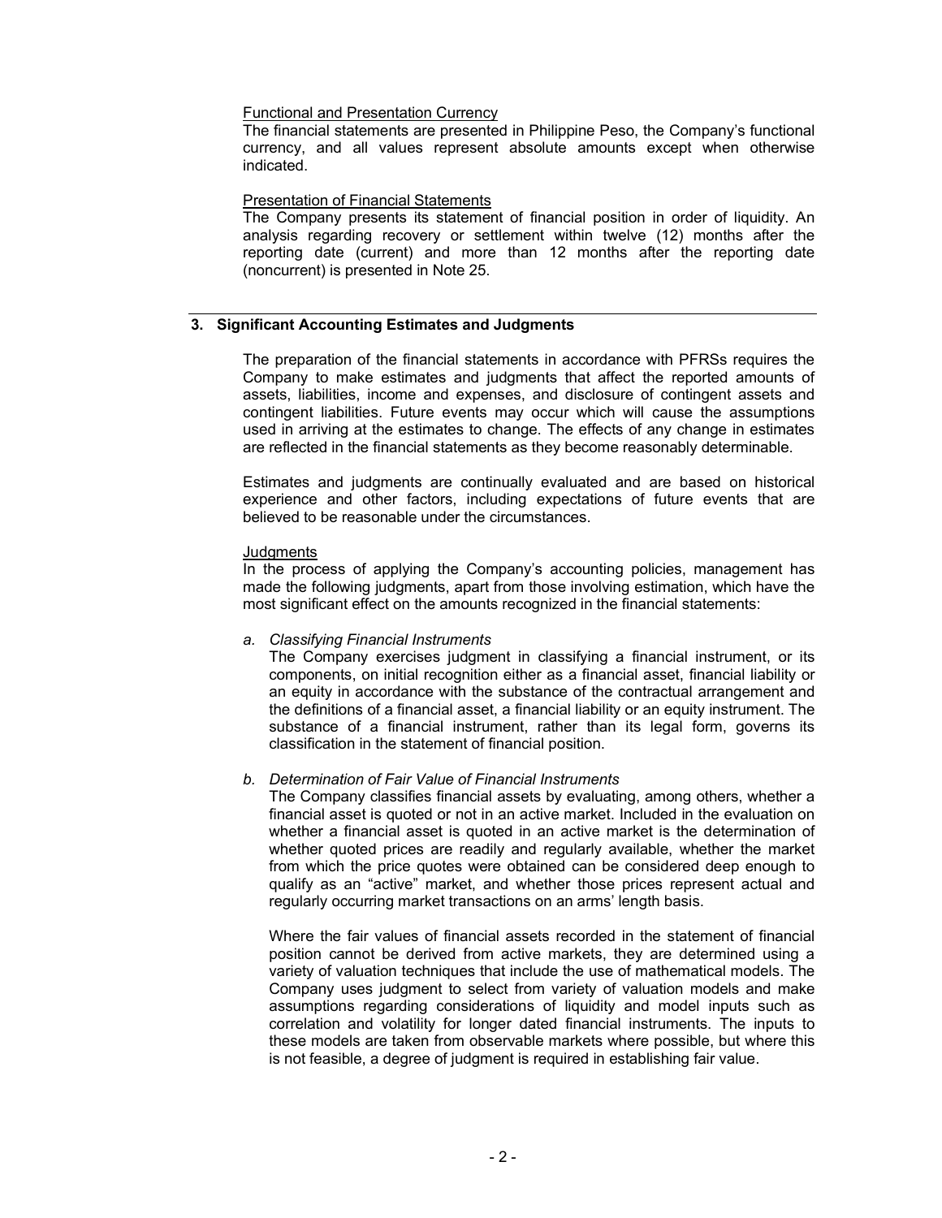Functional and Presentation Currency

The financial statements are presented in Philippine Peso, the Company's functional currency, and all values represent absolute amounts except when otherwise indicated.

Presentation of Financial Statements

The Company presents its statement of financial position in order of liquidity. An analysis regarding recovery or settlement within twelve (12) months after the reporting date (current) and more than 12 months after the reporting date (noncurrent) is presented in Note 25.

## 3. Significant Accounting Estimates and Judgments

The preparation of the financial statements in accordance with PFRSs requires the Company to make estimates and judgments that affect the reported amounts of assets, liabilities, income and expenses, and disclosure of contingent assets and contingent liabilities. Future events may occur which will cause the assumptions used in arriving at the estimates to change. The effects of any change in estimates are reflected in the financial statements as they become reasonably determinable.

Estimates and judgments are continually evaluated and are based on historical experience and other factors, including expectations of future events that are believed to be reasonable under the circumstances.

Judgments

In the process of applying the Company's accounting policies, management has made the following judgments, apart from those involving estimation, which have the most significant effect on the amounts recognized in the financial statements:

a. *Classifying Financial Instruments*

   The Company exercises judgment in classifying a financial instrument, or its components, on initial recognition either as a financial asset, financial liability or an equity in accordance with the substance of the contractual arrangement and the definitions of a financial asset, a financial liability or an equity instrument. The substance of a financial instrument, rather than its legal form, governs its classification in the statement of financial position.

b. *Determination of Fair Value of Financial Instruments*

   The Company classifies financial assets by evaluating, among others, whether a financial asset is quoted or not in an active market. Included in the evaluation on whether a financial asset is quoted in an active market is the determination of whether quoted prices are readily and regularly available, whether the market from which the price quotes were obtained can be considered deep enough to qualify as an "active" market, and whether those prices represent actual and regularly occurring market transactions on an arms' length basis.

   Where the fair values of financial assets recorded in the statement of financial position cannot be derived from active markets, they are determined using a variety of valuation techniques that include the use of mathematical models. The Company uses judgment to select from variety of valuation models and make assumptions regarding considerations of liquidity and model inputs such as correlation and volatility for longer dated financial instruments. The inputs to these models are taken from observable markets where possible, but where this is not feasible, a degree of judgment is required in establishing fair value.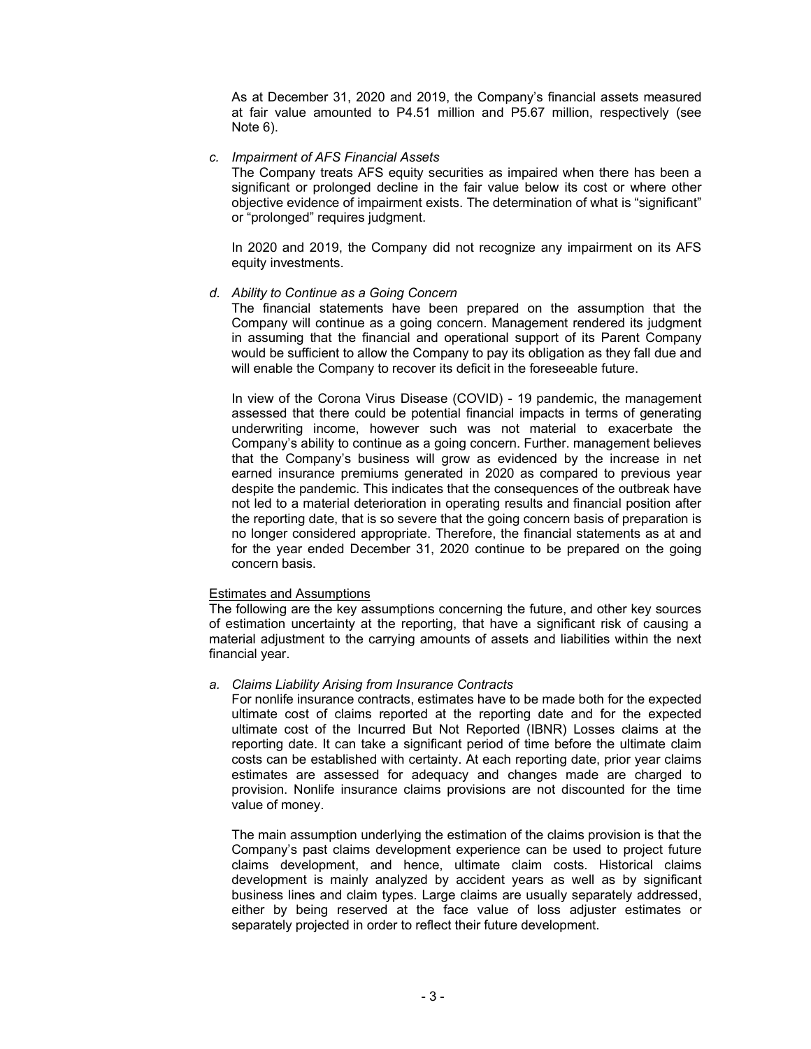As at December 31, 2020 and 2019, the Company's financial assets measured at fair value amounted to P4.51 million and P5.67 million, respectively (see Note 6).

*c. Impairment of AFS Financial Assets*

The Company treats AFS equity securities as impaired when there has been a significant or prolonged decline in the fair value below its cost or where other objective evidence of impairment exists. The determination of what is "significant" or "prolonged" requires judgment.

In 2020 and 2019, the Company did not recognize any impairment on its AFS equity investments.

*d. Ability to Continue as a Going Concern*

The financial statements have been prepared on the assumption that the Company will continue as a going concern. Management rendered its judgment in assuming that the financial and operational support of its Parent Company would be sufficient to allow the Company to pay its obligation as they fall due and will enable the Company to recover its deficit in the foreseeable future.

In view of the Corona Virus Disease (COVID) - 19 pandemic, the management assessed that there could be potential financial impacts in terms of generating underwriting income, however such was not material to exacerbate the Company's ability to continue as a going concern. Further. management believes that the Company's business will grow as evidenced by the increase in net earned insurance premiums generated in 2020 as compared to previous year despite the pandemic. This indicates that the consequences of the outbreak have not led to a material deterioration in operating results and financial position after the reporting date, that is so severe that the going concern basis of preparation is no longer considered appropriate. Therefore, the financial statements as at and for the year ended December 31, 2020 continue to be prepared on the going concern basis.

Estimates and Assumptions

The following are the key assumptions concerning the future, and other key sources of estimation uncertainty at the reporting, that have a significant risk of causing a material adjustment to the carrying amounts of assets and liabilities within the next financial year.

*a. Claims Liability Arising from Insurance Contracts*

For nonlife insurance contracts, estimates have to be made both for the expected ultimate cost of claims reported at the reporting date and for the expected ultimate cost of the Incurred But Not Reported (IBNR) Losses claims at the reporting date. It can take a significant period of time before the ultimate claim costs can be established with certainty. At each reporting date, prior year claims estimates are assessed for adequacy and changes made are charged to provision. Nonlife insurance claims provisions are not discounted for the time value of money.

The main assumption underlying the estimation of the claims provision is that the Company's past claims development experience can be used to project future claims development, and hence, ultimate claim costs. Historical claims development is mainly analyzed by accident years as well as by significant business lines and claim types. Large claims are usually separately addressed, either by being reserved at the face value of loss adjuster estimates or separately projected in order to reflect their future development.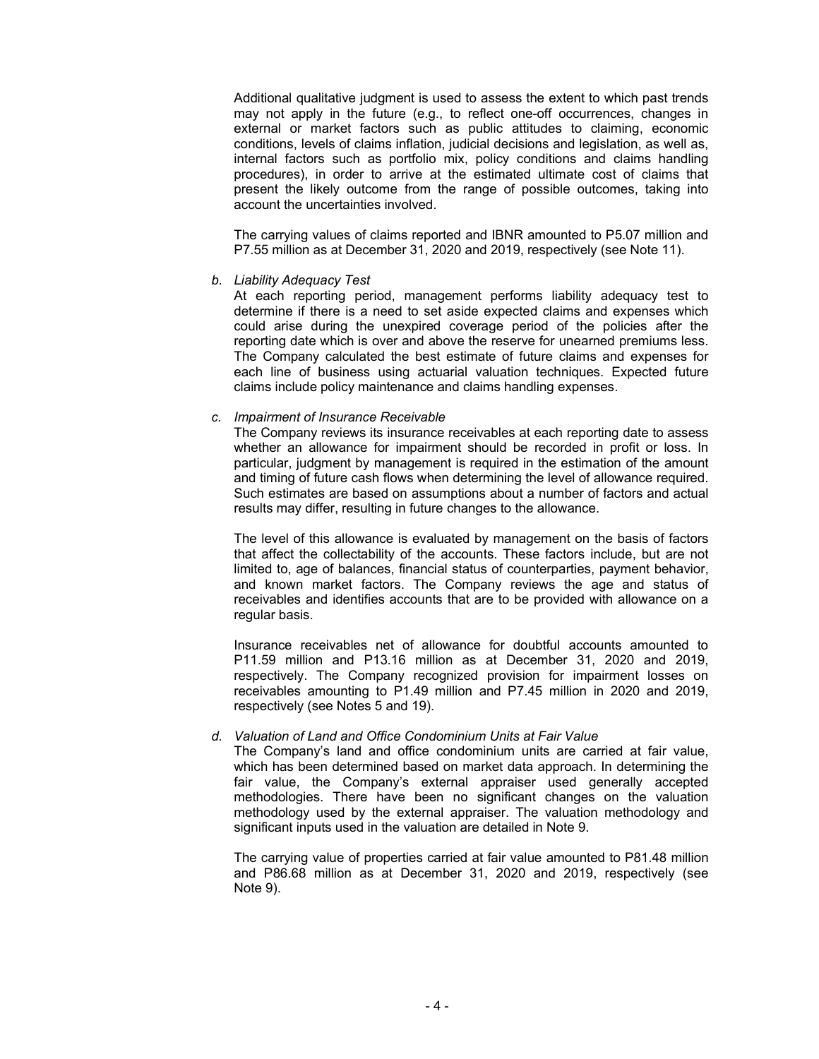Additional qualitative judgment is used to assess the extent to which past trends may not apply in the future (e.g., to reflect one-off occurrences, changes in external or market factors such as public attitudes to claiming, economic conditions, levels of claims inflation, judicial decisions and legislation, as well as, internal factors such as portfolio mix, policy conditions and claims handling procedures), in order to arrive at the estimated ultimate cost of claims that present the likely outcome from the range of possible outcomes, taking into account the uncertainties involved.

The carrying values of claims reported and IBNR amounted to P5.07 million and P7.55 million as at December 31, 2020 and 2019, respectively (see Note 11).

*b. Liability Adequacy Test*

At each reporting period, management performs liability adequacy test to determine if there is a need to set aside expected claims and expenses which could arise during the unexpired coverage period of the policies after the reporting date which is over and above the reserve for unearned premiums less. The Company calculated the best estimate of future claims and expenses for each line of business using actuarial valuation techniques. Expected future claims include policy maintenance and claims handling expenses.

*c. Impairment of Insurance Receivable*

The Company reviews its insurance receivables at each reporting date to assess whether an allowance for impairment should be recorded in profit or loss. In particular, judgment by management is required in the estimation of the amount and timing of future cash flows when determining the level of allowance required. Such estimates are based on assumptions about a number of factors and actual results may differ, resulting in future changes to the allowance.

The level of this allowance is evaluated by management on the basis of factors that affect the collectability of the accounts. These factors include, but are not limited to, age of balances, financial status of counterparties, payment behavior, and known market factors. The Company reviews the age and status of receivables and identifies accounts that are to be provided with allowance on a regular basis.

Insurance receivables net of allowance for doubtful accounts amounted to P11.59 million and P13.16 million as at December 31, 2020 and 2019, respectively. The Company recognized provision for impairment losses on receivables amounting to P1.49 million and P7.45 million in 2020 and 2019, respectively (see Notes 5 and 19).

*d. Valuation of Land and Office Condominium Units at Fair Value*

The Company's land and office condominium units are carried at fair value, which has been determined based on market data approach. In determining the fair value, the Company's external appraiser used generally accepted methodologies. There have been no significant changes on the valuation methodology used by the external appraiser. The valuation methodology and significant inputs used in the valuation are detailed in Note 9.

The carrying value of properties carried at fair value amounted to P81.48 million and P86.68 million as at December 31, 2020 and 2019, respectively (see Note 9).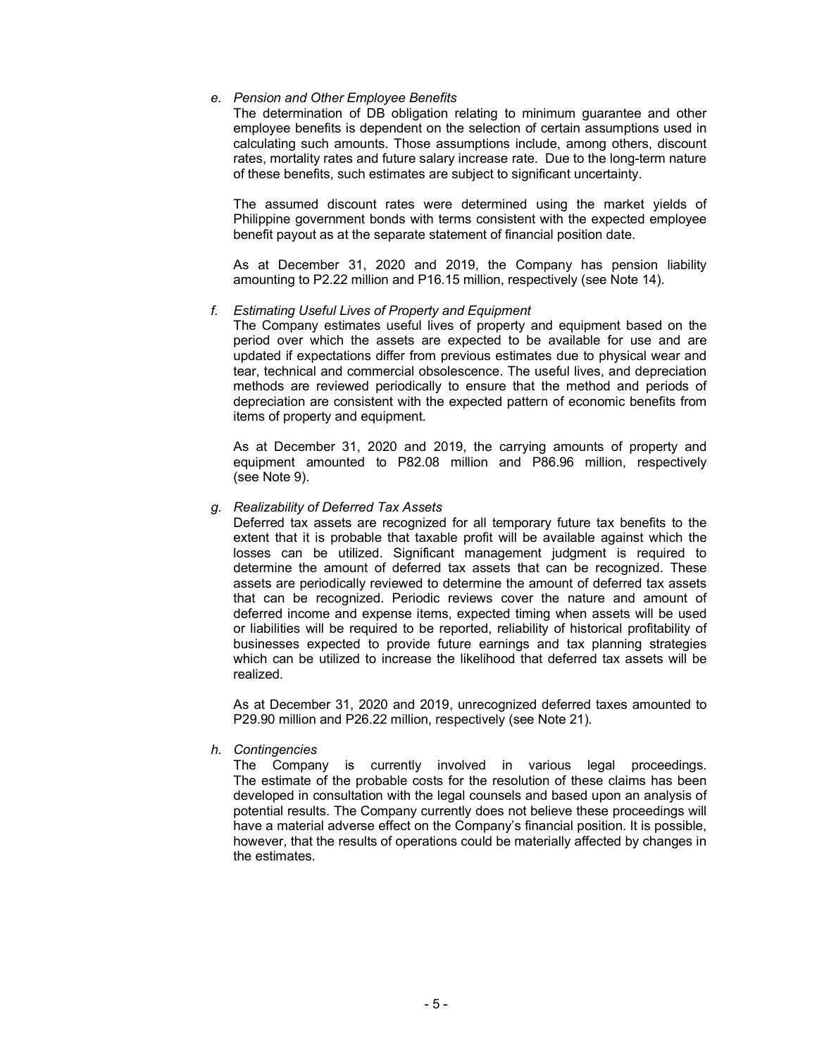*e. Pension and Other Employee Benefits*

The determination of DB obligation relating to minimum guarantee and other employee benefits is dependent on the selection of certain assumptions used in calculating such amounts. Those assumptions include, among others, discount rates, mortality rates and future salary increase rate. Due to the long-term nature of these benefits, such estimates are subject to significant uncertainty.

The assumed discount rates were determined using the market yields of Philippine government bonds with terms consistent with the expected employee benefit payout as at the separate statement of financial position date.

As at December 31, 2020 and 2019, the Company has pension liability amounting to P2.22 million and P16.15 million, respectively (see Note 14).

*f. Estimating Useful Lives of Property and Equipment*

The Company estimates useful lives of property and equipment based on the period over which the assets are expected to be available for use and are updated if expectations differ from previous estimates due to physical wear and tear, technical and commercial obsolescence. The useful lives, and depreciation methods are reviewed periodically to ensure that the method and periods of depreciation are consistent with the expected pattern of economic benefits from items of property and equipment.

As at December 31, 2020 and 2019, the carrying amounts of property and equipment amounted to P82.08 million and P86.96 million, respectively (see Note 9).

*g. Realizability of Deferred Tax Assets*

Deferred tax assets are recognized for all temporary future tax benefits to the extent that it is probable that taxable profit will be available against which the losses can be utilized. Significant management judgment is required to determine the amount of deferred tax assets that can be recognized. These assets are periodically reviewed to determine the amount of deferred tax assets that can be recognized. Periodic reviews cover the nature and amount of deferred income and expense items, expected timing when assets will be used or liabilities will be required to be reported, reliability of historical profitability of businesses expected to provide future earnings and tax planning strategies which can be utilized to increase the likelihood that deferred tax assets will be realized.

As at December 31, 2020 and 2019, unrecognized deferred taxes amounted to P29.90 million and P26.22 million, respectively (see Note 21).

*h. Contingencies*

The Company is currently involved in various legal proceedings. The estimate of the probable costs for the resolution of these claims has been developed in consultation with the legal counsels and based upon an analysis of potential results. The Company currently does not believe these proceedings will have a material adverse effect on the Company's financial position. It is possible, however, that the results of operations could be materially affected by changes in the estimates.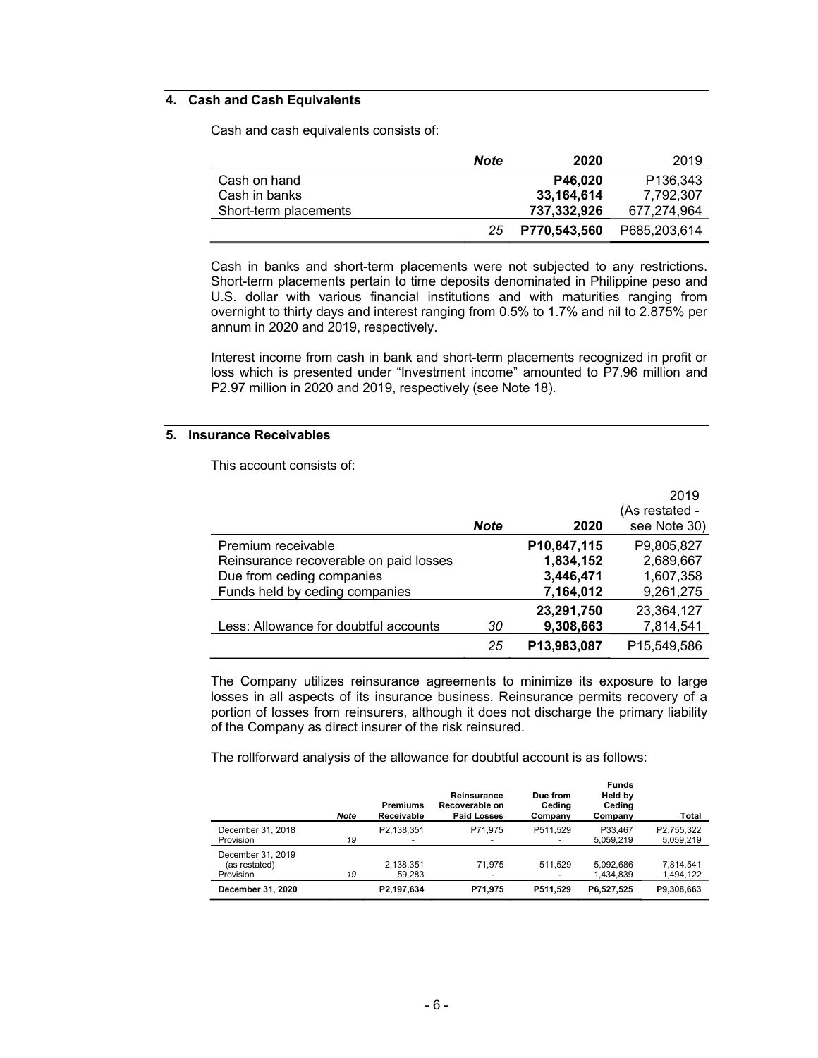## 4. Cash and Cash Equivalents

Cash and cash equivalents consists of:

| | *Note* | **2020** | 2019 |
|---|---|---|---|
| Cash on hand | | **P46,020** | P136,343 |
| Cash in banks | | **33,164,614** | 7,792,307 |
| Short-term placements | | **737,332,926** | 677,274,964 |
| | *25* | **P770,543,560** | P685,203,614 |

Cash in banks and short-term placements were not subjected to any restrictions. Short-term placements pertain to time deposits denominated in Philippine peso and U.S. dollar with various financial institutions and with maturities ranging from overnight to thirty days and interest ranging from 0.5% to 1.7% and nil to 2.875% per annum in 2020 and 2019, respectively.

Interest income from cash in bank and short-term placements recognized in profit or loss which is presented under "Investment income" amounted to P7.96 million and P2.97 million in 2020 and 2019, respectively (see Note 18).

## 5. Insurance Receivables

This account consists of:

| | *Note* | **2020** | 2019 (As restated - see Note 30) |
|---|---|---|---|
| Premium receivable | | **P10,847,115** | P9,805,827 |
| Reinsurance recoverable on paid losses | | **1,834,152** | 2,689,667 |
| Due from ceding companies | | **3,446,471** | 1,607,358 |
| Funds held by ceding companies | | **7,164,012** | 9,261,275 |
| | | **23,291,750** | 23,364,127 |
| Less: Allowance for doubtful accounts | *30* | **9,308,663** | 7,814,541 |
| | *25* | **P13,983,087** | P15,549,586 |

The Company utilizes reinsurance agreements to minimize its exposure to large losses in all aspects of its insurance business. Reinsurance permits recovery of a portion of losses from reinsurers, although it does not discharge the primary liability of the Company as direct insurer of the risk reinsured.

The rollforward analysis of the allowance for doubtful account is as follows:

| | *Note* | **Premiums Receivable** | **Reinsurance Recoverable on Paid Losses** | **Due from Ceding Company** | **Funds Held by Ceding Company** | **Total** |
|---|---|---|---|---|---|---|
| December 31, 2018 | | P2,138,351 | P71,975 | P511,529 | P33,467 | P2,755,322 |
| Provision | *19* | - | - | - | 5,059,219 | 5,059,219 |
| December 31, 2019 (as restated) | | 2,138,351 | 71,975 | 511,529 | 5,092,686 | 7,814,541 |
| Provision | *19* | 59,283 | - | - | 1,434,839 | 1,494,122 |
| **December 31, 2020** | | **P2,197,634** | **P71,975** | **P511,529** | **P6,527,525** | **P9,308,663** |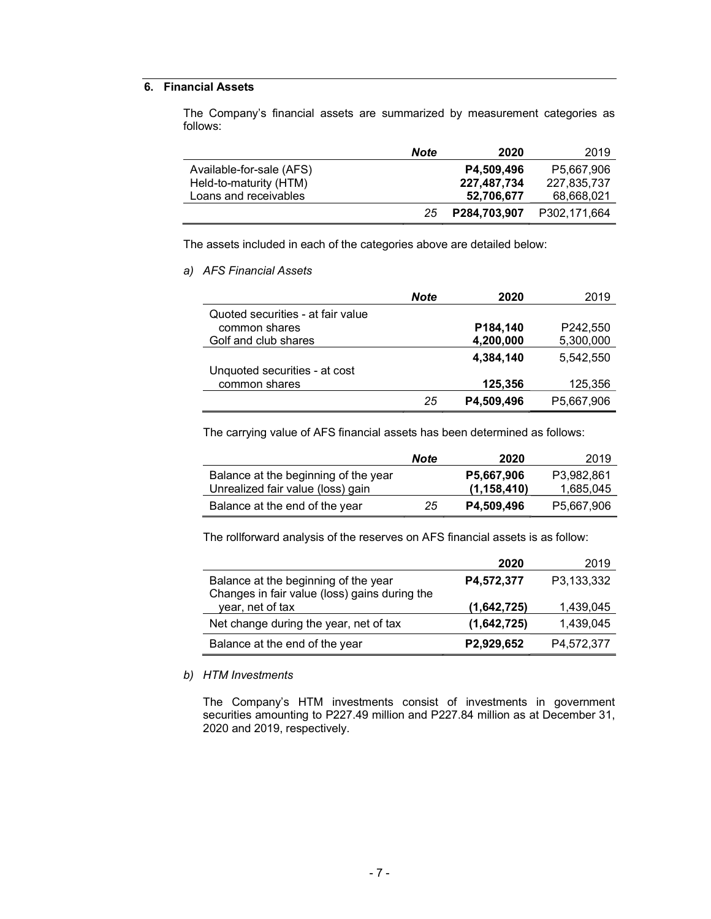## 6. Financial Assets

The Company's financial assets are summarized by measurement categories as follows:

| | Note | 2020 | 2019 |
|---|---|---|---|
| Available-for-sale (AFS) | | **P4,509,496** | P5,667,906 |
| Held-to-maturity (HTM) | | **227,487,734** | 227,835,737 |
| Loans and receivables | | **52,706,677** | 68,668,021 |
| | 25 | **P284,703,907** | P302,171,664 |

The assets included in each of the categories above are detailed below:

*a) AFS Financial Assets*

| | Note | 2020 | 2019 |
|---|---|---|---|
| Quoted securities - at fair value | | | |
| common shares | | **P184,140** | P242,550 |
| Golf and club shares | | **4,200,000** | 5,300,000 |
| | | **4,384,140** | 5,542,550 |
| Unquoted securities - at cost | | | |
| common shares | | **125,356** | 125,356 |
| | 25 | **P4,509,496** | P5,667,906 |

The carrying value of AFS financial assets has been determined as follows:

| | Note | 2020 | 2019 |
|---|---|---|---|
| Balance at the beginning of the year | | **P5,667,906** | P3,982,861 |
| Unrealized fair value (loss) gain | | **(1,158,410)** | 1,685,045 |
| Balance at the end of the year | 25 | **P4,509,496** | P5,667,906 |

The rollforward analysis of the reserves on AFS financial assets is as follow:

| | 2020 | 2019 |
|---|---|---|
| Balance at the beginning of the year | **P4,572,377** | P3,133,332 |
| Changes in fair value (loss) gains during the year, net of tax | **(1,642,725)** | 1,439,045 |
| Net change during the year, net of tax | **(1,642,725)** | 1,439,045 |
| Balance at the end of the year | **P2,929,652** | P4,572,377 |

*b) HTM Investments*

The Company's HTM investments consist of investments in government securities amounting to P227.49 million and P227.84 million as at December 31, 2020 and 2019, respectively.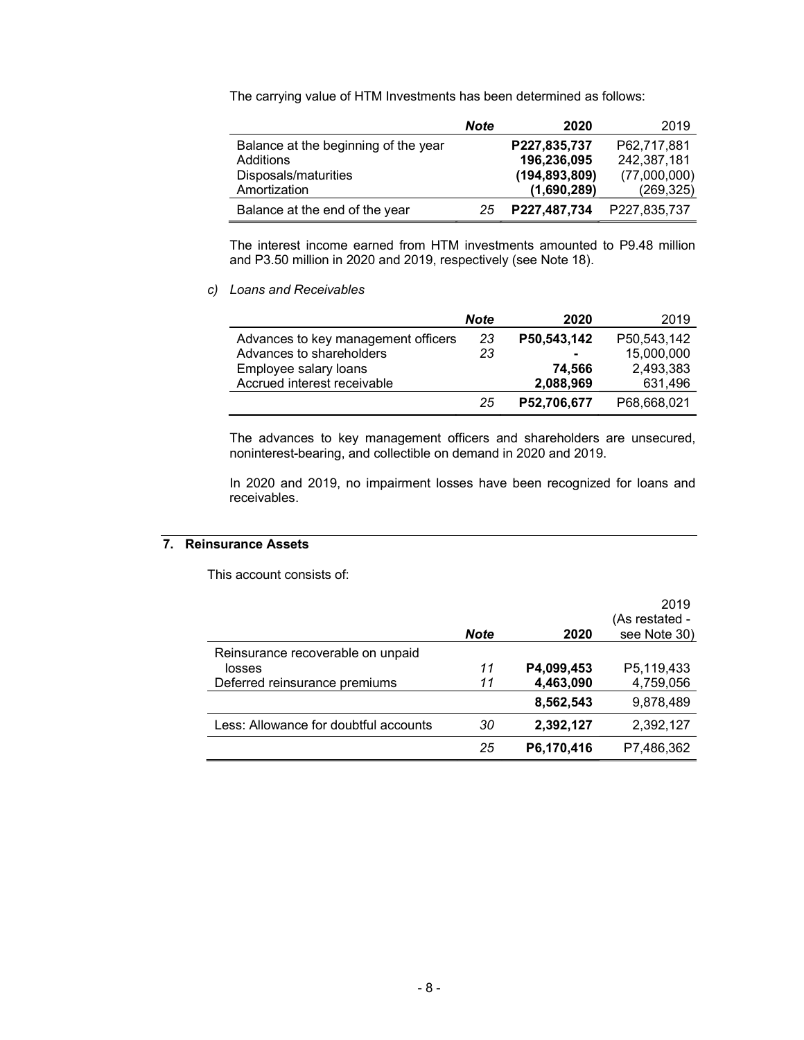The carrying value of HTM Investments has been determined as follows:

| | Note | 2020 | 2019 |
|---|---|---|---|
| Balance at the beginning of the year | | **P227,835,737** | P62,717,881 |
| Additions | | **196,236,095** | 242,387,181 |
| Disposals/maturities | | **(194,893,809)** | (77,000,000) |
| Amortization | | **(1,690,289)** | (269,325) |
| Balance at the end of the year | 25 | **P227,487,734** | P227,835,737 |

The interest income earned from HTM investments amounted to P9.48 million and P3.50 million in 2020 and 2019, respectively (see Note 18).

*c) Loans and Receivables*

| | Note | 2020 | 2019 |
|---|---|---|---|
| Advances to key management officers | 23 | **P50,543,142** | P50,543,142 |
| Advances to shareholders | 23 | **-** | 15,000,000 |
| Employee salary loans | | **74,566** | 2,493,383 |
| Accrued interest receivable | | **2,088,969** | 631,496 |
| | 25 | **P52,706,677** | P68,668,021 |

The advances to key management officers and shareholders are unsecured, noninterest-bearing, and collectible on demand in 2020 and 2019.

In 2020 and 2019, no impairment losses have been recognized for loans and receivables.

## 7. Reinsurance Assets

This account consists of:

| | Note | 2020 | 2019 (As restated - see Note 30) |
|---|---|---|---|
| Reinsurance recoverable on unpaid losses | 11 | **P4,099,453** | P5,119,433 |
| Deferred reinsurance premiums | 11 | **4,463,090** | 4,759,056 |
| | | **8,562,543** | 9,878,489 |
| Less: Allowance for doubtful accounts | 30 | **2,392,127** | 2,392,127 |
| | 25 | **P6,170,416** | P7,486,362 |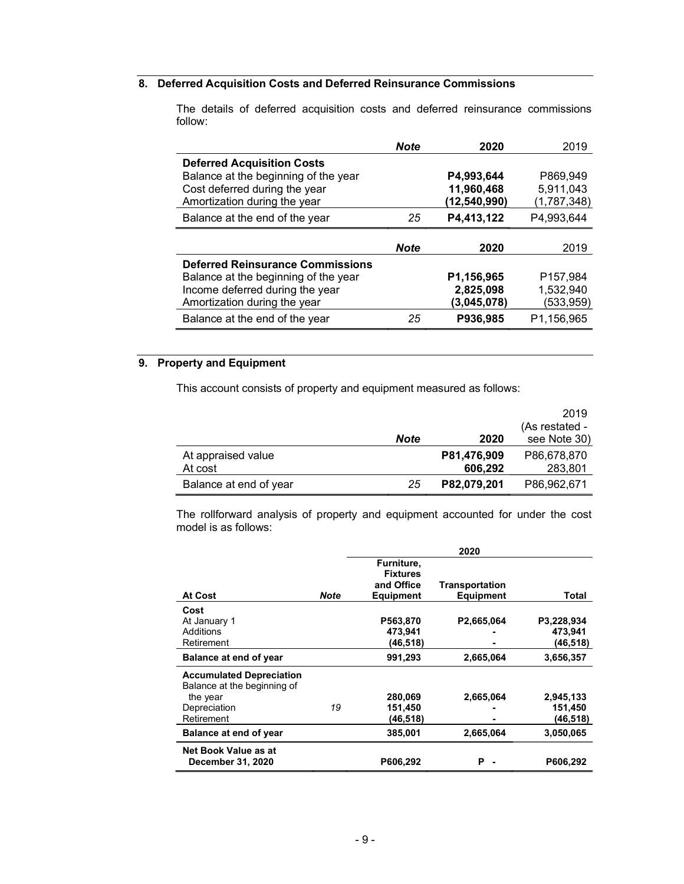## 8. Deferred Acquisition Costs and Deferred Reinsurance Commissions

The details of deferred acquisition costs and deferred reinsurance commissions follow:

| | *Note* | **2020** | 2019 |
|---|---|---|---|
| **Deferred Acquisition Costs** | | | |
| Balance at the beginning of the year | | **P4,993,644** | P869,949 |
| Cost deferred during the year | | **11,960,468** | 5,911,043 |
| Amortization during the year | | **(12,540,990)** | (1,787,348) |
| Balance at the end of the year | 25 | **P4,413,122** | P4,993,644 |

| | *Note* | **2020** | 2019 |
|---|---|---|---|
| **Deferred Reinsurance Commissions** | | | |
| Balance at the beginning of the year | | **P1,156,965** | P157,984 |
| Income deferred during the year | | **2,825,098** | 1,532,940 |
| Amortization during the year | | **(3,045,078)** | (533,959) |
| Balance at the end of the year | 25 | **P936,985** | P1,156,965 |

## 9. Property and Equipment

This account consists of property and equipment measured as follows:

| | *Note* | **2020** | 2019 (As restated - see Note 30) |
|---|---|---|---|
| At appraised value | | **P81,476,909** | P86,678,870 |
| At cost | | **606,292** | 283,801 |
| Balance at end of year | 25 | **P82,079,201** | P86,962,671 |

The rollforward analysis of property and equipment accounted for under the cost model is as follows:

| | | **2020** | | |
|---|---|---|---|---|
| **At Cost** | ***Note*** | **Furniture, Fixtures and Office Equipment** | **Transportation Equipment** | **Total** |
| **Cost** | | | | |
| At January 1 | | **P563,870** | **P2,665,064** | **P3,228,934** |
| Additions | | **473,941** | **-** | **473,941** |
| Retirement | | **(46,518)** | **-** | **(46,518)** |
| **Balance at end of year** | | **991,293** | **2,665,064** | **3,656,357** |
| **Accumulated Depreciation** | | | | |
| Balance at the beginning of the year | | **280,069** | **2,665,064** | **2,945,133** |
| Depreciation | *19* | **151,450** | **-** | **151,450** |
| Retirement | | **(46,518)** | **-** | **(46,518)** |
| **Balance at end of year** | | **385,001** | **2,665,064** | **3,050,065** |
| **Net Book Value as at December 31, 2020** | | **P606,292** | **P -** | **P606,292** |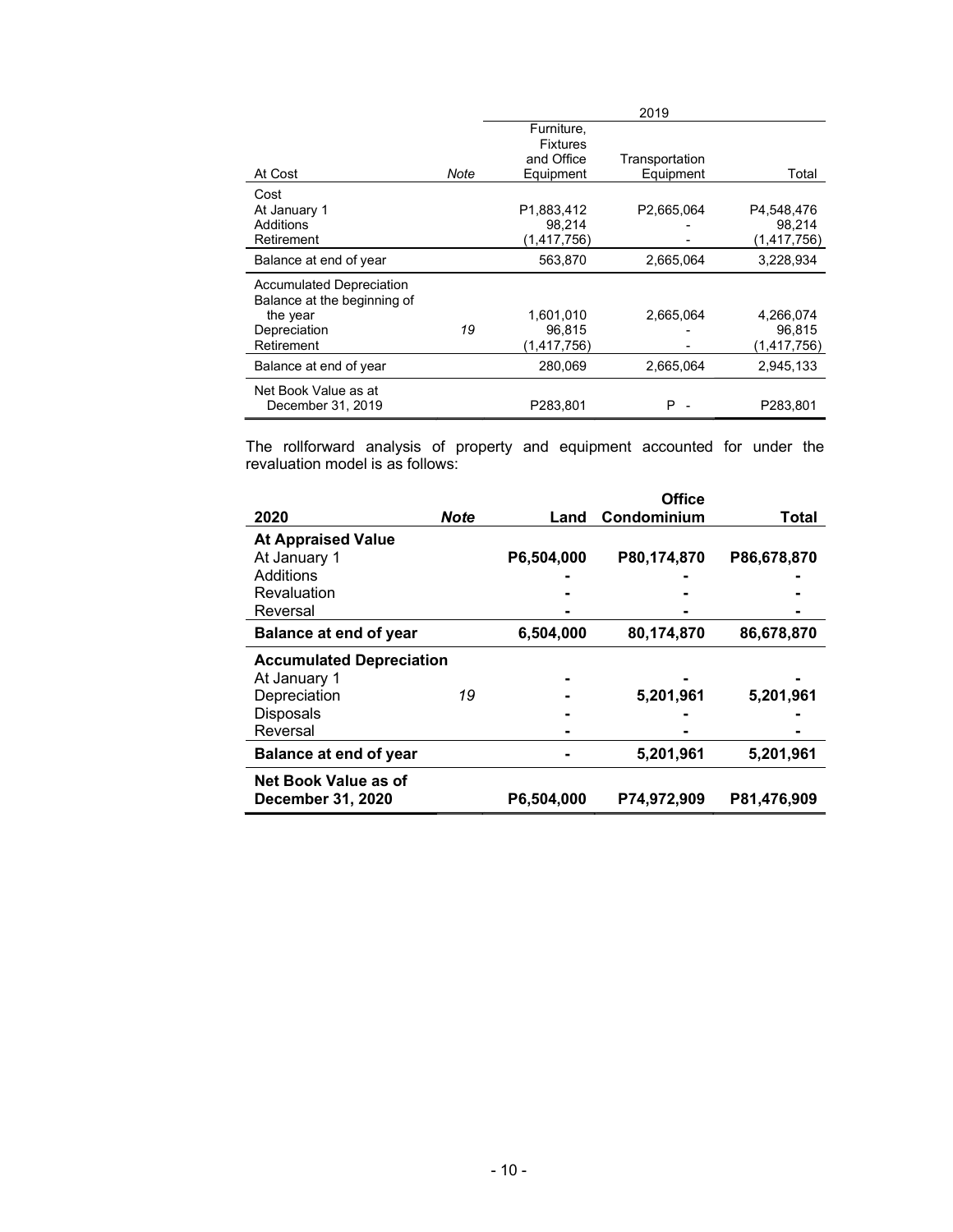|  |  | 2019 |  |  |
|---|---|---|---|---|
| At Cost | *Note* | Furniture, Fixtures and Office Equipment | Transportation Equipment | Total |
| Cost |  |  |  |  |
| At January 1 |  | P1,883,412 | P2,665,064 | P4,548,476 |
| Additions |  | 98,214 | - | 98,214 |
| Retirement |  | (1,417,756) | - | (1,417,756) |
| Balance at end of year |  | 563,870 | 2,665,064 | 3,228,934 |
| Accumulated Depreciation |  |  |  |  |
| Balance at the beginning of the year |  | 1,601,010 | 2,665,064 | 4,266,074 |
| Depreciation | *19* | 96,815 | - | 96,815 |
| Retirement |  | (1,417,756) | - | (1,417,756) |
| Balance at end of year |  | 280,069 | 2,665,064 | 2,945,133 |
| Net Book Value as at December 31, 2019 |  | P283,801 | P - | P283,801 |

The rollforward analysis of property and equipment accounted for under the revaluation model is as follows:

| **2020** | ***Note*** | **Land** | **Office Condominium** | **Total** |
|---|---|---|---|---|
| **At Appraised Value** |  |  |  |  |
| At January 1 |  | **P6,504,000** | **P80,174,870** | **P86,678,870** |
| Additions |  | **-** | **-** | **-** |
| Revaluation |  | **-** | **-** | **-** |
| Reversal |  | **-** | **-** | **-** |
| **Balance at end of year** |  | **6,504,000** | **80,174,870** | **86,678,870** |
| **Accumulated Depreciation** |  |  |  |  |
| At January 1 |  | **-** | **-** | **-** |
| Depreciation | *19* | **-** | **5,201,961** | **5,201,961** |
| Disposals |  | **-** | **-** | **-** |
| Reversal |  | **-** | **-** | **-** |
| **Balance at end of year** |  | **-** | **5,201,961** | **5,201,961** |
| **Net Book Value as of December 31, 2020** |  | **P6,504,000** | **P74,972,909** | **P81,476,909** |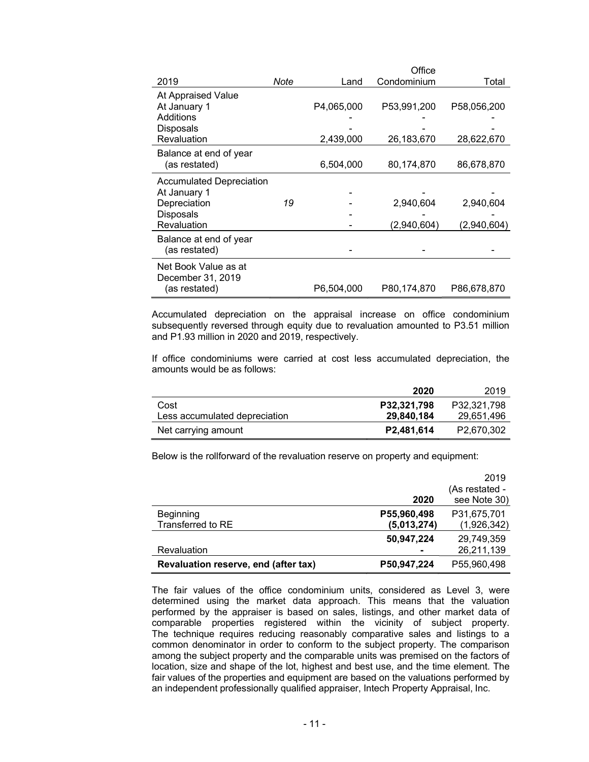| 2019 | Note | Land | Office Condominium | Total |
|---|---|---|---|---|
| At Appraised Value | | | | |
| At January 1 | | P4,065,000 | P53,991,200 | P58,056,200 |
| Additions | | - | - | - |
| Disposals | | - | - | - |
| Revaluation | | 2,439,000 | 26,183,670 | 28,622,670 |
| Balance at end of year (as restated) | | 6,504,000 | 80,174,870 | 86,678,870 |
| Accumulated Depreciation | | | | |
| At January 1 | | - | - | - |
| Depreciation | 19 | - | 2,940,604 | 2,940,604 |
| Disposals | | - | - | - |
| Revaluation | | - | (2,940,604) | (2,940,604) |
| Balance at end of year (as restated) | | - | - | - |
| Net Book Value as at December 31, 2019 (as restated) | | P6,504,000 | P80,174,870 | P86,678,870 |

Accumulated depreciation on the appraisal increase on office condominium subsequently reversed through equity due to revaluation amounted to P3.51 million and P1.93 million in 2020 and 2019, respectively.

If office condominiums were carried at cost less accumulated depreciation, the amounts would be as follows:

| | **2020** | 2019 |
|---|---|---|
| Cost | **P32,321,798** | P32,321,798 |
| Less accumulated depreciation | **29,840,184** | 29,651,496 |
| Net carrying amount | **P2,481,614** | P2,670,302 |

Below is the rollforward of the revaluation reserve on property and equipment:

| | **2020** | 2019 (As restated - see Note 30) |
|---|---|---|
| Beginning | **P55,960,498** | P31,675,701 |
| Transferred to RE | **(5,013,274)** | (1,926,342) |
| | **50,947,224** | 29,749,359 |
| Revaluation | **-** | 26,211,139 |
| **Revaluation reserve, end (after tax)** | **P50,947,224** | P55,960,498 |

The fair values of the office condominium units, considered as Level 3, were determined using the market data approach. This means that the valuation performed by the appraiser is based on sales, listings, and other market data of comparable properties registered within the vicinity of subject property. The technique requires reducing reasonably comparative sales and listings to a common denominator in order to conform to the subject property. The comparison among the subject property and the comparable units was premised on the factors of location, size and shape of the lot, highest and best use, and the time element. The fair values of the properties and equipment are based on the valuations performed by an independent professionally qualified appraiser, Intech Property Appraisal, Inc.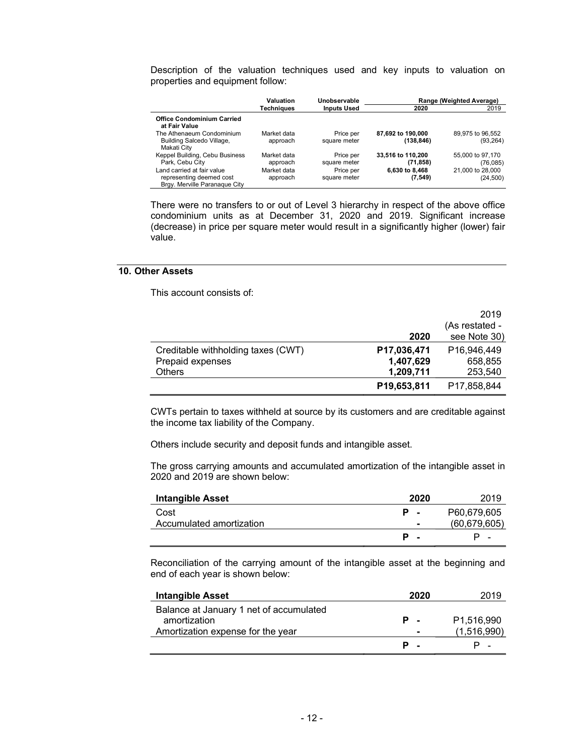Description of the valuation techniques used and key inputs to valuation on properties and equipment follow:

| | Valuation Techniques | Unobservable Inputs Used | Range (Weighted Average) 2020 | 2019 |
|---|---|---|---|---|
| **Office Condominium Carried at Fair Value** | | | | |
| The Athenaeum Condominium Building Salcedo Village, Makati City | Market data approach | Price per square meter | **87,692 to 190,000 (138,846)** | 89,975 to 96,552 (93,264) |
| Keppel Building, Cebu Business Park, Cebu City | Market data approach | Price per square meter | **33,516 to 110,200 (71,858)** | 55,000 to 97,170 (76,085) |
| Land carried at fair value representing deemed cost Brgy. Merville Paranaque City | Market data approach | Price per square meter | **6,630 to 8,468 (7,549)** | 21,000 to 28,000 (24,500) |

There were no transfers to or out of Level 3 hierarchy in respect of the above office condominium units as at December 31, 2020 and 2019. Significant increase (decrease) in price per square meter would result in a significantly higher (lower) fair value.

## 10. Other Assets

This account consists of:

| | 2020 | 2019 (As restated - see Note 30) |
|---|---|---|
| Creditable withholding taxes (CWT) | **P17,036,471** | P16,946,449 |
| Prepaid expenses | **1,407,629** | 658,855 |
| Others | **1,209,711** | 253,540 |
| | **P19,653,811** | P17,858,844 |

CWTs pertain to taxes withheld at source by its customers and are creditable against the income tax liability of the Company.

Others include security and deposit funds and intangible asset.

The gross carrying amounts and accumulated amortization of the intangible asset in 2020 and 2019 are shown below:

| **Intangible Asset** | **2020** | 2019 |
|---|---|---|
| Cost | **P -** | P60,679,605 |
| Accumulated amortization | **-** | (60,679,605) |
| | **P -** | P - |

Reconciliation of the carrying amount of the intangible asset at the beginning and end of each year is shown below:

| **Intangible Asset** | **2020** | 2019 |
|---|---|---|
| Balance at January 1 net of accumulated amortization | **P -** | P1,516,990 |
| Amortization expense for the year | **-** | (1,516,990) |
| | **P -** | P - |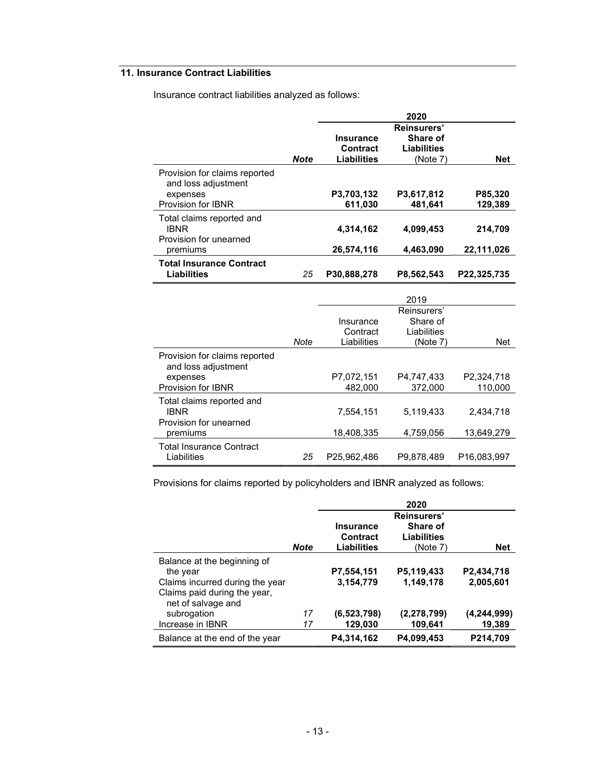## 11. Insurance Contract Liabilities

Insurance contract liabilities analyzed as follows:

| | | | **2020** | |
|---|---|---|---|---|
| | ***Note*** | **Insurance Contract Liabilities** | **Reinsurers' Share of Liabilities** (Note 7) | **Net** |
| Provision for claims reported and loss adjustment expenses | | **P3,703,132** | **P3,617,812** | **P85,320** |
| Provision for IBNR | | **611,030** | **481,641** | **129,389** |
| Total claims reported and IBNR | | **4,314,162** | **4,099,453** | **214,709** |
| Provision for unearned premiums | | **26,574,116** | **4,463,090** | **22,111,026** |
| **Total Insurance Contract Liabilities** | *25* | **P30,888,278** | **P8,562,543** | **P22,325,735** |

| | | | 2019 | |
|---|---|---|---|---|
| | *Note* | Insurance Contract Liabilities | Reinsurers' Share of Liabilities (Note 7) | Net |
| Provision for claims reported and loss adjustment expenses | | P7,072,151 | P4,747,433 | P2,324,718 |
| Provision for IBNR | | 482,000 | 372,000 | 110,000 |
| Total claims reported and IBNR | | 7,554,151 | 5,119,433 | 2,434,718 |
| Provision for unearned premiums | | 18,408,335 | 4,759,056 | 13,649,279 |
| Total Insurance Contract Liabilities | *25* | P25,962,486 | P9,878,489 | P16,083,997 |

Provisions for claims reported by policyholders and IBNR analyzed as follows:

| | | | **2020** | |
|---|---|---|---|---|
| | ***Note*** | **Insurance Contract Liabilities** | **Reinsurers' Share of Liabilities** (Note 7) | **Net** |
| Balance at the beginning of the year | | **P7,554,151** | **P5,119,433** | **P2,434,718** |
| Claims incurred during the year | | **3,154,779** | **1,149,178** | **2,005,601** |
| Claims paid during the year, net of salvage and subrogation | *17* | **(6,523,798)** | **(2,278,799)** | **(4,244,999)** |
| Increase in IBNR | *17* | **129,030** | **109,641** | **19,389** |
| Balance at the end of the year | | **P4,314,162** | **P4,099,453** | **P214,709** |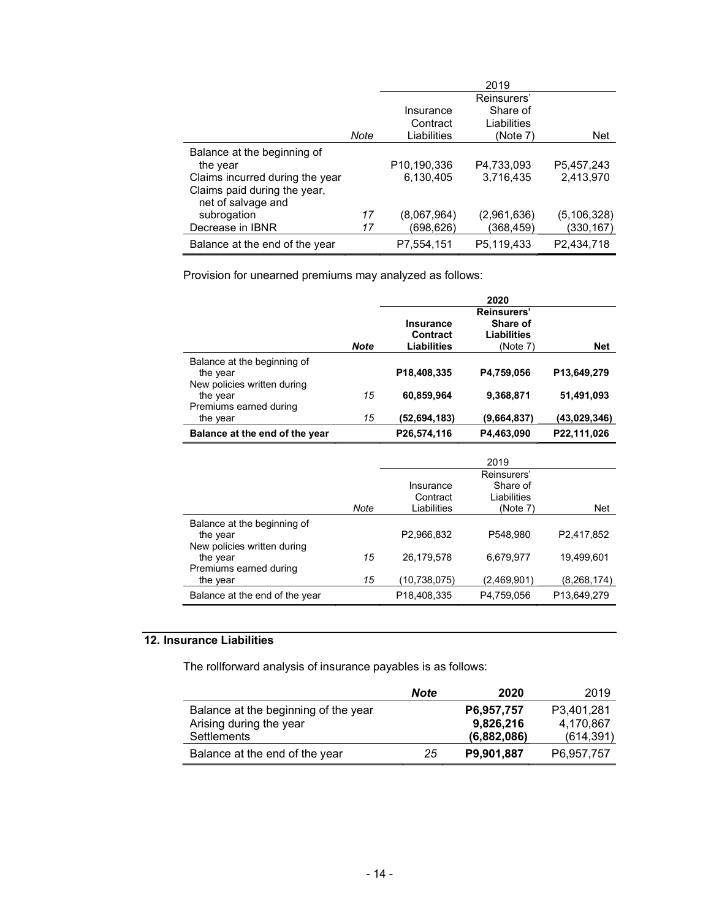| | Note | 2019 | | |
|---|---|---|---|---|
| | | Insurance Contract Liabilities | Reinsurers' Share of Liabilities (Note 7) | Net |
| Balance at the beginning of the year | | P10,190,336 | P4,733,093 | P5,457,243 |
| Claims incurred during the year | | 6,130,405 | 3,716,435 | 2,413,970 |
| Claims paid during the year, net of salvage and subrogation | 17 | (8,067,964) | (2,961,636) | (5,106,328) |
| Decrease in IBNR | 17 | (698,626) | (368,459) | (330,167) |
| Balance at the end of the year | | P7,554,151 | P5,119,433 | P2,434,718 |

Provision for unearned premiums may analyzed as follows:

| | ***Note*** | **2020** | | |
|---|---|---|---|---|
| | | **Insurance Contract Liabilities** | **Reinsurers' Share of Liabilities** (Note 7) | **Net** |
| Balance at the beginning of the year | | **P18,408,335** | **P4,759,056** | **P13,649,279** |
| New policies written during the year | *15* | **60,859,964** | **9,368,871** | **51,491,093** |
| Premiums earned during the year | *15* | **(52,694,183)** | **(9,664,837)** | **(43,029,346)** |
| **Balance at the end of the year** | | **P26,574,116** | **P4,463,090** | **P22,111,026** |

| | Note | 2019 | | |
|---|---|---|---|---|
| | | Insurance Contract Liabilities | Reinsurers' Share of Liabilities (Note 7) | Net |
| Balance at the beginning of the year | | P2,966,832 | P548,980 | P2,417,852 |
| New policies written during the year | 15 | 26,179,578 | 6,679,977 | 19,499,601 |
| Premiums earned during the year | 15 | (10,738,075) | (2,469,901) | (8,268,174) |
| Balance at the end of the year | | P18,408,335 | P4,759,056 | P13,649,279 |

## 12. Insurance Liabilities

The rollforward analysis of insurance payables is as follows:

| | ***Note*** | **2020** | 2019 |
|---|---|---|---|
| Balance at the beginning of the year | | **P6,957,757** | P3,401,281 |
| Arising during the year | | **9,826,216** | 4,170,867 |
| Settlements | | **(6,882,086)** | (614,391) |
| Balance at the end of the year | *25* | **P9,901,887** | P6,957,757 |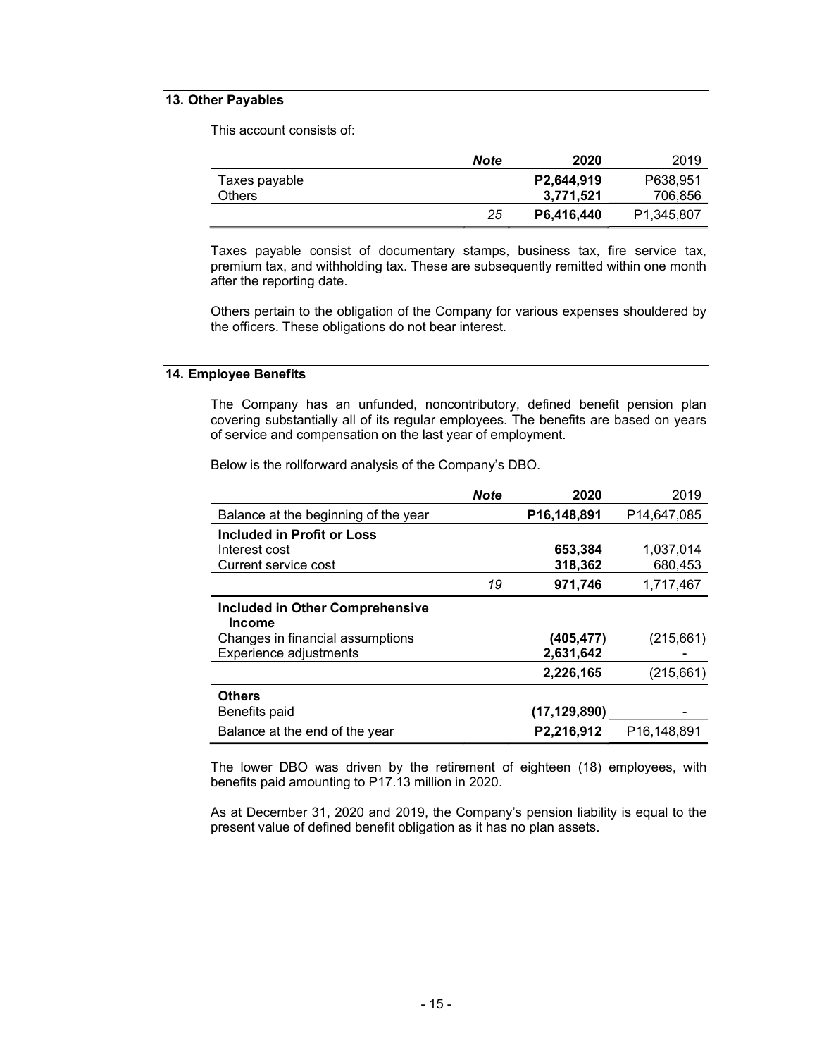## 13. Other Payables

This account consists of:

| | *Note* | 2020 | 2019 |
|---|---|---|---|
| Taxes payable | | **P2,644,919** | P638,951 |
| Others | | **3,771,521** | 706,856 |
| | *25* | **P6,416,440** | P1,345,807 |

Taxes payable consist of documentary stamps, business tax, fire service tax, premium tax, and withholding tax. These are subsequently remitted within one month after the reporting date.

Others pertain to the obligation of the Company for various expenses shouldered by the officers. These obligations do not bear interest.

## 14. Employee Benefits

The Company has an unfunded, noncontributory, defined benefit pension plan covering substantially all of its regular employees. The benefits are based on years of service and compensation on the last year of employment.

Below is the rollforward analysis of the Company's DBO.

| | *Note* | 2020 | 2019 |
|---|---|---|---|
| Balance at the beginning of the year | | **P16,148,891** | P14,647,085 |
| **Included in Profit or Loss** | | | |
| Interest cost | | **653,384** | 1,037,014 |
| Current service cost | | **318,362** | 680,453 |
| | *19* | **971,746** | 1,717,467 |
| **Included in Other Comprehensive Income** | | | |
| Changes in financial assumptions | | **(405,477)** | (215,661) |
| Experience adjustments | | **2,631,642** | - |
| | | **2,226,165** | (215,661) |
| **Others** | | | |
| Benefits paid | | **(17,129,890)** | - |
| Balance at the end of the year | | **P2,216,912** | P16,148,891 |

The lower DBO was driven by the retirement of eighteen (18) employees, with benefits paid amounting to P17.13 million in 2020.

As at December 31, 2020 and 2019, the Company's pension liability is equal to the present value of defined benefit obligation as it has no plan assets.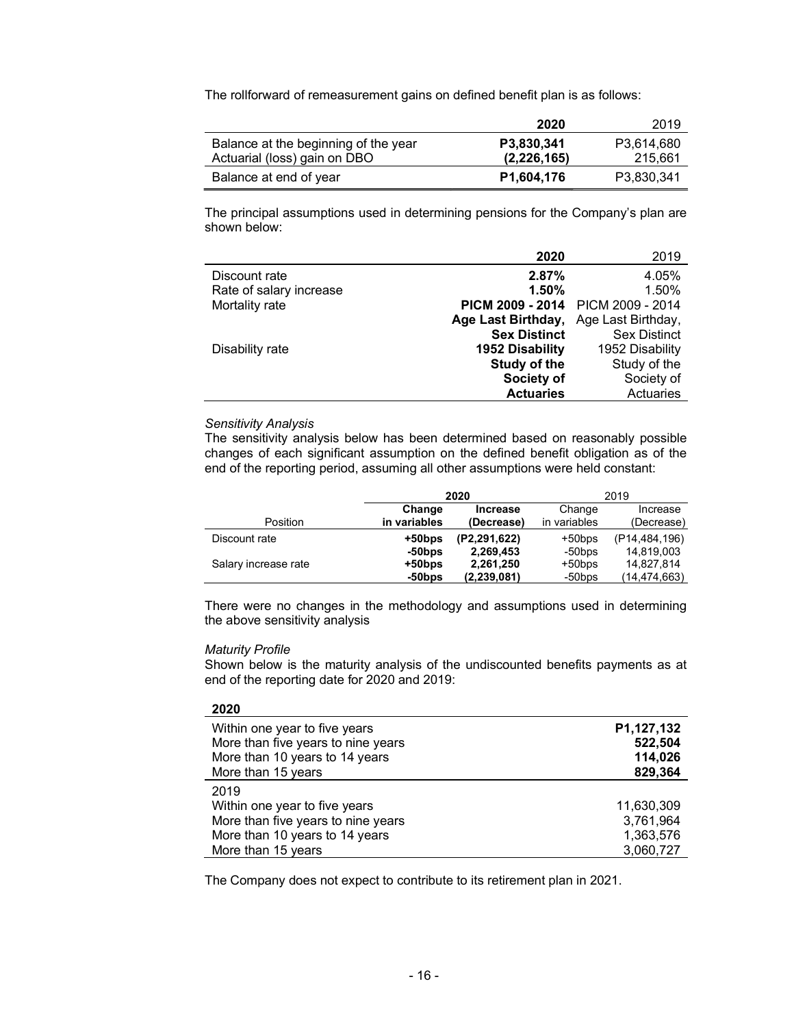The rollforward of remeasurement gains on defined benefit plan is as follows:

| | **2020** | 2019 |
|---|---|---|
| Balance at the beginning of the year | **P3,830,341** | P3,614,680 |
| Actuarial (loss) gain on DBO | **(2,226,165)** | 215,661 |
| Balance at end of year | **P1,604,176** | P3,830,341 |

The principal assumptions used in determining pensions for the Company's plan are shown below:

| | **2020** | 2019 |
|---|---|---|
| Discount rate | **2.87%** | 4.05% |
| Rate of salary increase | **1.50%** | 1.50% |
| Mortality rate | **PICM 2009 - 2014 Age Last Birthday, Sex Distinct** | PICM 2009 - 2014 Age Last Birthday, Sex Distinct |
| Disability rate | **1952 Disability Study of the Society of Actuaries** | 1952 Disability Study of the Society of Actuaries |

*Sensitivity Analysis*

The sensitivity analysis below has been determined based on reasonably possible changes of each significant assumption on the defined benefit obligation as of the end of the reporting period, assuming all other assumptions were held constant:

| | **2020** | | 2019 | |
|---|---|---|---|---|
| Position | **Change in variables** | **Increase (Decrease)** | Change in variables | Increase (Decrease) |
| Discount rate | **+50bps** | **(P2,291,622)** | +50bps | (P14,484,196) |
| | **-50bps** | **2,269,453** | -50bps | 14,819,003 |
| Salary increase rate | **+50bps** | **2,261,250** | +50bps | 14,827,814 |
| | **-50bps** | **(2,239,081)** | -50bps | (14,474,663) |

There were no changes in the methodology and assumptions used in determining the above sensitivity analysis

*Maturity Profile*

Shown below is the maturity analysis of the undiscounted benefits payments as at end of the reporting date for 2020 and 2019:

| **2020** | |
|---|---|
| Within one year to five years | **P1,127,132** |
| More than five years to nine years | **522,504** |
| More than 10 years to 14 years | **114,026** |
| More than 15 years | **829,364** |
| 2019 | |
| Within one year to five years | 11,630,309 |
| More than five years to nine years | 3,761,964 |
| More than 10 years to 14 years | 1,363,576 |
| More than 15 years | 3,060,727 |

The Company does not expect to contribute to its retirement plan in 2021.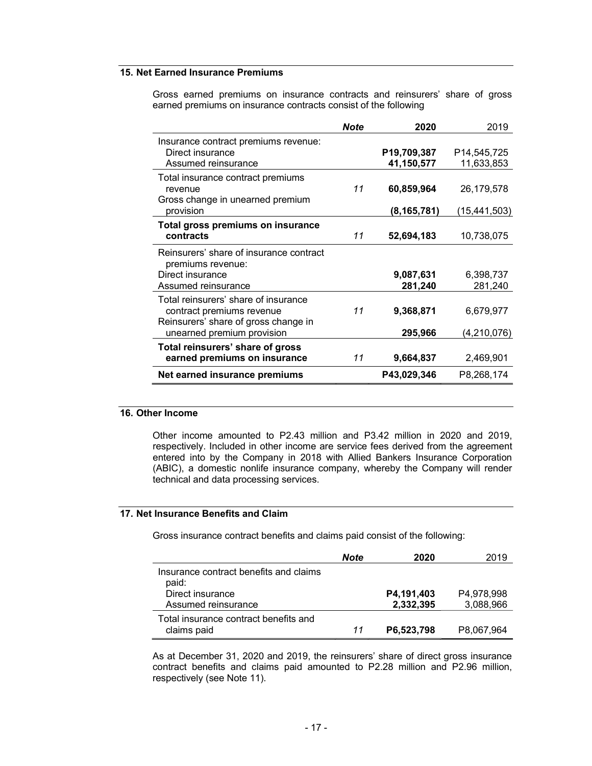## 15. Net Earned Insurance Premiums

Gross earned premiums on insurance contracts and reinsurers' share of gross earned premiums on insurance contracts consist of the following

| | *Note* | **2020** | 2019 |
|---|---|---|---|
| Insurance contract premiums revenue: | | | |
| Direct insurance | | **P19,709,387** | P14,545,725 |
| Assumed reinsurance | | **41,150,577** | 11,633,853 |
| Total insurance contract premiums revenue | *11* | **60,859,964** | 26,179,578 |
| Gross change in unearned premium provision | | **(8,165,781)** | (15,441,503) |
| **Total gross premiums on insurance contracts** | *11* | **52,694,183** | 10,738,075 |
| Reinsurers' share of insurance contract premiums revenue: | | | |
| Direct insurance | | **9,087,631** | 6,398,737 |
| Assumed reinsurance | | **281,240** | 281,240 |
| Total reinsurers' share of insurance contract premiums revenue | *11* | **9,368,871** | 6,679,977 |
| Reinsurers' share of gross change in unearned premium provision | | **295,966** | (4,210,076) |
| **Total reinsurers' share of gross earned premiums on insurance** | *11* | **9,664,837** | 2,469,901 |
| **Net earned insurance premiums** | | **P43,029,346** | P8,268,174 |

## 16. Other Income

Other income amounted to P2.43 million and P3.42 million in 2020 and 2019, respectively. Included in other income are service fees derived from the agreement entered into by the Company in 2018 with Allied Bankers Insurance Corporation (ABIC), a domestic nonlife insurance company, whereby the Company will render technical and data processing services.

## 17. Net Insurance Benefits and Claim

Gross insurance contract benefits and claims paid consist of the following:

| | *Note* | **2020** | 2019 |
|---|---|---|---|
| Insurance contract benefits and claims paid: | | | |
| Direct insurance | | **P4,191,403** | P4,978,998 |
| Assumed reinsurance | | **2,332,395** | 3,088,966 |
| Total insurance contract benefits and claims paid | *11* | **P6,523,798** | P8,067,964 |

As at December 31, 2020 and 2019, the reinsurers' share of direct gross insurance contract benefits and claims paid amounted to P2.28 million and P2.96 million, respectively (see Note 11).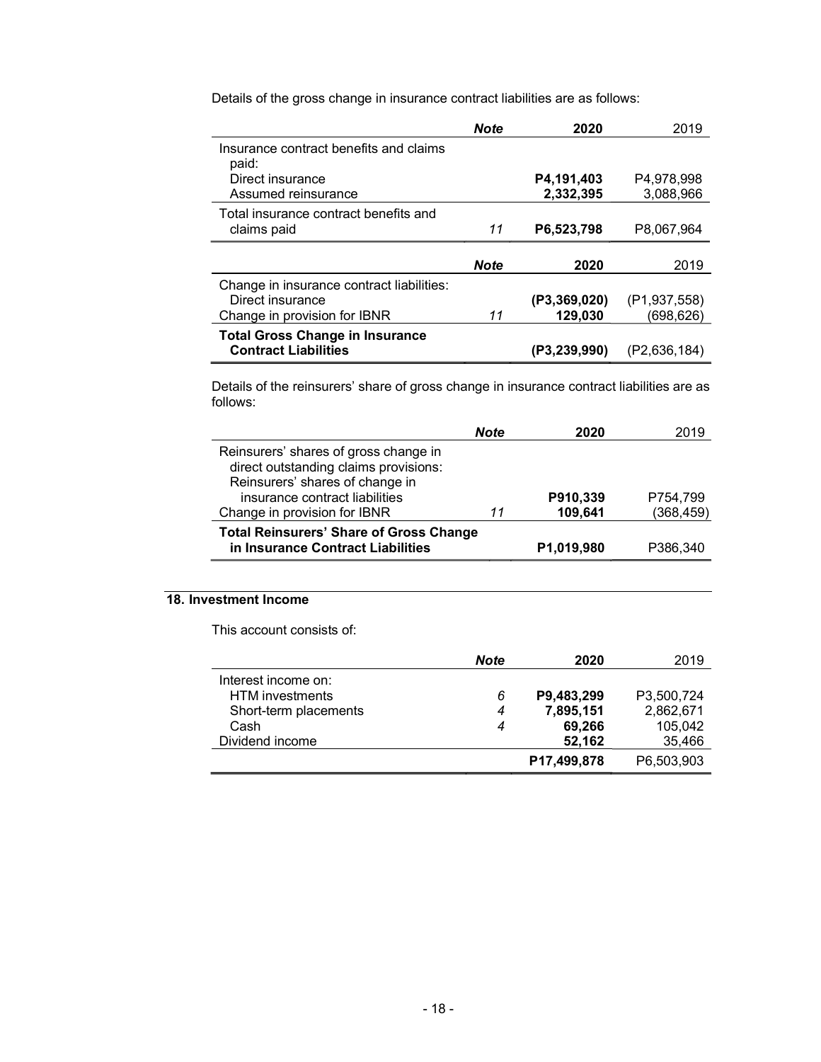Details of the gross change in insurance contract liabilities are as follows:

| | Note | 2020 | 2019 |
|---|---|---|---|
| Insurance contract benefits and claims paid: | | | |
| Direct insurance | | **P4,191,403** | P4,978,998 |
| Assumed reinsurance | | **2,332,395** | 3,088,966 |
| Total insurance contract benefits and claims paid | 11 | **P6,523,798** | P8,067,964 |

| | Note | 2020 | 2019 |
|---|---|---|---|
| Change in insurance contract liabilities: | | | |
| Direct insurance | | **(P3,369,020)** | (P1,937,558) |
| Change in provision for IBNR | 11 | **129,030** | (698,626) |
| **Total Gross Change in Insurance Contract Liabilities** | | **(P3,239,990)** | (P2,636,184) |

Details of the reinsurers' share of gross change in insurance contract liabilities are as follows:

| | Note | 2020 | 2019 |
|---|---|---|---|
| Reinsurers' shares of gross change in direct outstanding claims provisions: | | | |
| Reinsurers' shares of change in insurance contract liabilities | | **P910,339** | P754,799 |
| Change in provision for IBNR | 11 | **109,641** | (368,459) |
| **Total Reinsurers' Share of Gross Change in Insurance Contract Liabilities** | | **P1,019,980** | P386,340 |

## 18. Investment Income

This account consists of:

| | Note | 2020 | 2019 |
|---|---|---|---|
| Interest income on: | | | |
| HTM investments | 6 | **P9,483,299** | P3,500,724 |
| Short-term placements | 4 | **7,895,151** | 2,862,671 |
| Cash | 4 | **69,266** | 105,042 |
| Dividend income | | **52,162** | 35,466 |
| | | **P17,499,878** | P6,503,903 |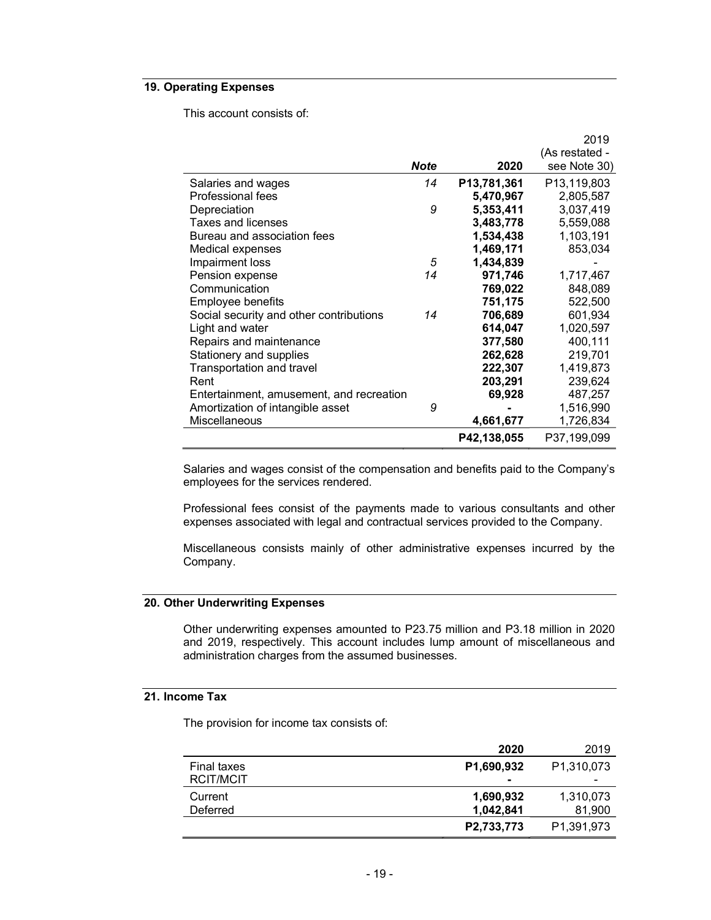## 19. Operating Expenses

This account consists of:

| | Note | 2020 | 2019 (As restated - see Note 30) |
|---|---|---|---|
| Salaries and wages | 14 | **P13,781,361** | P13,119,803 |
| Professional fees | | **5,470,967** | 2,805,587 |
| Depreciation | 9 | **5,353,411** | 3,037,419 |
| Taxes and licenses | | **3,483,778** | 5,559,088 |
| Bureau and association fees | | **1,534,438** | 1,103,191 |
| Medical expenses | | **1,469,171** | 853,034 |
| Impairment loss | 5 | **1,434,839** | - |
| Pension expense | 14 | **971,746** | 1,717,467 |
| Communication | | **769,022** | 848,089 |
| Employee benefits | | **751,175** | 522,500 |
| Social security and other contributions | 14 | **706,689** | 601,934 |
| Light and water | | **614,047** | 1,020,597 |
| Repairs and maintenance | | **377,580** | 400,111 |
| Stationery and supplies | | **262,628** | 219,701 |
| Transportation and travel | | **222,307** | 1,419,873 |
| Rent | | **203,291** | 239,624 |
| Entertainment, amusement, and recreation | | **69,928** | 487,257 |
| Amortization of intangible asset | 9 | **-** | 1,516,990 |
| Miscellaneous | | **4,661,677** | 1,726,834 |
| | | **P42,138,055** | P37,199,099 |

Salaries and wages consist of the compensation and benefits paid to the Company's employees for the services rendered.

Professional fees consist of the payments made to various consultants and other expenses associated with legal and contractual services provided to the Company.

Miscellaneous consists mainly of other administrative expenses incurred by the Company.

## 20. Other Underwriting Expenses

Other underwriting expenses amounted to P23.75 million and P3.18 million in 2020 and 2019, respectively. This account includes lump amount of miscellaneous and administration charges from the assumed businesses.

## 21. Income Tax

The provision for income tax consists of:

| | 2020 | 2019 |
|---|---|---|
| Final taxes | **P1,690,932** | P1,310,073 |
| RCIT/MCIT | **-** | - |
| Current | **1,690,932** | 1,310,073 |
| Deferred | **1,042,841** | 81,900 |
| | **P2,733,773** | P1,391,973 |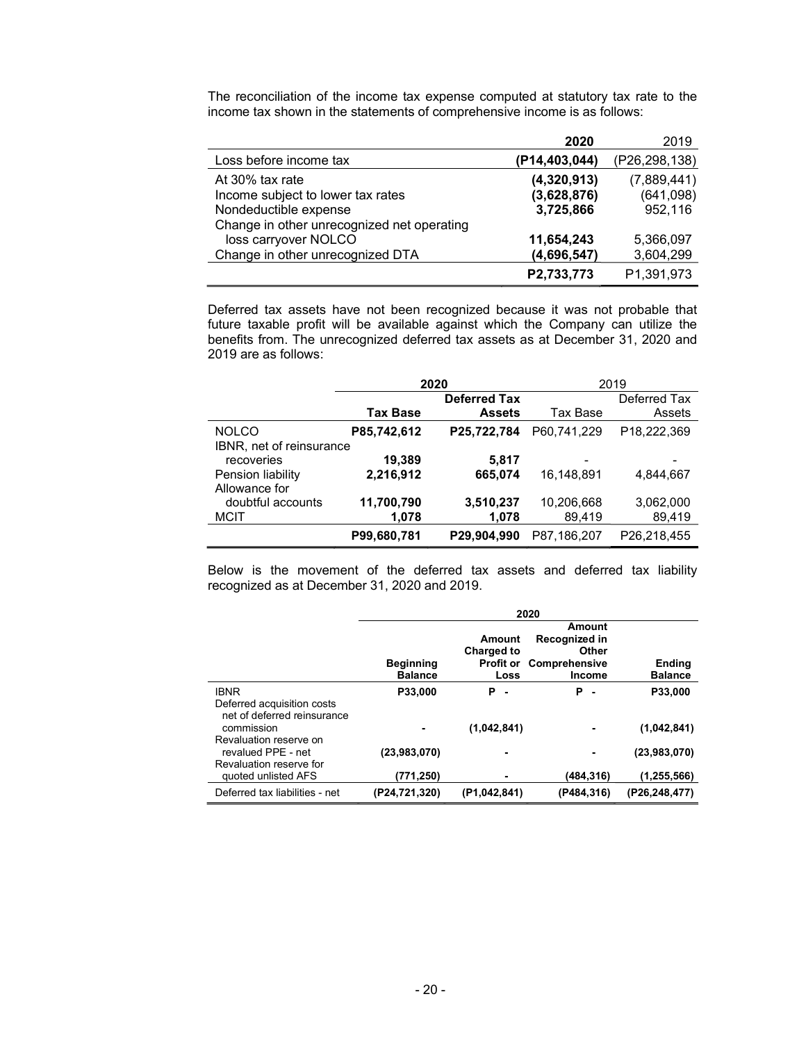The reconciliation of the income tax expense computed at statutory tax rate to the income tax shown in the statements of comprehensive income is as follows:

| | **2020** | 2019 |
|---|---|---|
| Loss before income tax | **(P14,403,044)** | (P26,298,138) |
| At 30% tax rate | **(4,320,913)** | (7,889,441) |
| Income subject to lower tax rates | **(3,628,876)** | (641,098) |
| Nondeductible expense | **3,725,866** | 952,116 |
| Change in other unrecognized net operating loss carryover NOLCO | **11,654,243** | 5,366,097 |
| Change in other unrecognized DTA | **(4,696,547)** | 3,604,299 |
| | **P2,733,773** | P1,391,973 |

Deferred tax assets have not been recognized because it was not probable that future taxable profit will be available against which the Company can utilize the benefits from. The unrecognized deferred tax assets as at December 31, 2020 and 2019 are as follows:

| | **2020** | | 2019 | |
|---|---|---|---|---|
| | **Tax Base** | **Deferred Tax Assets** | Tax Base | Deferred Tax Assets |
| NOLCO | **P85,742,612** | **P25,722,784** | P60,741,229 | P18,222,369 |
| IBNR, net of reinsurance recoveries | **19,389** | **5,817** | - | - |
| Pension liability | **2,216,912** | **665,074** | 16,148,891 | 4,844,667 |
| Allowance for doubtful accounts | **11,700,790** | **3,510,237** | 10,206,668 | 3,062,000 |
| MCIT | **1,078** | **1,078** | 89,419 | 89,419 |
| | **P99,680,781** | **P29,904,990** | P87,186,207 | P26,218,455 |

Below is the movement of the deferred tax assets and deferred tax liability recognized as at December 31, 2020 and 2019.

| | **2020** | | | |
|---|---|---|---|---|
| | **Beginning Balance** | **Amount Charged to Profit or Loss** | **Amount Recognized in Other Comprehensive Income** | **Ending Balance** |
| IBNR | **P33,000** | **P -** | **P -** | **P33,000** |
| Deferred acquisition costs net of deferred reinsurance commission | **-** | **(1,042,841)** | **-** | **(1,042,841)** |
| Revaluation reserve on revalued PPE - net | **(23,983,070)** | **-** | **-** | **(23,983,070)** |
| Revaluation reserve for quoted unlisted AFS | **(771,250)** | **-** | **(484,316)** | **(1,255,566)** |
| Deferred tax liabilities - net | **(P24,721,320)** | **(P1,042,841)** | **(P484,316)** | **(P26,248,477)** |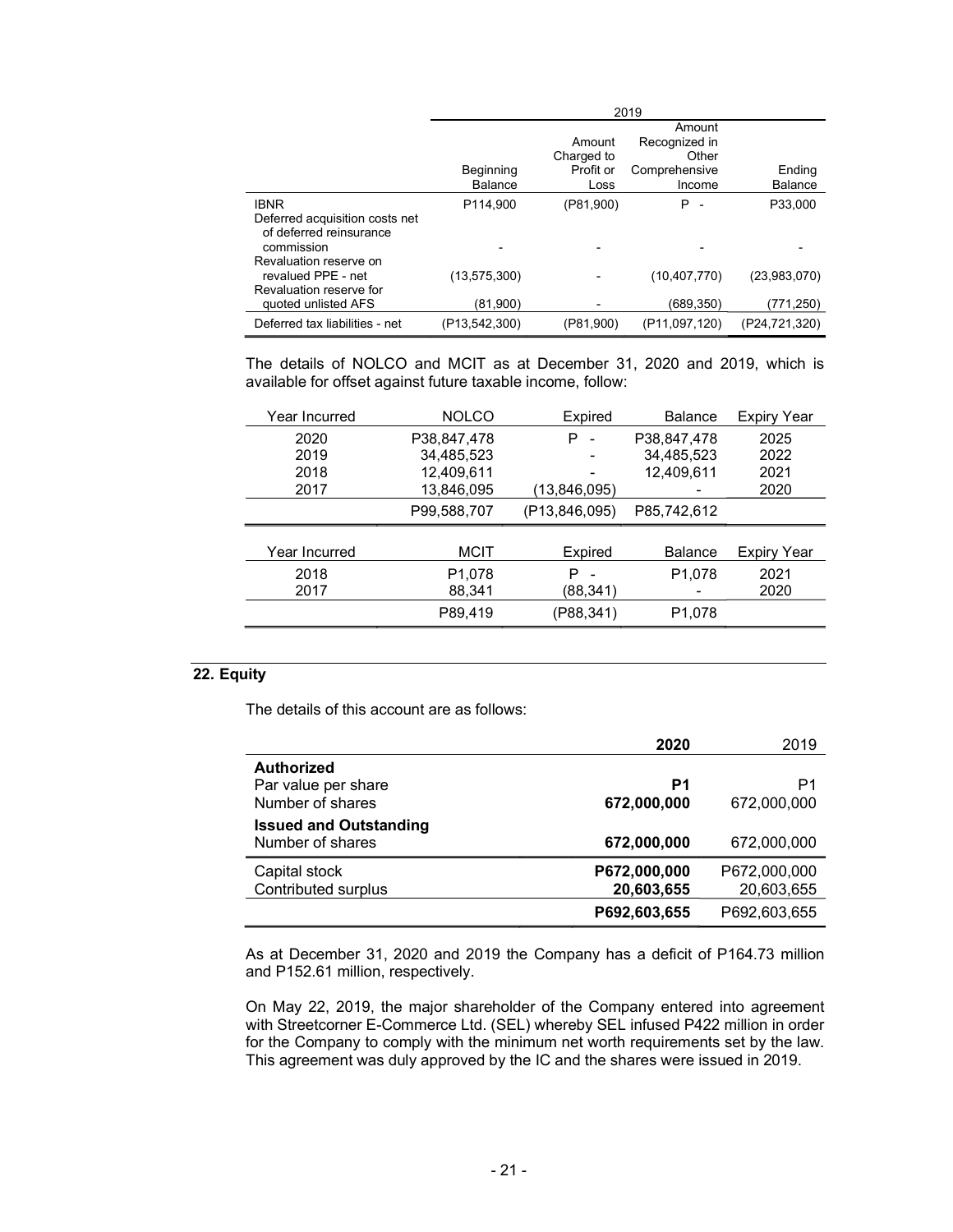| | 2019 | | | |
|---|---|---|---|---|
| | Beginning Balance | Amount Charged to Profit or Loss | Amount Recognized in Other Comprehensive Income | Ending Balance |
| IBNR | P114,900 | (P81,900) | P - | P33,000 |
| Deferred acquisition costs net of deferred reinsurance commission | - | - | - | - |
| Revaluation reserve on revalued PPE - net | (13,575,300) | - | (10,407,770) | (23,983,070) |
| Revaluation reserve for quoted unlisted AFS | (81,900) | - | (689,350) | (771,250) |
| Deferred tax liabilities - net | (P13,542,300) | (P81,900) | (P11,097,120) | (P24,721,320) |

The details of NOLCO and MCIT as at December 31, 2020 and 2019, which is available for offset against future taxable income, follow:

| Year Incurred | NOLCO | Expired | Balance | Expiry Year |
|---|---|---|---|---|
| 2020 | P38,847,478 | P - | P38,847,478 | 2025 |
| 2019 | 34,485,523 | - | 34,485,523 | 2022 |
| 2018 | 12,409,611 | - | 12,409,611 | 2021 |
| 2017 | 13,846,095 | (13,846,095) | - | 2020 |
| | P99,588,707 | (P13,846,095) | P85,742,612 | |

| Year Incurred | MCIT | Expired | Balance | Expiry Year |
|---|---|---|---|---|
| 2018 | P1,078 | P - | P1,078 | 2021 |
| 2017 | 88,341 | (88,341) | - | 2020 |
| | P89,419 | (P88,341) | P1,078 | |

## 22. Equity

The details of this account are as follows:

| | **2020** | 2019 |
|---|---|---|
| **Authorized** | | |
| Par value per share | **P1** | P1 |
| Number of shares | **672,000,000** | 672,000,000 |
| **Issued and Outstanding** | | |
| Number of shares | **672,000,000** | 672,000,000 |
| Capital stock | **P672,000,000** | P672,000,000 |
| Contributed surplus | **20,603,655** | 20,603,655 |
| | **P692,603,655** | P692,603,655 |

As at December 31, 2020 and 2019 the Company has a deficit of P164.73 million and P152.61 million, respectively.

On May 22, 2019, the major shareholder of the Company entered into agreement with Streetcorner E-Commerce Ltd. (SEL) whereby SEL infused P422 million in order for the Company to comply with the minimum net worth requirements set by the law. This agreement was duly approved by the IC and the shares were issued in 2019.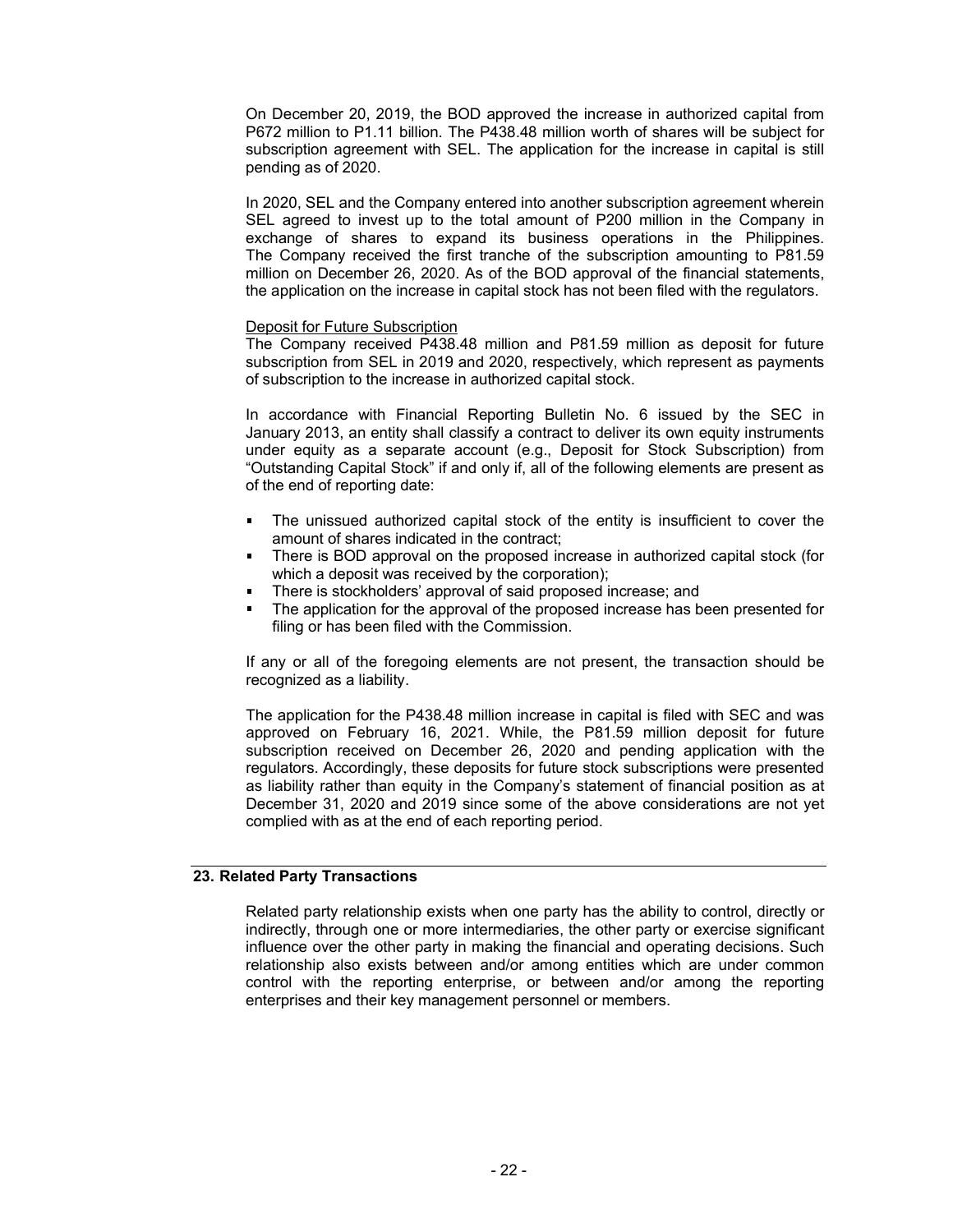On December 20, 2019, the BOD approved the increase in authorized capital from P672 million to P1.11 billion. The P438.48 million worth of shares will be subject for subscription agreement with SEL. The application for the increase in capital is still pending as of 2020.

In 2020, SEL and the Company entered into another subscription agreement wherein SEL agreed to invest up to the total amount of P200 million in the Company in exchange of shares to expand its business operations in the Philippines. The Company received the first tranche of the subscription amounting to P81.59 million on December 26, 2020. As of the BOD approval of the financial statements, the application on the increase in capital stock has not been filed with the regulators.

Deposit for Future Subscription

The Company received P438.48 million and P81.59 million as deposit for future subscription from SEL in 2019 and 2020, respectively, which represent as payments of subscription to the increase in authorized capital stock.

In accordance with Financial Reporting Bulletin No. 6 issued by the SEC in January 2013, an entity shall classify a contract to deliver its own equity instruments under equity as a separate account (e.g., Deposit for Stock Subscription) from "Outstanding Capital Stock" if and only if, all of the following elements are present as of the end of reporting date:

- The unissued authorized capital stock of the entity is insufficient to cover the amount of shares indicated in the contract;
- There is BOD approval on the proposed increase in authorized capital stock (for which a deposit was received by the corporation);
- There is stockholders' approval of said proposed increase; and
- The application for the approval of the proposed increase has been presented for filing or has been filed with the Commission.

If any or all of the foregoing elements are not present, the transaction should be recognized as a liability.

The application for the P438.48 million increase in capital is filed with SEC and was approved on February 16, 2021. While, the P81.59 million deposit for future subscription received on December 26, 2020 and pending application with the regulators. Accordingly, these deposits for future stock subscriptions were presented as liability rather than equity in the Company's statement of financial position as at December 31, 2020 and 2019 since some of the above considerations are not yet complied with as at the end of each reporting period.

## 23. Related Party Transactions

Related party relationship exists when one party has the ability to control, directly or indirectly, through one or more intermediaries, the other party or exercise significant influence over the other party in making the financial and operating decisions. Such relationship also exists between and/or among entities which are under common control with the reporting enterprise, or between and/or among the reporting enterprises and their key management personnel or members.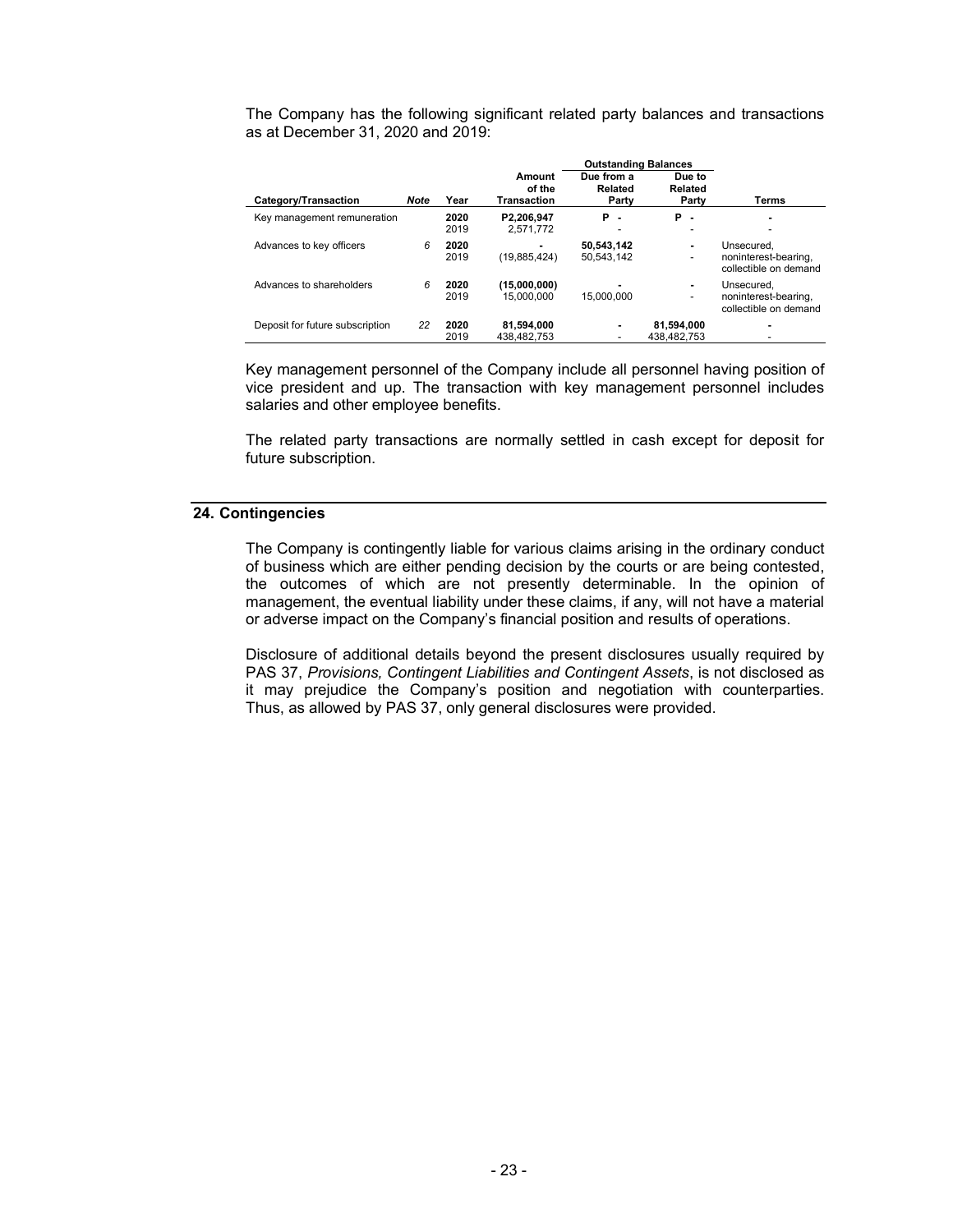The Company has the following significant related party balances and transactions as at December 31, 2020 and 2019:

| | | | | Outstanding Balances | | |
|---|---|---|---|---|---|---|
| **Category/Transaction** | **Note** | **Year** | **Amount of the Transaction** | **Due from a Related Party** | **Due to Related Party** | **Terms** |
| Key management remuneration | | **2020** | **P2,206,947** | **P -** | **P -** | **-** |
| | | 2019 | 2,571,772 | - | - | - |
| Advances to key officers | 6 | **2020** | **-** | **50,543,142** | **-** | Unsecured, noninterest-bearing, collectible on demand |
| | | 2019 | (19,885,424) | 50,543,142 | - | |
| Advances to shareholders | 6 | **2020** | **(15,000,000)** | **-** | **-** | Unsecured, noninterest-bearing, collectible on demand |
| | | 2019 | 15,000,000 | 15,000,000 | - | |
| Deposit for future subscription | 22 | **2020** | **81,594,000** | **-** | **81,594,000** | **-** |
| | | 2019 | 438,482,753 | - | 438,482,753 | - |

Key management personnel of the Company include all personnel having position of vice president and up. The transaction with key management personnel includes salaries and other employee benefits.

The related party transactions are normally settled in cash except for deposit for future subscription.

## 24. Contingencies

The Company is contingently liable for various claims arising in the ordinary conduct of business which are either pending decision by the courts or are being contested, the outcomes of which are not presently determinable. In the opinion of management, the eventual liability under these claims, if any, will not have a material or adverse impact on the Company's financial position and results of operations.

Disclosure of additional details beyond the present disclosures usually required by PAS 37, *Provisions, Contingent Liabilities and Contingent Assets*, is not disclosed as it may prejudice the Company's position and negotiation with counterparties. Thus, as allowed by PAS 37, only general disclosures were provided.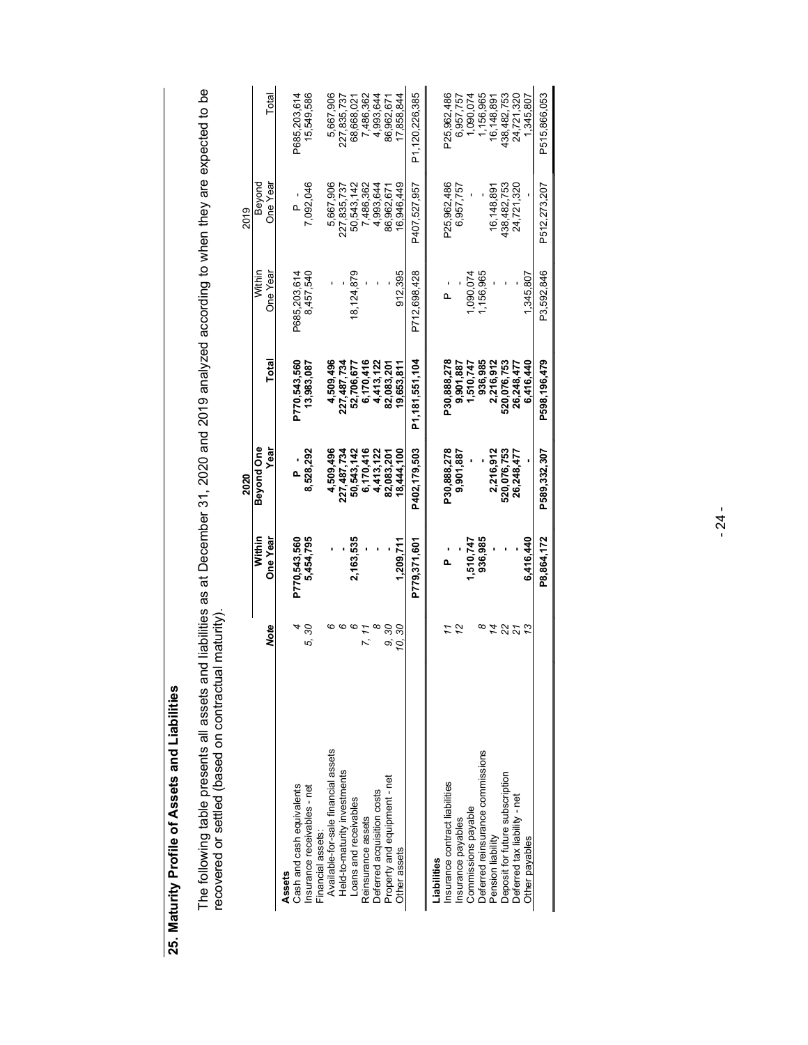## 25. Maturity Profile of Assets and Liabilities

The following table presents all assets and liabilities as at December 31, 2020 and 2019 analyzed according to when they are expected to be recovered or settled (based on contractual maturity).

| | Note | 2020 Within One Year | 2020 Beyond One Year | 2020 Total | 2019 Within One Year | 2019 Beyond One Year | 2019 Total |
|---|---|---|---|---|---|---|---|
| **Assets** | | | | | | | |
| Cash and cash equivalents | 4 | P770,543,560 | P - | P770,543,560 | P685,203,614 | P - | P685,203,614 |
| Insurance receivables - net | 5, 30 | 5,454,795 | 8,528,292 | 13,983,087 | 8,457,540 | 7,092,046 | 15,549,586 |
| Financial assets: | | | | | | | |
| Available-for-sale financial assets | 6 | - | 4,509,496 | 4,509,496 | - | 5,667,906 | 5,667,906 |
| Held-to-maturity investments | 6 | - | 227,487,734 | 227,487,734 | - | 227,835,737 | 227,835,737 |
| Loans and receivables | 6 | 2,163,535 | 50,543,142 | 52,706,677 | 18,124,879 | 50,543,142 | 68,668,021 |
| Reinsurance assets | 7, 11 | - | 6,170,416 | 6,170,416 | - | 7,486,362 | 7,486,362 |
| Deferred acquisition costs | 8 | - | 4,413,122 | 4,413,122 | - | 4,993,644 | 4,993,644 |
| Property and equipment - net | 9, 30 | - | 82,083,201 | 82,083,201 | - | 86,962,671 | 86,962,671 |
| Other assets | 10, 30 | 1,209,711 | 18,444,100 | 19,653,811 | 912,395 | 16,946,449 | 17,858,844 |
| | | P779,371,601 | P402,179,503 | P1,181,551,104 | P712,698,428 | P407,527,957 | P1,120,226,385 |
| **Liabilities** | | | | | | | |
| Insurance contract liabilities | 11 | P - | P30,888,278 | P30,888,278 | P - | P25,962,486 | P25,962,486 |
| Insurance payables | 12 | - | 9,901,887 | 9,901,887 | - | 6,957,757 | 6,957,757 |
| Commissions payable | | 1,510,747 | - | 1,510,747 | 1,090,074 | - | 1,090,074 |
| Deferred reinsurance commissions | 8 | 936,985 | - | 936,985 | 1,156,965 | - | 1,156,965 |
| Pension liability | 14 | - | 2,216,912 | 2,216,912 | - | 16,148,891 | 16,148,891 |
| Deposit for future subscription | 22 | - | 520,076,753 | 520,076,753 | - | 438,482,753 | 438,482,753 |
| Deferred tax liability - net | 21 | - | 26,248,477 | 26,248,477 | - | 24,721,320 | 24,721,320 |
| Other payables | 13 | 6,416,440 | - | 6,416,440 | 1,345,807 | - | 1,345,807 |
| | | P8,864,172 | P589,332,307 | P598,196,479 | P3,592,846 | P512,273,207 | P515,866,053 |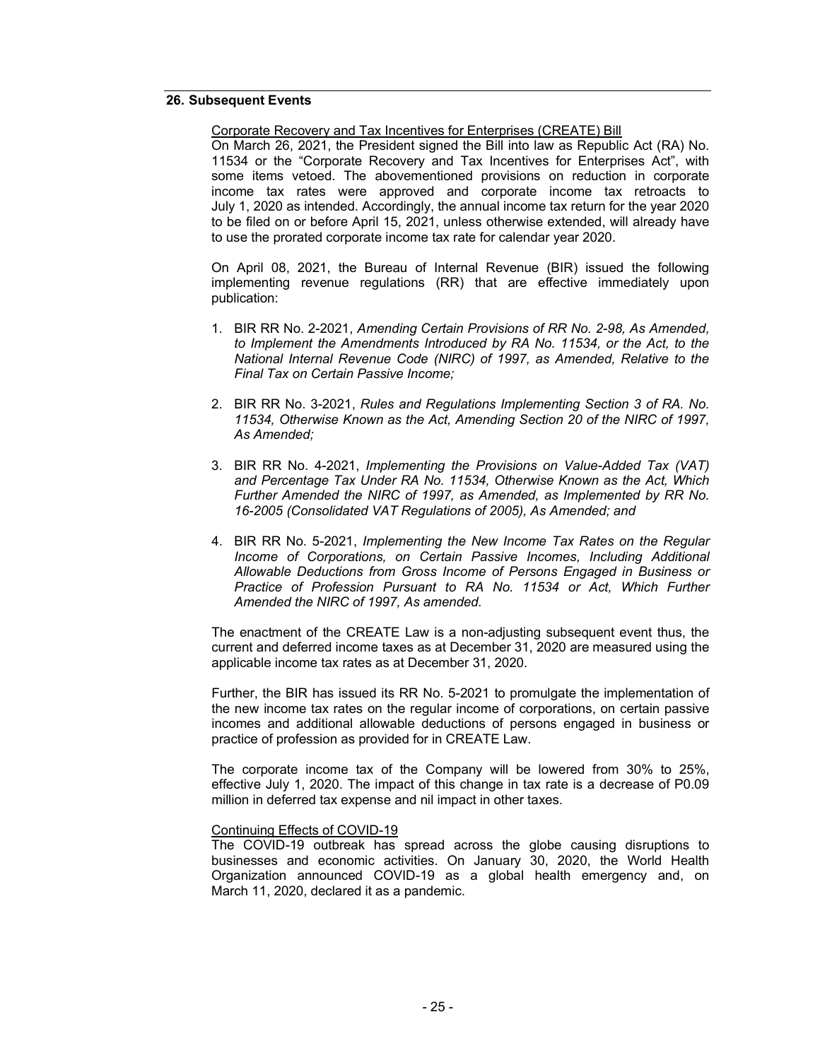## 26. Subsequent Events

Corporate Recovery and Tax Incentives for Enterprises (CREATE) Bill

On March 26, 2021, the President signed the Bill into law as Republic Act (RA) No. 11534 or the "Corporate Recovery and Tax Incentives for Enterprises Act", with some items vetoed. The abovementioned provisions on reduction in corporate income tax rates were approved and corporate income tax retroacts to July 1, 2020 as intended. Accordingly, the annual income tax return for the year 2020 to be filed on or before April 15, 2021, unless otherwise extended, will already have to use the prorated corporate income tax rate for calendar year 2020.

On April 08, 2021, the Bureau of Internal Revenue (BIR) issued the following implementing revenue regulations (RR) that are effective immediately upon publication:

1. BIR RR No. 2-2021, *Amending Certain Provisions of RR No. 2-98, As Amended, to Implement the Amendments Introduced by RA No. 11534, or the Act, to the National Internal Revenue Code (NIRC) of 1997, as Amended, Relative to the Final Tax on Certain Passive Income;*

2. BIR RR No. 3-2021, *Rules and Regulations Implementing Section 3 of RA. No. 11534, Otherwise Known as the Act, Amending Section 20 of the NIRC of 1997, As Amended;*

3. BIR RR No. 4-2021, *Implementing the Provisions on Value-Added Tax (VAT) and Percentage Tax Under RA No. 11534, Otherwise Known as the Act, Which Further Amended the NIRC of 1997, as Amended, as Implemented by RR No. 16-2005 (Consolidated VAT Regulations of 2005), As Amended; and*

4. BIR RR No. 5-2021, *Implementing the New Income Tax Rates on the Regular Income of Corporations, on Certain Passive Incomes, Including Additional Allowable Deductions from Gross Income of Persons Engaged in Business or Practice of Profession Pursuant to RA No. 11534 or Act, Which Further Amended the NIRC of 1997, As amended.*

The enactment of the CREATE Law is a non-adjusting subsequent event thus, the current and deferred income taxes as at December 31, 2020 are measured using the applicable income tax rates as at December 31, 2020.

Further, the BIR has issued its RR No. 5-2021 to promulgate the implementation of the new income tax rates on the regular income of corporations, on certain passive incomes and additional allowable deductions of persons engaged in business or practice of profession as provided for in CREATE Law.

The corporate income tax of the Company will be lowered from 30% to 25%, effective July 1, 2020. The impact of this change in tax rate is a decrease of P0.09 million in deferred tax expense and nil impact in other taxes.

Continuing Effects of COVID-19

The COVID-19 outbreak has spread across the globe causing disruptions to businesses and economic activities. On January 30, 2020, the World Health Organization announced COVID-19 as a global health emergency and, on March 11, 2020, declared it as a pandemic.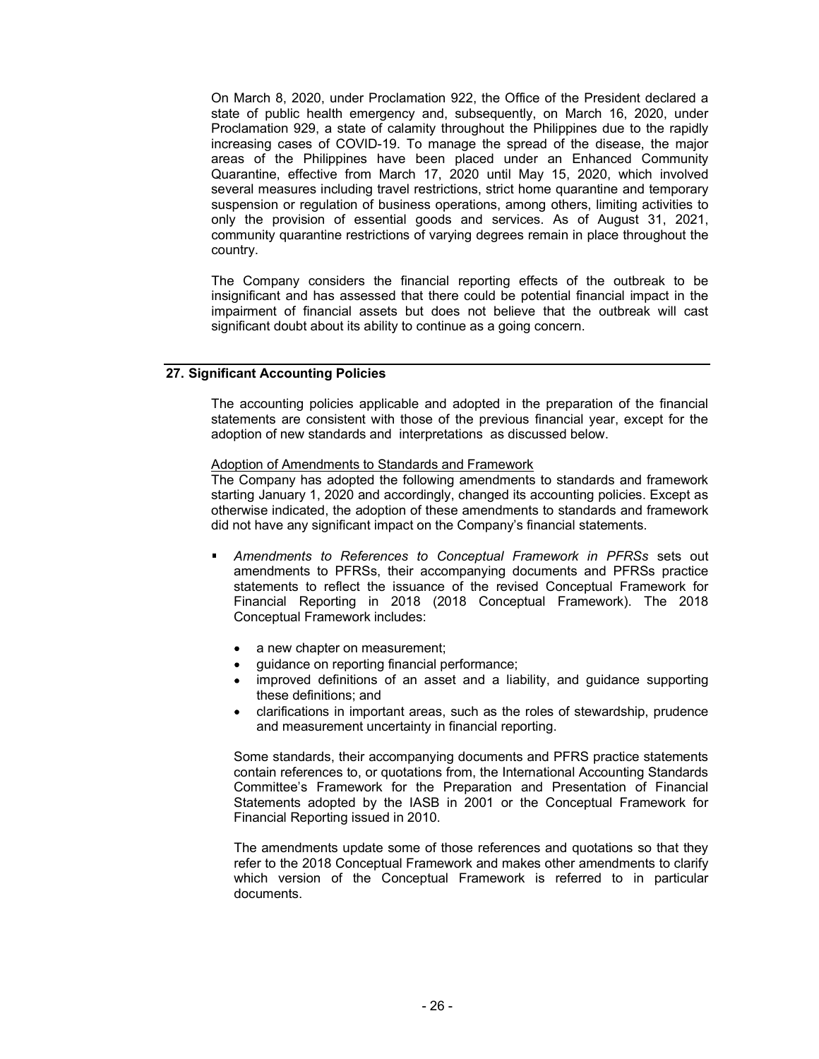On March 8, 2020, under Proclamation 922, the Office of the President declared a state of public health emergency and, subsequently, on March 16, 2020, under Proclamation 929, a state of calamity throughout the Philippines due to the rapidly increasing cases of COVID-19. To manage the spread of the disease, the major areas of the Philippines have been placed under an Enhanced Community Quarantine, effective from March 17, 2020 until May 15, 2020, which involved several measures including travel restrictions, strict home quarantine and temporary suspension or regulation of business operations, among others, limiting activities to only the provision of essential goods and services. As of August 31, 2021, community quarantine restrictions of varying degrees remain in place throughout the country.

The Company considers the financial reporting effects of the outbreak to be insignificant and has assessed that there could be potential financial impact in the impairment of financial assets but does not believe that the outbreak will cast significant doubt about its ability to continue as a going concern.

## 27. Significant Accounting Policies

The accounting policies applicable and adopted in the preparation of the financial statements are consistent with those of the previous financial year, except for the adoption of new standards and interpretations as discussed below.

Adoption of Amendments to Standards and Framework

The Company has adopted the following amendments to standards and framework starting January 1, 2020 and accordingly, changed its accounting policies. Except as otherwise indicated, the adoption of these amendments to standards and framework did not have any significant impact on the Company's financial statements.

- *Amendments to References to Conceptual Framework in PFRSs* sets out amendments to PFRSs, their accompanying documents and PFRSs practice statements to reflect the issuance of the revised Conceptual Framework for Financial Reporting in 2018 (2018 Conceptual Framework). The 2018 Conceptual Framework includes:

  - a new chapter on measurement;
  - guidance on reporting financial performance;
  - improved definitions of an asset and a liability, and guidance supporting these definitions; and
  - clarifications in important areas, such as the roles of stewardship, prudence and measurement uncertainty in financial reporting.

  Some standards, their accompanying documents and PFRS practice statements contain references to, or quotations from, the International Accounting Standards Committee's Framework for the Preparation and Presentation of Financial Statements adopted by the IASB in 2001 or the Conceptual Framework for Financial Reporting issued in 2010.

  The amendments update some of those references and quotations so that they refer to the 2018 Conceptual Framework and makes other amendments to clarify which version of the Conceptual Framework is referred to in particular documents.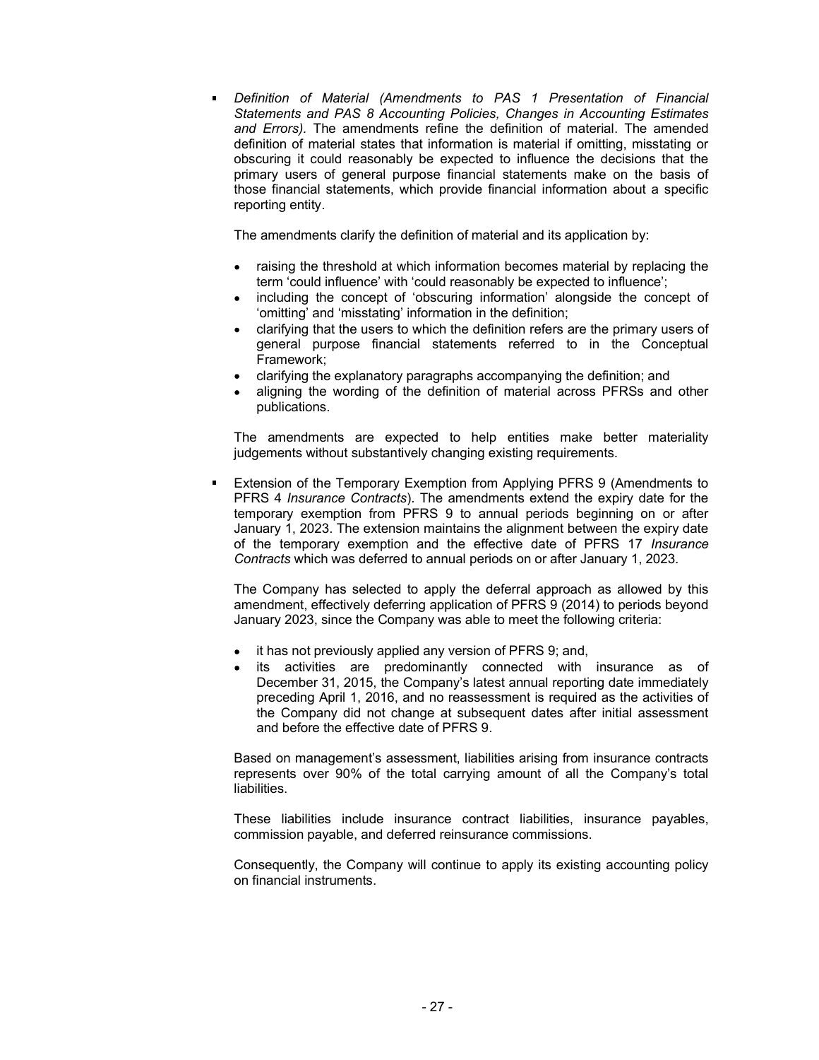- *Definition of Material (Amendments to PAS 1 Presentation of Financial Statements and PAS 8 Accounting Policies, Changes in Accounting Estimates and Errors).* The amendments refine the definition of material. The amended definition of material states that information is material if omitting, misstating or obscuring it could reasonably be expected to influence the decisions that the primary users of general purpose financial statements make on the basis of those financial statements, which provide financial information about a specific reporting entity.

  The amendments clarify the definition of material and its application by:

  - raising the threshold at which information becomes material by replacing the term 'could influence' with 'could reasonably be expected to influence';
  - including the concept of 'obscuring information' alongside the concept of 'omitting' and 'misstating' information in the definition;
  - clarifying that the users to which the definition refers are the primary users of general purpose financial statements referred to in the Conceptual Framework;
  - clarifying the explanatory paragraphs accompanying the definition; and
  - aligning the wording of the definition of material across PFRSs and other publications.

  The amendments are expected to help entities make better materiality judgements without substantively changing existing requirements.

- Extension of the Temporary Exemption from Applying PFRS 9 (Amendments to PFRS 4 *Insurance Contracts*). The amendments extend the expiry date for the temporary exemption from PFRS 9 to annual periods beginning on or after January 1, 2023. The extension maintains the alignment between the expiry date of the temporary exemption and the effective date of PFRS 17 *Insurance Contracts* which was deferred to annual periods on or after January 1, 2023.

  The Company has selected to apply the deferral approach as allowed by this amendment, effectively deferring application of PFRS 9 (2014) to periods beyond January 2023, since the Company was able to meet the following criteria:

  - it has not previously applied any version of PFRS 9; and,
  - its activities are predominantly connected with insurance as of December 31, 2015, the Company's latest annual reporting date immediately preceding April 1, 2016, and no reassessment is required as the activities of the Company did not change at subsequent dates after initial assessment and before the effective date of PFRS 9.

  Based on management's assessment, liabilities arising from insurance contracts represents over 90% of the total carrying amount of all the Company's total liabilities.

  These liabilities include insurance contract liabilities, insurance payables, commission payable, and deferred reinsurance commissions.

  Consequently, the Company will continue to apply its existing accounting policy on financial instruments.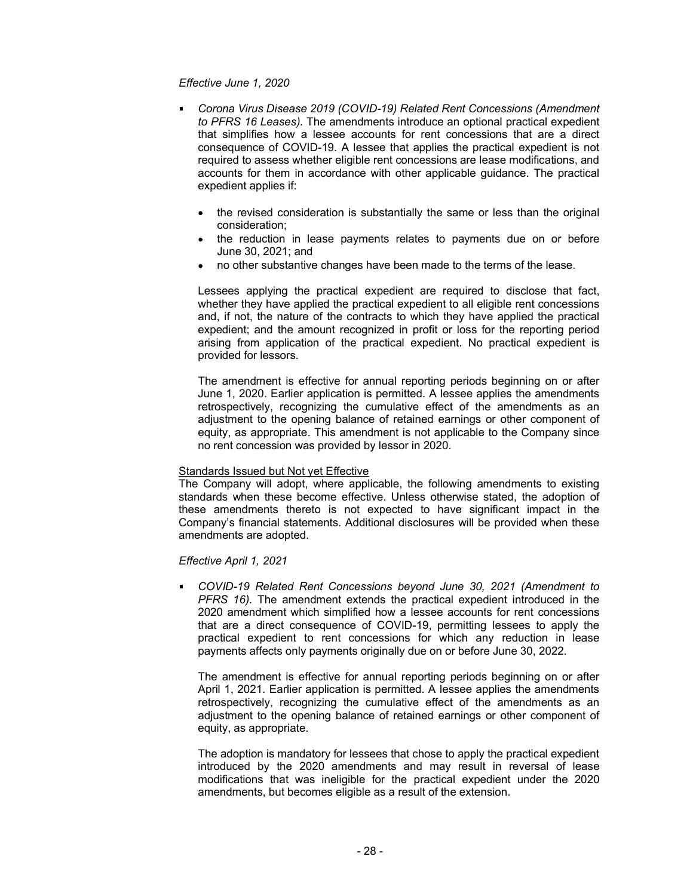*Effective June 1, 2020*

- *Corona Virus Disease 2019 (COVID-19) Related Rent Concessions (Amendment to PFRS 16 Leases).* The amendments introduce an optional practical expedient that simplifies how a lessee accounts for rent concessions that are a direct consequence of COVID-19. A lessee that applies the practical expedient is not required to assess whether eligible rent concessions are lease modifications, and accounts for them in accordance with other applicable guidance. The practical expedient applies if:

  - the revised consideration is substantially the same or less than the original consideration;
  - the reduction in lease payments relates to payments due on or before June 30, 2021; and
  - no other substantive changes have been made to the terms of the lease.

  Lessees applying the practical expedient are required to disclose that fact, whether they have applied the practical expedient to all eligible rent concessions and, if not, the nature of the contracts to which they have applied the practical expedient; and the amount recognized in profit or loss for the reporting period arising from application of the practical expedient. No practical expedient is provided for lessors.

  The amendment is effective for annual reporting periods beginning on or after June 1, 2020. Earlier application is permitted. A lessee applies the amendments retrospectively, recognizing the cumulative effect of the amendments as an adjustment to the opening balance of retained earnings or other component of equity, as appropriate. This amendment is not applicable to the Company since no rent concession was provided by lessor in 2020.

<u>Standards Issued but Not yet Effective</u>

The Company will adopt, where applicable, the following amendments to existing standards when these become effective. Unless otherwise stated, the adoption of these amendments thereto is not expected to have significant impact in the Company's financial statements. Additional disclosures will be provided when these amendments are adopted.

*Effective April 1, 2021*

- *COVID-19 Related Rent Concessions beyond June 30, 2021 (Amendment to PFRS 16).* The amendment extends the practical expedient introduced in the 2020 amendment which simplified how a lessee accounts for rent concessions that are a direct consequence of COVID-19, permitting lessees to apply the practical expedient to rent concessions for which any reduction in lease payments affects only payments originally due on or before June 30, 2022.

  The amendment is effective for annual reporting periods beginning on or after April 1, 2021. Earlier application is permitted. A lessee applies the amendments retrospectively, recognizing the cumulative effect of the amendments as an adjustment to the opening balance of retained earnings or other component of equity, as appropriate.

  The adoption is mandatory for lessees that chose to apply the practical expedient introduced by the 2020 amendments and may result in reversal of lease modifications that was ineligible for the practical expedient under the 2020 amendments, but becomes eligible as a result of the extension.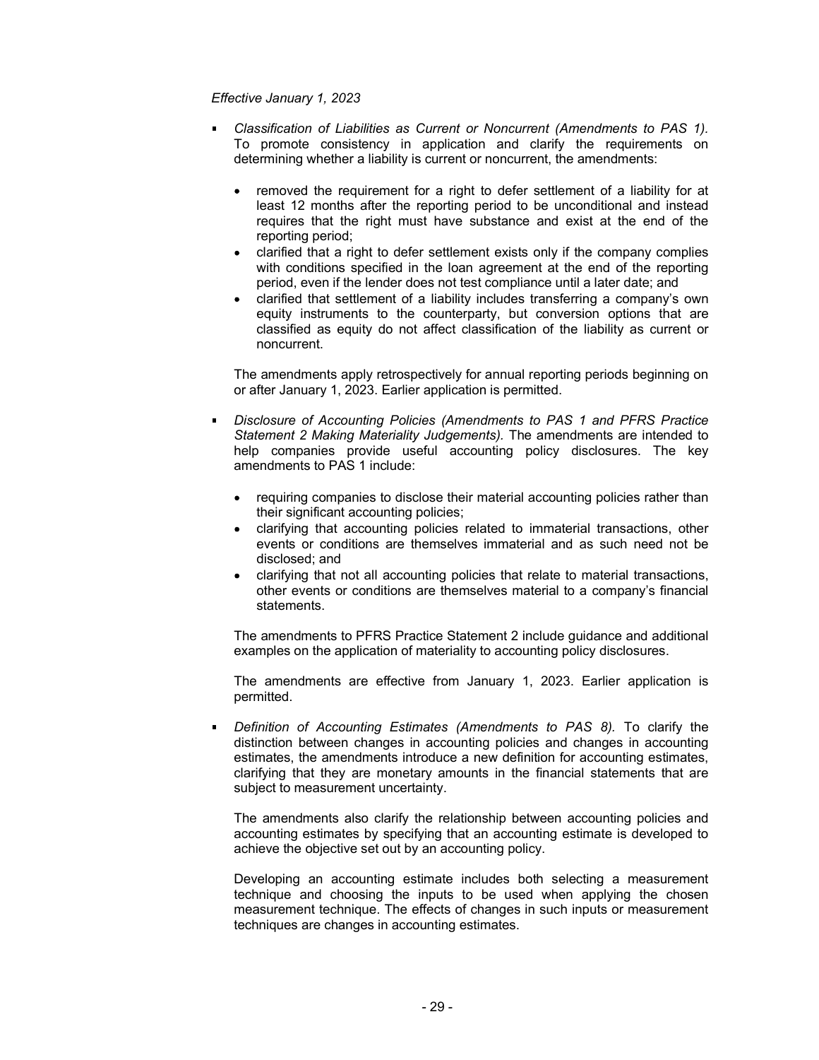*Effective January 1, 2023*

- *Classification of Liabilities as Current or Noncurrent (Amendments to PAS 1).* To promote consistency in application and clarify the requirements on determining whether a liability is current or noncurrent, the amendments:

  - removed the requirement for a right to defer settlement of a liability for at least 12 months after the reporting period to be unconditional and instead requires that the right must have substance and exist at the end of the reporting period;
  - clarified that a right to defer settlement exists only if the company complies with conditions specified in the loan agreement at the end of the reporting period, even if the lender does not test compliance until a later date; and
  - clarified that settlement of a liability includes transferring a company's own equity instruments to the counterparty, but conversion options that are classified as equity do not affect classification of the liability as current or noncurrent.

  The amendments apply retrospectively for annual reporting periods beginning on or after January 1, 2023. Earlier application is permitted.

- *Disclosure of Accounting Policies (Amendments to PAS 1 and PFRS Practice Statement 2 Making Materiality Judgements).* The amendments are intended to help companies provide useful accounting policy disclosures. The key amendments to PAS 1 include:

  - requiring companies to disclose their material accounting policies rather than their significant accounting policies;
  - clarifying that accounting policies related to immaterial transactions, other events or conditions are themselves immaterial and as such need not be disclosed; and
  - clarifying that not all accounting policies that relate to material transactions, other events or conditions are themselves material to a company's financial statements.

  The amendments to PFRS Practice Statement 2 include guidance and additional examples on the application of materiality to accounting policy disclosures.

  The amendments are effective from January 1, 2023. Earlier application is permitted.

- *Definition of Accounting Estimates (Amendments to PAS 8).* To clarify the distinction between changes in accounting policies and changes in accounting estimates, the amendments introduce a new definition for accounting estimates, clarifying that they are monetary amounts in the financial statements that are subject to measurement uncertainty.

  The amendments also clarify the relationship between accounting policies and accounting estimates by specifying that an accounting estimate is developed to achieve the objective set out by an accounting policy.

  Developing an accounting estimate includes both selecting a measurement technique and choosing the inputs to be used when applying the chosen measurement technique. The effects of changes in such inputs or measurement techniques are changes in accounting estimates.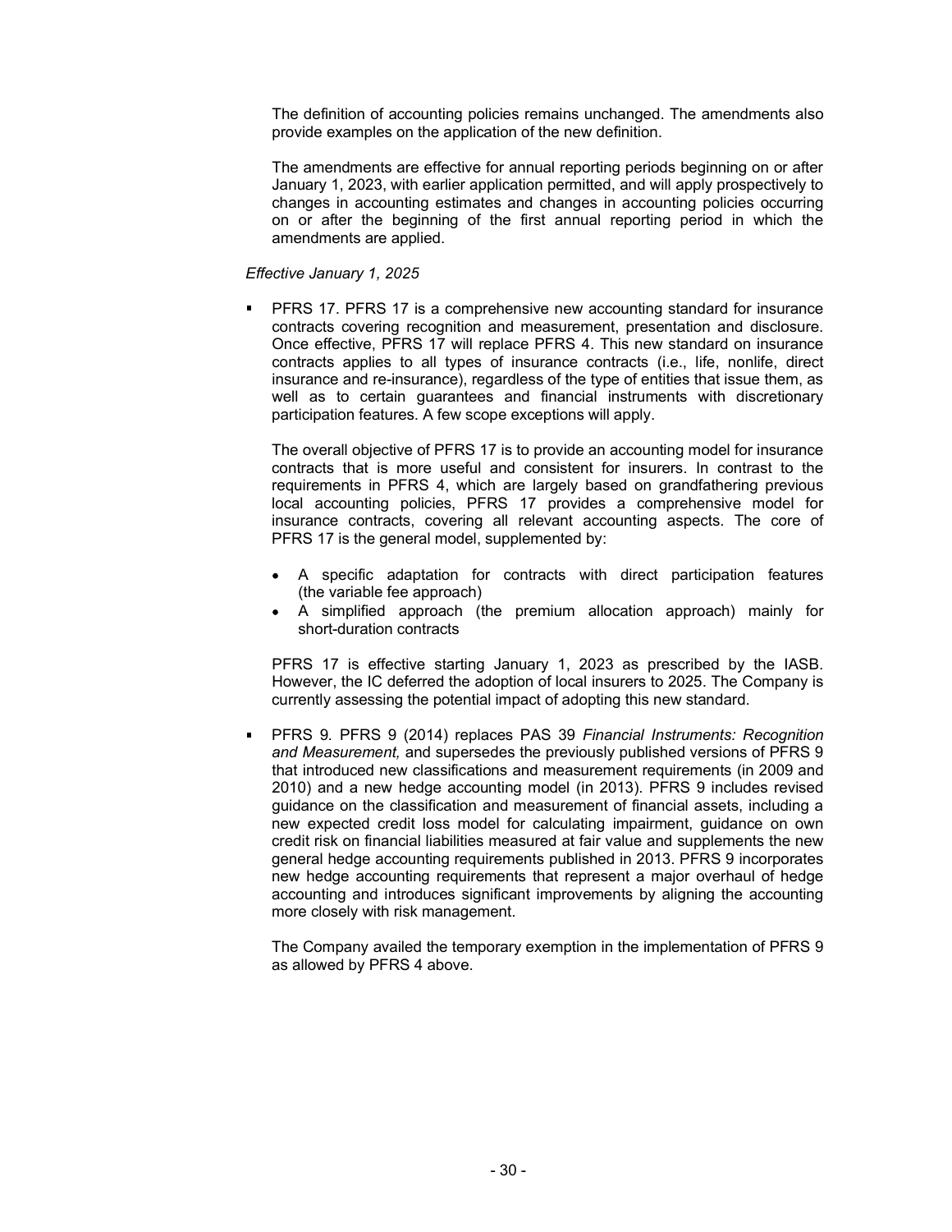The definition of accounting policies remains unchanged. The amendments also provide examples on the application of the new definition.

The amendments are effective for annual reporting periods beginning on or after January 1, 2023, with earlier application permitted, and will apply prospectively to changes in accounting estimates and changes in accounting policies occurring on or after the beginning of the first annual reporting period in which the amendments are applied.

*Effective January 1, 2025*

- PFRS 17. PFRS 17 is a comprehensive new accounting standard for insurance contracts covering recognition and measurement, presentation and disclosure. Once effective, PFRS 17 will replace PFRS 4. This new standard on insurance contracts applies to all types of insurance contracts (i.e., life, nonlife, direct insurance and re-insurance), regardless of the type of entities that issue them, as well as to certain guarantees and financial instruments with discretionary participation features. A few scope exceptions will apply.

  The overall objective of PFRS 17 is to provide an accounting model for insurance contracts that is more useful and consistent for insurers. In contrast to the requirements in PFRS 4, which are largely based on grandfathering previous local accounting policies, PFRS 17 provides a comprehensive model for insurance contracts, covering all relevant accounting aspects. The core of PFRS 17 is the general model, supplemented by:

  - A specific adaptation for contracts with direct participation features (the variable fee approach)
  - A simplified approach (the premium allocation approach) mainly for short-duration contracts

  PFRS 17 is effective starting January 1, 2023 as prescribed by the IASB. However, the IC deferred the adoption of local insurers to 2025. The Company is currently assessing the potential impact of adopting this new standard.

- PFRS 9. PFRS 9 (2014) replaces PAS 39 *Financial Instruments: Recognition and Measurement,* and supersedes the previously published versions of PFRS 9 that introduced new classifications and measurement requirements (in 2009 and 2010) and a new hedge accounting model (in 2013). PFRS 9 includes revised guidance on the classification and measurement of financial assets, including a new expected credit loss model for calculating impairment, guidance on own credit risk on financial liabilities measured at fair value and supplements the new general hedge accounting requirements published in 2013. PFRS 9 incorporates new hedge accounting requirements that represent a major overhaul of hedge accounting and introduces significant improvements by aligning the accounting more closely with risk management.

  The Company availed the temporary exemption in the implementation of PFRS 9 as allowed by PFRS 4 above.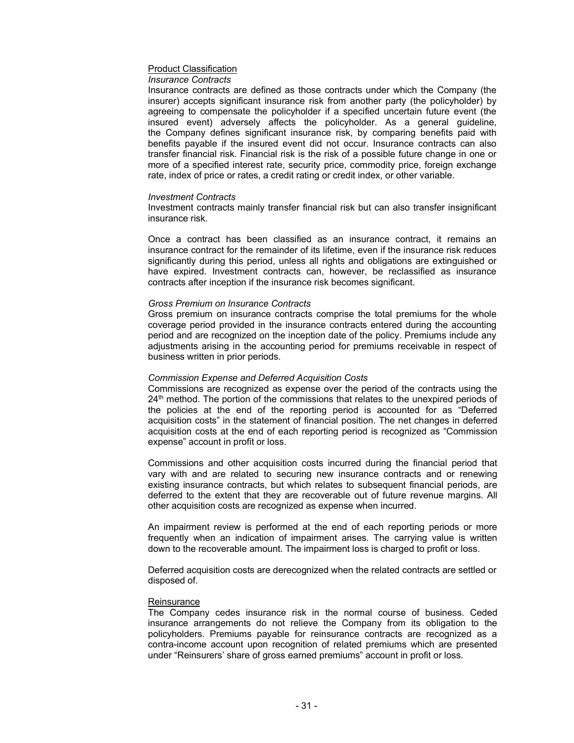Product Classification

*Insurance Contracts*

Insurance contracts are defined as those contracts under which the Company (the insurer) accepts significant insurance risk from another party (the policyholder) by agreeing to compensate the policyholder if a specified uncertain future event (the insured event) adversely affects the policyholder. As a general guideline, the Company defines significant insurance risk, by comparing benefits paid with benefits payable if the insured event did not occur. Insurance contracts can also transfer financial risk. Financial risk is the risk of a possible future change in one or more of a specified interest rate, security price, commodity price, foreign exchange rate, index of price or rates, a credit rating or credit index, or other variable.

*Investment Contracts*

Investment contracts mainly transfer financial risk but can also transfer insignificant insurance risk.

Once a contract has been classified as an insurance contract, it remains an insurance contract for the remainder of its lifetime, even if the insurance risk reduces significantly during this period, unless all rights and obligations are extinguished or have expired. Investment contracts can, however, be reclassified as insurance contracts after inception if the insurance risk becomes significant.

*Gross Premium on Insurance Contracts*

Gross premium on insurance contracts comprise the total premiums for the whole coverage period provided in the insurance contracts entered during the accounting period and are recognized on the inception date of the policy. Premiums include any adjustments arising in the accounting period for premiums receivable in respect of business written in prior periods.

*Commission Expense and Deferred Acquisition Costs*

Commissions are recognized as expense over the period of the contracts using the $24^{th}$ method. The portion of the commissions that relates to the unexpired periods of the policies at the end of the reporting period is accounted for as "Deferred acquisition costs" in the statement of financial position. The net changes in deferred acquisition costs at the end of each reporting period is recognized as "Commission expense" account in profit or loss.

Commissions and other acquisition costs incurred during the financial period that vary with and are related to securing new insurance contracts and or renewing existing insurance contracts, but which relates to subsequent financial periods, are deferred to the extent that they are recoverable out of future revenue margins. All other acquisition costs are recognized as expense when incurred.

An impairment review is performed at the end of each reporting periods or more frequently when an indication of impairment arises. The carrying value is written down to the recoverable amount. The impairment loss is charged to profit or loss.

Deferred acquisition costs are derecognized when the related contracts are settled or disposed of.

Reinsurance

The Company cedes insurance risk in the normal course of business. Ceded insurance arrangements do not relieve the Company from its obligation to the policyholders. Premiums payable for reinsurance contracts are recognized as a contra-income account upon recognition of related premiums which are presented under "Reinsurers' share of gross earned premiums" account in profit or loss.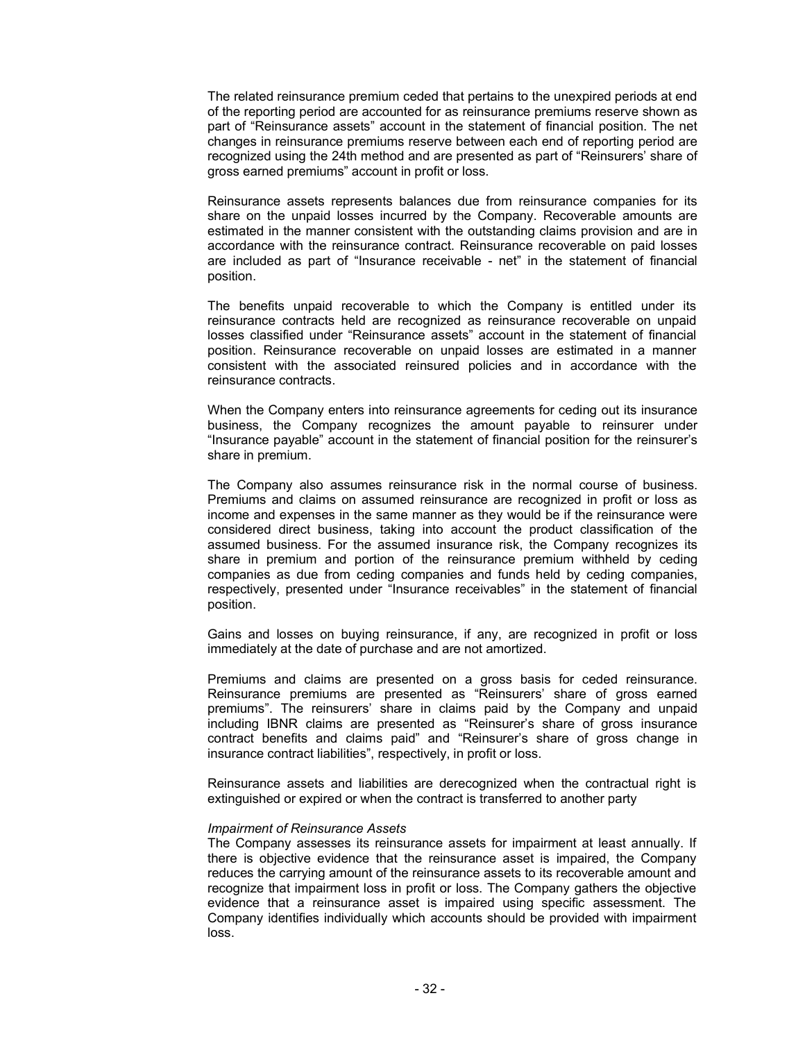The related reinsurance premium ceded that pertains to the unexpired periods at end of the reporting period are accounted for as reinsurance premiums reserve shown as part of "Reinsurance assets" account in the statement of financial position. The net changes in reinsurance premiums reserve between each end of reporting period are recognized using the 24th method and are presented as part of "Reinsurers' share of gross earned premiums" account in profit or loss.

Reinsurance assets represents balances due from reinsurance companies for its share on the unpaid losses incurred by the Company. Recoverable amounts are estimated in the manner consistent with the outstanding claims provision and are in accordance with the reinsurance contract. Reinsurance recoverable on paid losses are included as part of "Insurance receivable - net" in the statement of financial position.

The benefits unpaid recoverable to which the Company is entitled under its reinsurance contracts held are recognized as reinsurance recoverable on unpaid losses classified under "Reinsurance assets" account in the statement of financial position. Reinsurance recoverable on unpaid losses are estimated in a manner consistent with the associated reinsured policies and in accordance with the reinsurance contracts.

When the Company enters into reinsurance agreements for ceding out its insurance business, the Company recognizes the amount payable to reinsurer under "Insurance payable" account in the statement of financial position for the reinsurer's share in premium.

The Company also assumes reinsurance risk in the normal course of business. Premiums and claims on assumed reinsurance are recognized in profit or loss as income and expenses in the same manner as they would be if the reinsurance were considered direct business, taking into account the product classification of the assumed business. For the assumed insurance risk, the Company recognizes its share in premium and portion of the reinsurance premium withheld by ceding companies as due from ceding companies and funds held by ceding companies, respectively, presented under "Insurance receivables" in the statement of financial position.

Gains and losses on buying reinsurance, if any, are recognized in profit or loss immediately at the date of purchase and are not amortized.

Premiums and claims are presented on a gross basis for ceded reinsurance. Reinsurance premiums are presented as "Reinsurers' share of gross earned premiums". The reinsurers' share in claims paid by the Company and unpaid including IBNR claims are presented as "Reinsurer's share of gross insurance contract benefits and claims paid" and "Reinsurer's share of gross change in insurance contract liabilities", respectively, in profit or loss.

Reinsurance assets and liabilities are derecognized when the contractual right is extinguished or expired or when the contract is transferred to another party

*Impairment of Reinsurance Assets*
The Company assesses its reinsurance assets for impairment at least annually. If there is objective evidence that the reinsurance asset is impaired, the Company reduces the carrying amount of the reinsurance assets to its recoverable amount and recognize that impairment loss in profit or loss. The Company gathers the objective evidence that a reinsurance asset is impaired using specific assessment. The Company identifies individually which accounts should be provided with impairment loss.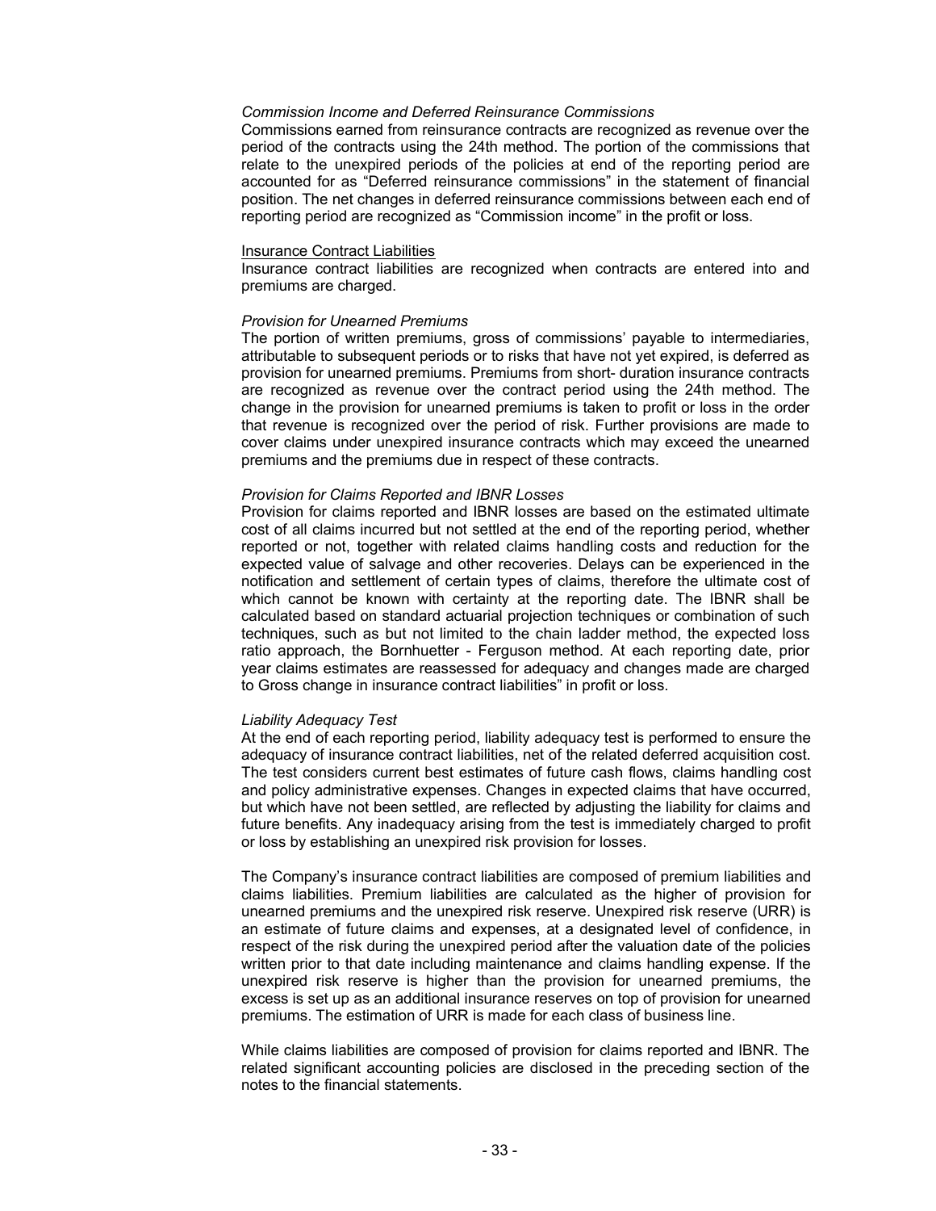*Commission Income and Deferred Reinsurance Commissions*

Commissions earned from reinsurance contracts are recognized as revenue over the period of the contracts using the 24th method. The portion of the commissions that relate to the unexpired periods of the policies at end of the reporting period are accounted for as "Deferred reinsurance commissions" in the statement of financial position. The net changes in deferred reinsurance commissions between each end of reporting period are recognized as "Commission income" in the profit or loss.

Insurance Contract Liabilities

Insurance contract liabilities are recognized when contracts are entered into and premiums are charged.

*Provision for Unearned Premiums*

The portion of written premiums, gross of commissions' payable to intermediaries, attributable to subsequent periods or to risks that have not yet expired, is deferred as provision for unearned premiums. Premiums from short- duration insurance contracts are recognized as revenue over the contract period using the 24th method. The change in the provision for unearned premiums is taken to profit or loss in the order that revenue is recognized over the period of risk. Further provisions are made to cover claims under unexpired insurance contracts which may exceed the unearned premiums and the premiums due in respect of these contracts.

*Provision for Claims Reported and IBNR Losses*

Provision for claims reported and IBNR losses are based on the estimated ultimate cost of all claims incurred but not settled at the end of the reporting period, whether reported or not, together with related claims handling costs and reduction for the expected value of salvage and other recoveries. Delays can be experienced in the notification and settlement of certain types of claims, therefore the ultimate cost of which cannot be known with certainty at the reporting date. The IBNR shall be calculated based on standard actuarial projection techniques or combination of such techniques, such as but not limited to the chain ladder method, the expected loss ratio approach, the Bornhuetter - Ferguson method. At each reporting date, prior year claims estimates are reassessed for adequacy and changes made are charged to Gross change in insurance contract liabilities" in profit or loss.

*Liability Adequacy Test*

At the end of each reporting period, liability adequacy test is performed to ensure the adequacy of insurance contract liabilities, net of the related deferred acquisition cost. The test considers current best estimates of future cash flows, claims handling cost and policy administrative expenses. Changes in expected claims that have occurred, but which have not been settled, are reflected by adjusting the liability for claims and future benefits. Any inadequacy arising from the test is immediately charged to profit or loss by establishing an unexpired risk provision for losses.

The Company's insurance contract liabilities are composed of premium liabilities and claims liabilities. Premium liabilities are calculated as the higher of provision for unearned premiums and the unexpired risk reserve. Unexpired risk reserve (URR) is an estimate of future claims and expenses, at a designated level of confidence, in respect of the risk during the unexpired period after the valuation date of the policies written prior to that date including maintenance and claims handling expense. If the unexpired risk reserve is higher than the provision for unearned premiums, the excess is set up as an additional insurance reserves on top of provision for unearned premiums. The estimation of URR is made for each class of business line.

While claims liabilities are composed of provision for claims reported and IBNR. The related significant accounting policies are disclosed in the preceding section of the notes to the financial statements.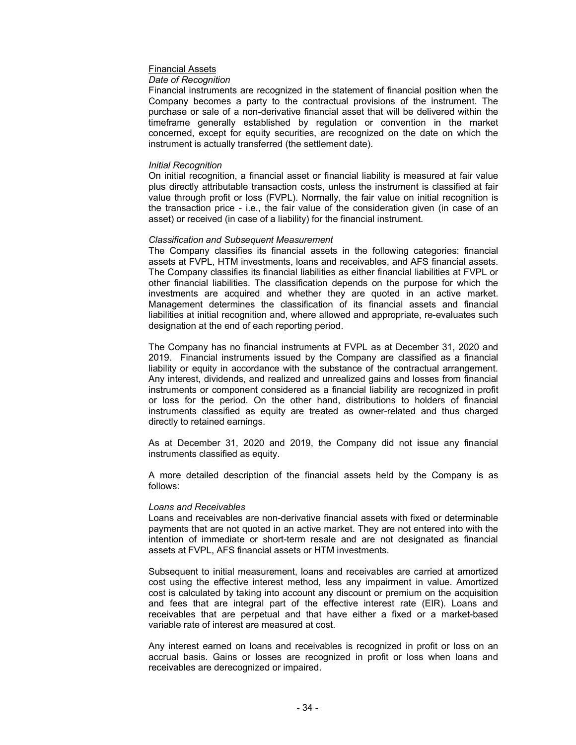Financial Assets

*Date of Recognition*

Financial instruments are recognized in the statement of financial position when the Company becomes a party to the contractual provisions of the instrument. The purchase or sale of a non-derivative financial asset that will be delivered within the timeframe generally established by regulation or convention in the market concerned, except for equity securities, are recognized on the date on which the instrument is actually transferred (the settlement date).

*Initial Recognition*

On initial recognition, a financial asset or financial liability is measured at fair value plus directly attributable transaction costs, unless the instrument is classified at fair value through profit or loss (FVPL). Normally, the fair value on initial recognition is the transaction price - i.e., the fair value of the consideration given (in case of an asset) or received (in case of a liability) for the financial instrument.

*Classification and Subsequent Measurement*

The Company classifies its financial assets in the following categories: financial assets at FVPL, HTM investments, loans and receivables, and AFS financial assets. The Company classifies its financial liabilities as either financial liabilities at FVPL or other financial liabilities. The classification depends on the purpose for which the investments are acquired and whether they are quoted in an active market. Management determines the classification of its financial assets and financial liabilities at initial recognition and, where allowed and appropriate, re-evaluates such designation at the end of each reporting period.

The Company has no financial instruments at FVPL as at December 31, 2020 and 2019. Financial instruments issued by the Company are classified as a financial liability or equity in accordance with the substance of the contractual arrangement. Any interest, dividends, and realized and unrealized gains and losses from financial instruments or component considered as a financial liability are recognized in profit or loss for the period. On the other hand, distributions to holders of financial instruments classified as equity are treated as owner-related and thus charged directly to retained earnings.

As at December 31, 2020 and 2019, the Company did not issue any financial instruments classified as equity.

A more detailed description of the financial assets held by the Company is as follows:

*Loans and Receivables*

Loans and receivables are non-derivative financial assets with fixed or determinable payments that are not quoted in an active market. They are not entered into with the intention of immediate or short-term resale and are not designated as financial assets at FVPL, AFS financial assets or HTM investments.

Subsequent to initial measurement, loans and receivables are carried at amortized cost using the effective interest method, less any impairment in value. Amortized cost is calculated by taking into account any discount or premium on the acquisition and fees that are integral part of the effective interest rate (EIR). Loans and receivables that are perpetual and that have either a fixed or a market-based variable rate of interest are measured at cost.

Any interest earned on loans and receivables is recognized in profit or loss on an accrual basis. Gains or losses are recognized in profit or loss when loans and receivables are derecognized or impaired.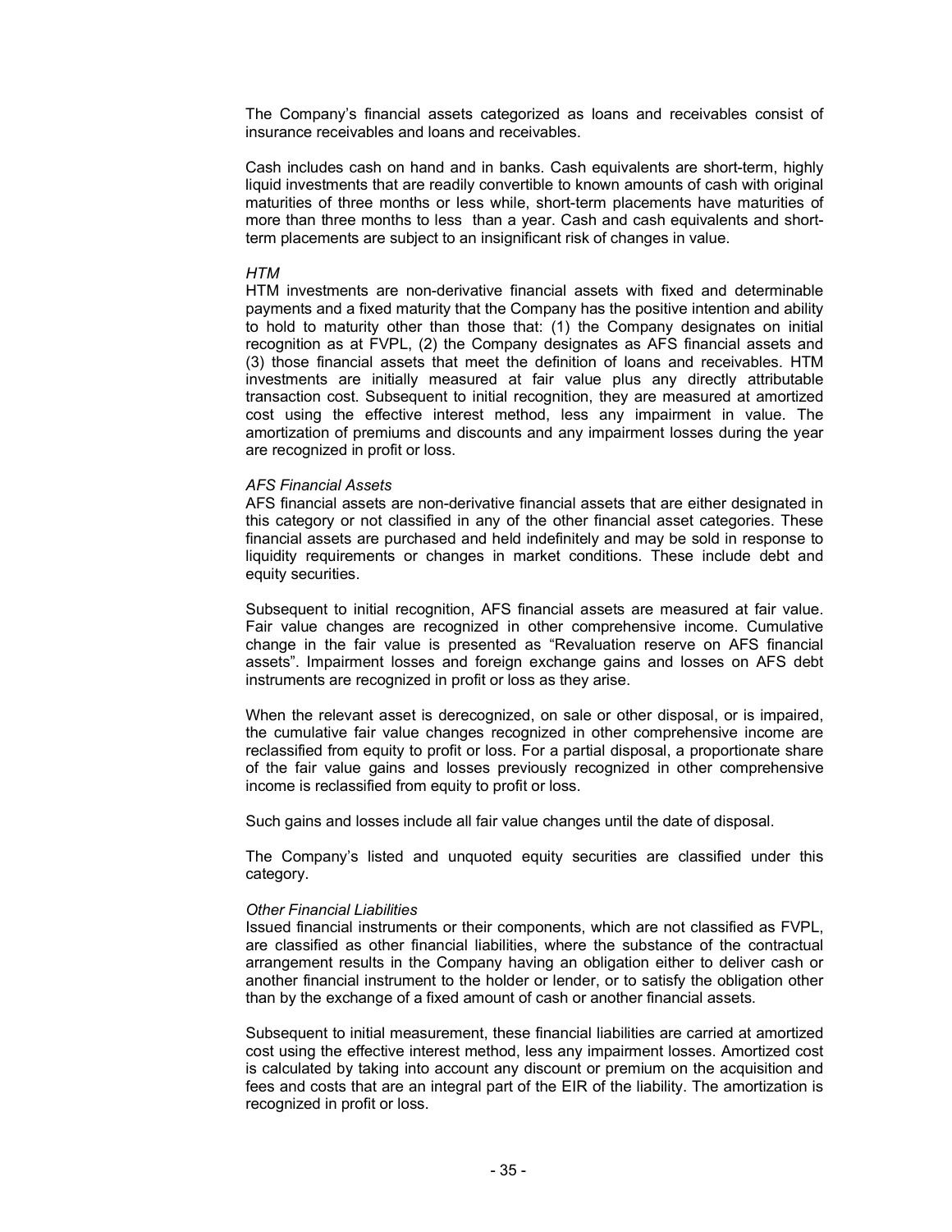The Company's financial assets categorized as loans and receivables consist of insurance receivables and loans and receivables.

Cash includes cash on hand and in banks. Cash equivalents are short-term, highly liquid investments that are readily convertible to known amounts of cash with original maturities of three months or less while, short-term placements have maturities of more than three months to less than a year. Cash and cash equivalents and short-term placements are subject to an insignificant risk of changes in value.

*HTM*

HTM investments are non-derivative financial assets with fixed and determinable payments and a fixed maturity that the Company has the positive intention and ability to hold to maturity other than those that: (1) the Company designates on initial recognition as at FVPL, (2) the Company designates as AFS financial assets and (3) those financial assets that meet the definition of loans and receivables. HTM investments are initially measured at fair value plus any directly attributable transaction cost. Subsequent to initial recognition, they are measured at amortized cost using the effective interest method, less any impairment in value. The amortization of premiums and discounts and any impairment losses during the year are recognized in profit or loss.

*AFS Financial Assets*

AFS financial assets are non-derivative financial assets that are either designated in this category or not classified in any of the other financial asset categories. These financial assets are purchased and held indefinitely and may be sold in response to liquidity requirements or changes in market conditions. These include debt and equity securities.

Subsequent to initial recognition, AFS financial assets are measured at fair value. Fair value changes are recognized in other comprehensive income. Cumulative change in the fair value is presented as "Revaluation reserve on AFS financial assets". Impairment losses and foreign exchange gains and losses on AFS debt instruments are recognized in profit or loss as they arise.

When the relevant asset is derecognized, on sale or other disposal, or is impaired, the cumulative fair value changes recognized in other comprehensive income are reclassified from equity to profit or loss. For a partial disposal, a proportionate share of the fair value gains and losses previously recognized in other comprehensive income is reclassified from equity to profit or loss.

Such gains and losses include all fair value changes until the date of disposal.

The Company's listed and unquoted equity securities are classified under this category.

*Other Financial Liabilities*

Issued financial instruments or their components, which are not classified as FVPL, are classified as other financial liabilities, where the substance of the contractual arrangement results in the Company having an obligation either to deliver cash or another financial instrument to the holder or lender, or to satisfy the obligation other than by the exchange of a fixed amount of cash or another financial assets.

Subsequent to initial measurement, these financial liabilities are carried at amortized cost using the effective interest method, less any impairment losses. Amortized cost is calculated by taking into account any discount or premium on the acquisition and fees and costs that are an integral part of the EIR of the liability. The amortization is recognized in profit or loss.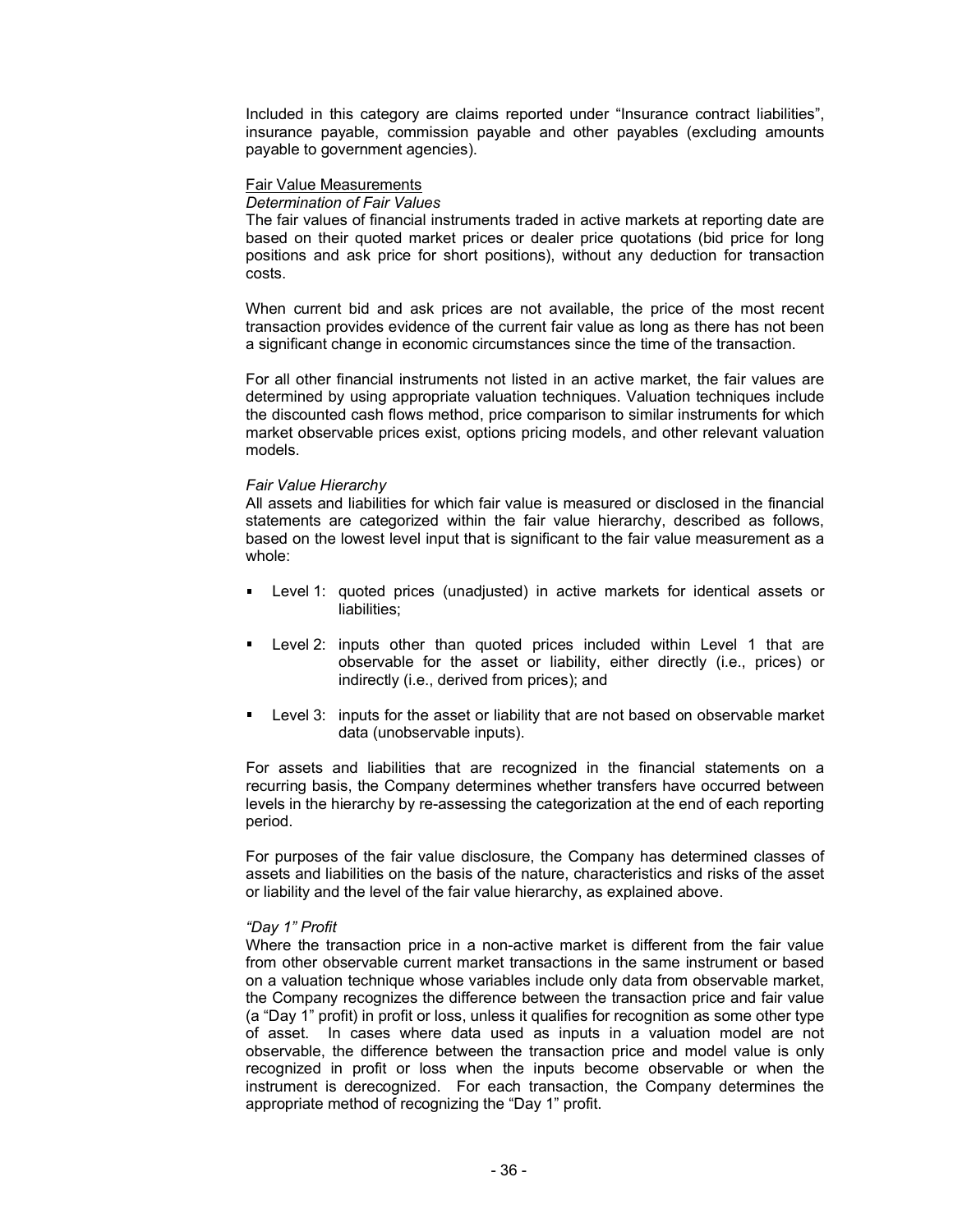Included in this category are claims reported under "Insurance contract liabilities", insurance payable, commission payable and other payables (excluding amounts payable to government agencies).

Fair Value Measurements

*Determination of Fair Values*

The fair values of financial instruments traded in active markets at reporting date are based on their quoted market prices or dealer price quotations (bid price for long positions and ask price for short positions), without any deduction for transaction costs.

When current bid and ask prices are not available, the price of the most recent transaction provides evidence of the current fair value as long as there has not been a significant change in economic circumstances since the time of the transaction.

For all other financial instruments not listed in an active market, the fair values are determined by using appropriate valuation techniques. Valuation techniques include the discounted cash flows method, price comparison to similar instruments for which market observable prices exist, options pricing models, and other relevant valuation models.

*Fair Value Hierarchy*

All assets and liabilities for which fair value is measured or disclosed in the financial statements are categorized within the fair value hierarchy, described as follows, based on the lowest level input that is significant to the fair value measurement as a whole:

- Level 1: quoted prices (unadjusted) in active markets for identical assets or liabilities;
- Level 2: inputs other than quoted prices included within Level 1 that are observable for the asset or liability, either directly (i.e., prices) or indirectly (i.e., derived from prices); and
- Level 3: inputs for the asset or liability that are not based on observable market data (unobservable inputs).

For assets and liabilities that are recognized in the financial statements on a recurring basis, the Company determines whether transfers have occurred between levels in the hierarchy by re-assessing the categorization at the end of each reporting period.

For purposes of the fair value disclosure, the Company has determined classes of assets and liabilities on the basis of the nature, characteristics and risks of the asset or liability and the level of the fair value hierarchy, as explained above.

*"Day 1" Profit*

Where the transaction price in a non-active market is different from the fair value from other observable current market transactions in the same instrument or based on a valuation technique whose variables include only data from observable market, the Company recognizes the difference between the transaction price and fair value (a "Day 1" profit) in profit or loss, unless it qualifies for recognition as some other type of asset. In cases where data used as inputs in a valuation model are not observable, the difference between the transaction price and model value is only recognized in profit or loss when the inputs become observable or when the instrument is derecognized. For each transaction, the Company determines the appropriate method of recognizing the "Day 1" profit.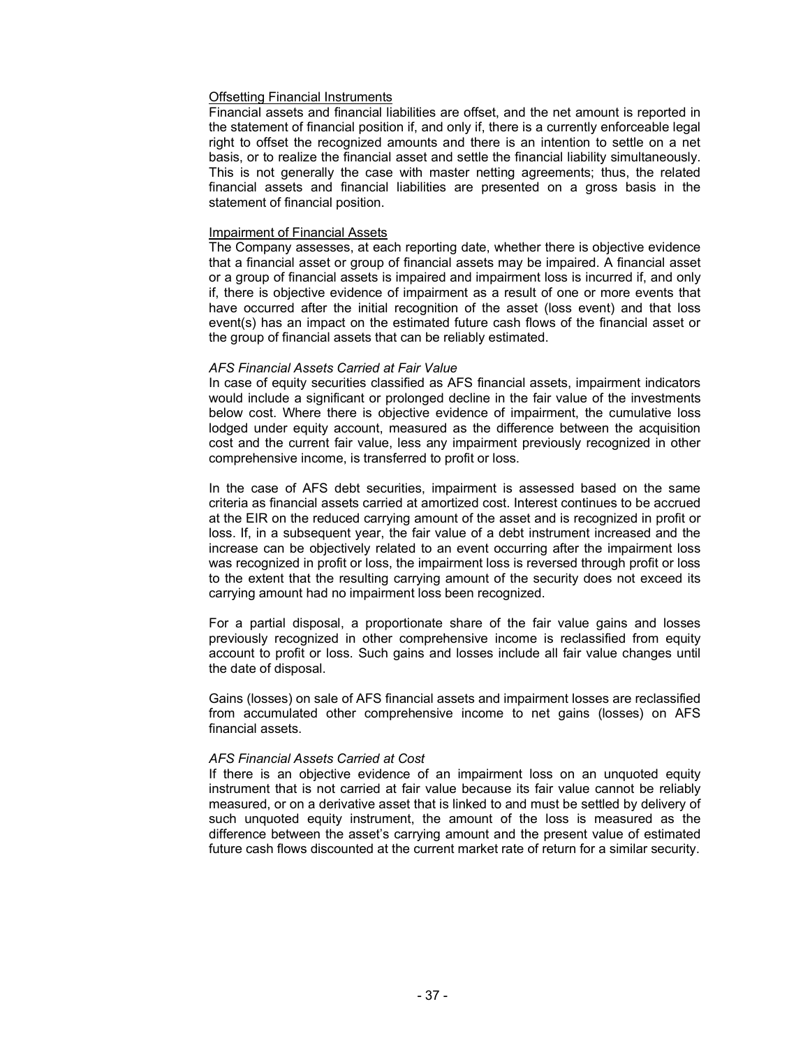Offsetting Financial Instruments

Financial assets and financial liabilities are offset, and the net amount is reported in the statement of financial position if, and only if, there is a currently enforceable legal right to offset the recognized amounts and there is an intention to settle on a net basis, or to realize the financial asset and settle the financial liability simultaneously. This is not generally the case with master netting agreements; thus, the related financial assets and financial liabilities are presented on a gross basis in the statement of financial position.

Impairment of Financial Assets

The Company assesses, at each reporting date, whether there is objective evidence that a financial asset or group of financial assets may be impaired. A financial asset or a group of financial assets is impaired and impairment loss is incurred if, and only if, there is objective evidence of impairment as a result of one or more events that have occurred after the initial recognition of the asset (loss event) and that loss event(s) has an impact on the estimated future cash flows of the financial asset or the group of financial assets that can be reliably estimated.

*AFS Financial Assets Carried at Fair Value*

In case of equity securities classified as AFS financial assets, impairment indicators would include a significant or prolonged decline in the fair value of the investments below cost. Where there is objective evidence of impairment, the cumulative loss lodged under equity account, measured as the difference between the acquisition cost and the current fair value, less any impairment previously recognized in other comprehensive income, is transferred to profit or loss.

In the case of AFS debt securities, impairment is assessed based on the same criteria as financial assets carried at amortized cost. Interest continues to be accrued at the EIR on the reduced carrying amount of the asset and is recognized in profit or loss. If, in a subsequent year, the fair value of a debt instrument increased and the increase can be objectively related to an event occurring after the impairment loss was recognized in profit or loss, the impairment loss is reversed through profit or loss to the extent that the resulting carrying amount of the security does not exceed its carrying amount had no impairment loss been recognized.

For a partial disposal, a proportionate share of the fair value gains and losses previously recognized in other comprehensive income is reclassified from equity account to profit or loss. Such gains and losses include all fair value changes until the date of disposal.

Gains (losses) on sale of AFS financial assets and impairment losses are reclassified from accumulated other comprehensive income to net gains (losses) on AFS financial assets.

*AFS Financial Assets Carried at Cost*

If there is an objective evidence of an impairment loss on an unquoted equity instrument that is not carried at fair value because its fair value cannot be reliably measured, or on a derivative asset that is linked to and must be settled by delivery of such unquoted equity instrument, the amount of the loss is measured as the difference between the asset's carrying amount and the present value of estimated future cash flows discounted at the current market rate of return for a similar security.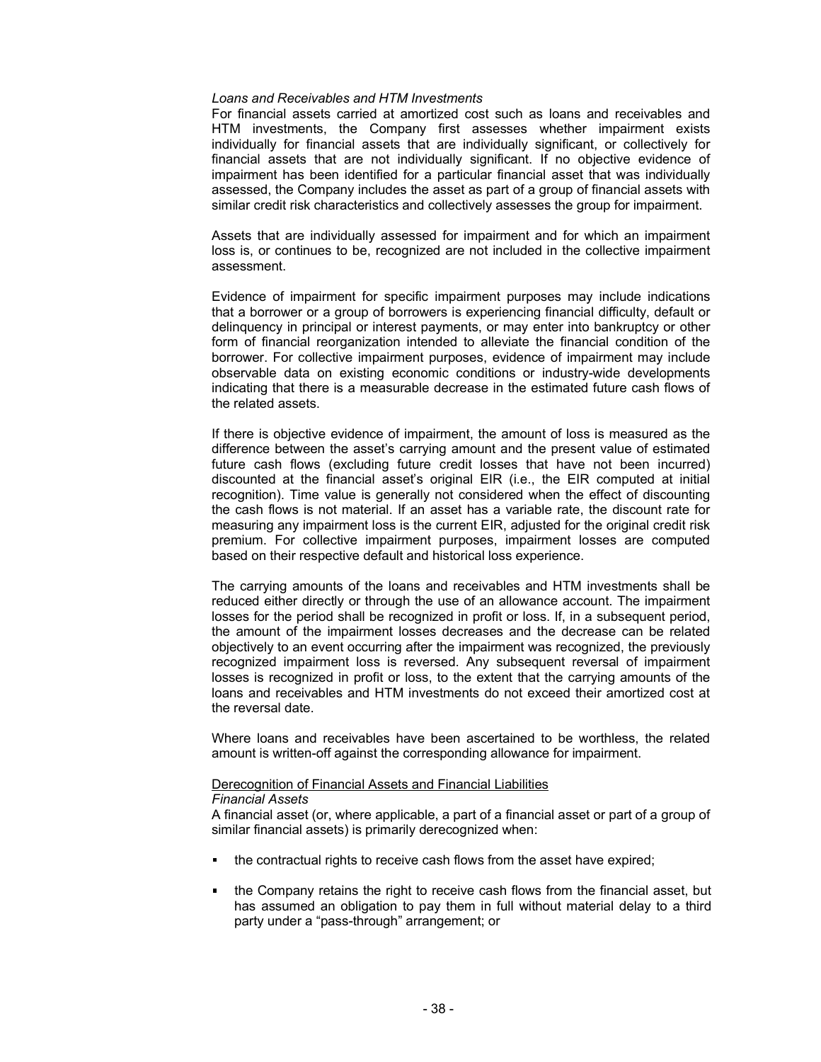*Loans and Receivables and HTM Investments*

For financial assets carried at amortized cost such as loans and receivables and HTM investments, the Company first assesses whether impairment exists individually for financial assets that are individually significant, or collectively for financial assets that are not individually significant. If no objective evidence of impairment has been identified for a particular financial asset that was individually assessed, the Company includes the asset as part of a group of financial assets with similar credit risk characteristics and collectively assesses the group for impairment.

Assets that are individually assessed for impairment and for which an impairment loss is, or continues to be, recognized are not included in the collective impairment assessment.

Evidence of impairment for specific impairment purposes may include indications that a borrower or a group of borrowers is experiencing financial difficulty, default or delinquency in principal or interest payments, or may enter into bankruptcy or other form of financial reorganization intended to alleviate the financial condition of the borrower. For collective impairment purposes, evidence of impairment may include observable data on existing economic conditions or industry-wide developments indicating that there is a measurable decrease in the estimated future cash flows of the related assets.

If there is objective evidence of impairment, the amount of loss is measured as the difference between the asset's carrying amount and the present value of estimated future cash flows (excluding future credit losses that have not been incurred) discounted at the financial asset's original EIR (i.e., the EIR computed at initial recognition). Time value is generally not considered when the effect of discounting the cash flows is not material. If an asset has a variable rate, the discount rate for measuring any impairment loss is the current EIR, adjusted for the original credit risk premium. For collective impairment purposes, impairment losses are computed based on their respective default and historical loss experience.

The carrying amounts of the loans and receivables and HTM investments shall be reduced either directly or through the use of an allowance account. The impairment losses for the period shall be recognized in profit or loss. If, in a subsequent period, the amount of the impairment losses decreases and the decrease can be related objectively to an event occurring after the impairment was recognized, the previously recognized impairment loss is reversed. Any subsequent reversal of impairment losses is recognized in profit or loss, to the extent that the carrying amounts of the loans and receivables and HTM investments do not exceed their amortized cost at the reversal date.

Where loans and receivables have been ascertained to be worthless, the related amount is written-off against the corresponding allowance for impairment.

<u>Derecognition of Financial Assets and Financial Liabilities</u>

*Financial Assets*

A financial asset (or, where applicable, a part of a financial asset or part of a group of similar financial assets) is primarily derecognized when:

- the contractual rights to receive cash flows from the asset have expired;
- the Company retains the right to receive cash flows from the financial asset, but has assumed an obligation to pay them in full without material delay to a third party under a "pass-through" arrangement; or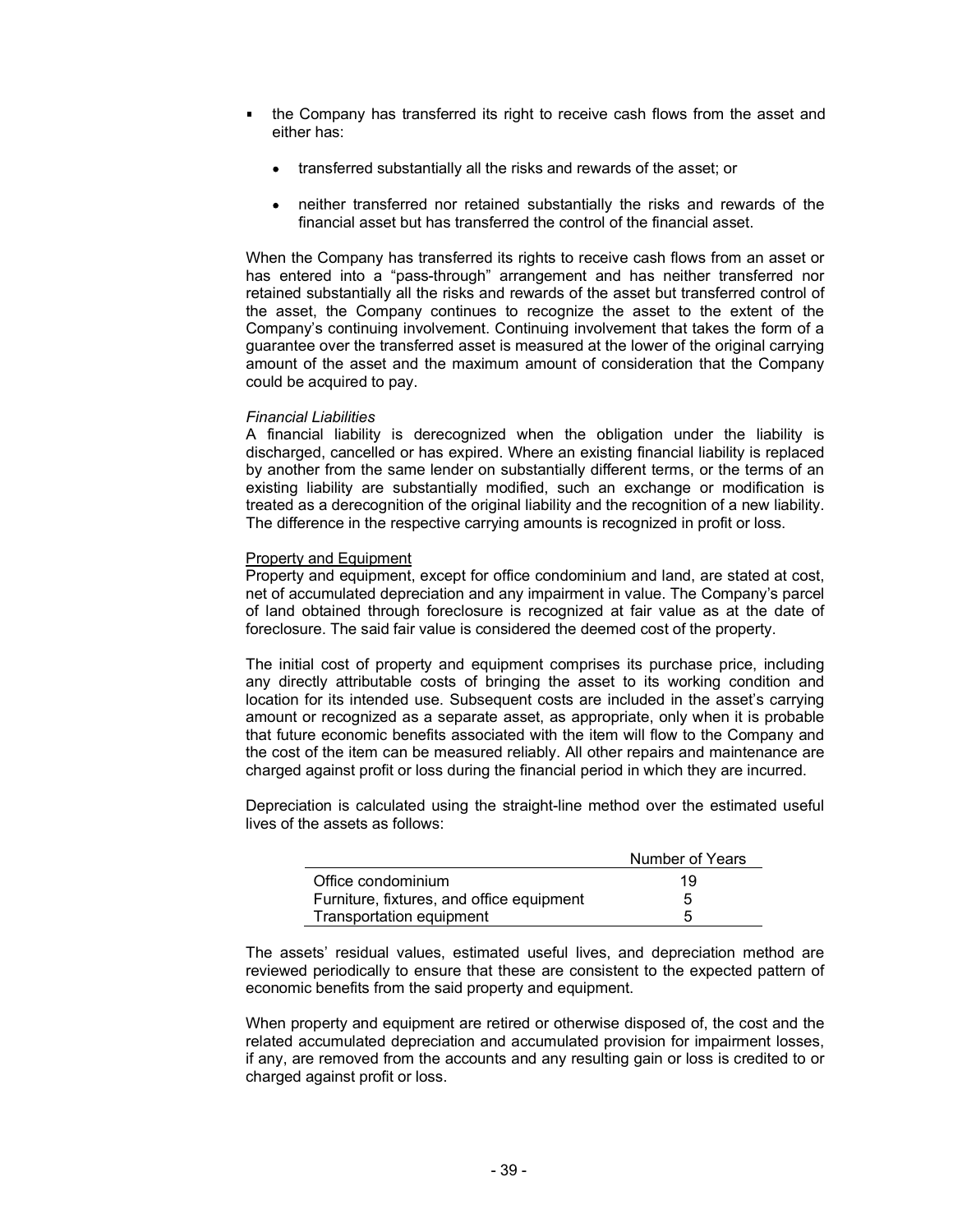- the Company has transferred its right to receive cash flows from the asset and either has:
  - transferred substantially all the risks and rewards of the asset; or
  - neither transferred nor retained substantially the risks and rewards of the financial asset but has transferred the control of the financial asset.

When the Company has transferred its rights to receive cash flows from an asset or has entered into a "pass-through" arrangement and has neither transferred nor retained substantially all the risks and rewards of the asset but transferred control of the asset, the Company continues to recognize the asset to the extent of the Company's continuing involvement. Continuing involvement that takes the form of a guarantee over the transferred asset is measured at the lower of the original carrying amount of the asset and the maximum amount of consideration that the Company could be acquired to pay.

*Financial Liabilities*
A financial liability is derecognized when the obligation under the liability is discharged, cancelled or has expired. Where an existing financial liability is replaced by another from the same lender on substantially different terms, or the terms of an existing liability are substantially modified, such an exchange or modification is treated as a derecognition of the original liability and the recognition of a new liability. The difference in the respective carrying amounts is recognized in profit or loss.

<u>Property and Equipment</u>
Property and equipment, except for office condominium and land, are stated at cost, net of accumulated depreciation and any impairment in value. The Company's parcel of land obtained through foreclosure is recognized at fair value as at the date of foreclosure. The said fair value is considered the deemed cost of the property.

The initial cost of property and equipment comprises its purchase price, including any directly attributable costs of bringing the asset to its working condition and location for its intended use. Subsequent costs are included in the asset's carrying amount or recognized as a separate asset, as appropriate, only when it is probable that future economic benefits associated with the item will flow to the Company and the cost of the item can be measured reliably. All other repairs and maintenance are charged against profit or loss during the financial period in which they are incurred.

Depreciation is calculated using the straight-line method over the estimated useful lives of the assets as follows:

| | Number of Years |
|---|---|
| Office condominium | 19 |
| Furniture, fixtures, and office equipment | 5 |
| Transportation equipment | 5 |

The assets' residual values, estimated useful lives, and depreciation method are reviewed periodically to ensure that these are consistent to the expected pattern of economic benefits from the said property and equipment.

When property and equipment are retired or otherwise disposed of, the cost and the related accumulated depreciation and accumulated provision for impairment losses, if any, are removed from the accounts and any resulting gain or loss is credited to or charged against profit or loss.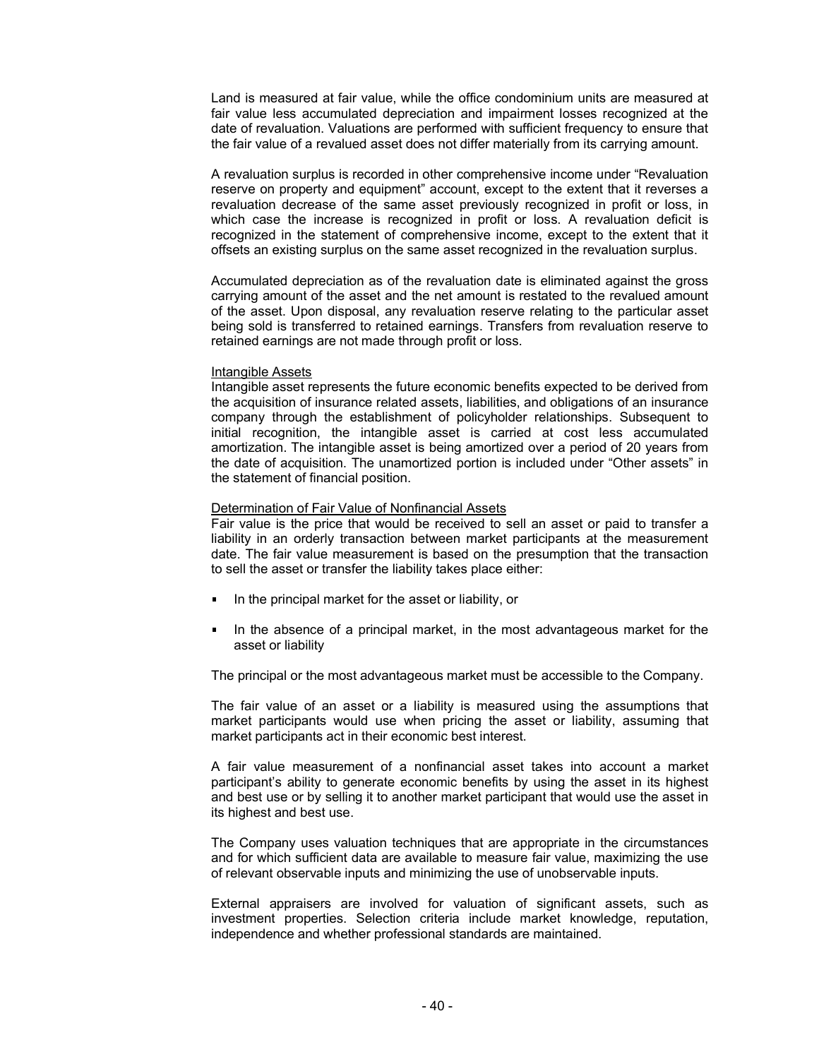Land is measured at fair value, while the office condominium units are measured at fair value less accumulated depreciation and impairment losses recognized at the date of revaluation. Valuations are performed with sufficient frequency to ensure that the fair value of a revalued asset does not differ materially from its carrying amount.

A revaluation surplus is recorded in other comprehensive income under "Revaluation reserve on property and equipment" account, except to the extent that it reverses a revaluation decrease of the same asset previously recognized in profit or loss, in which case the increase is recognized in profit or loss. A revaluation deficit is recognized in the statement of comprehensive income, except to the extent that it offsets an existing surplus on the same asset recognized in the revaluation surplus.

Accumulated depreciation as of the revaluation date is eliminated against the gross carrying amount of the asset and the net amount is restated to the revalued amount of the asset. Upon disposal, any revaluation reserve relating to the particular asset being sold is transferred to retained earnings. Transfers from revaluation reserve to retained earnings are not made through profit or loss.

Intangible Assets

Intangible asset represents the future economic benefits expected to be derived from the acquisition of insurance related assets, liabilities, and obligations of an insurance company through the establishment of policyholder relationships. Subsequent to initial recognition, the intangible asset is carried at cost less accumulated amortization. The intangible asset is being amortized over a period of 20 years from the date of acquisition. The unamortized portion is included under "Other assets" in the statement of financial position.

Determination of Fair Value of Nonfinancial Assets

Fair value is the price that would be received to sell an asset or paid to transfer a liability in an orderly transaction between market participants at the measurement date. The fair value measurement is based on the presumption that the transaction to sell the asset or transfer the liability takes place either:

- In the principal market for the asset or liability, or
- In the absence of a principal market, in the most advantageous market for the asset or liability

The principal or the most advantageous market must be accessible to the Company.

The fair value of an asset or a liability is measured using the assumptions that market participants would use when pricing the asset or liability, assuming that market participants act in their economic best interest.

A fair value measurement of a nonfinancial asset takes into account a market participant's ability to generate economic benefits by using the asset in its highest and best use or by selling it to another market participant that would use the asset in its highest and best use.

The Company uses valuation techniques that are appropriate in the circumstances and for which sufficient data are available to measure fair value, maximizing the use of relevant observable inputs and minimizing the use of unobservable inputs.

External appraisers are involved for valuation of significant assets, such as investment properties. Selection criteria include market knowledge, reputation, independence and whether professional standards are maintained.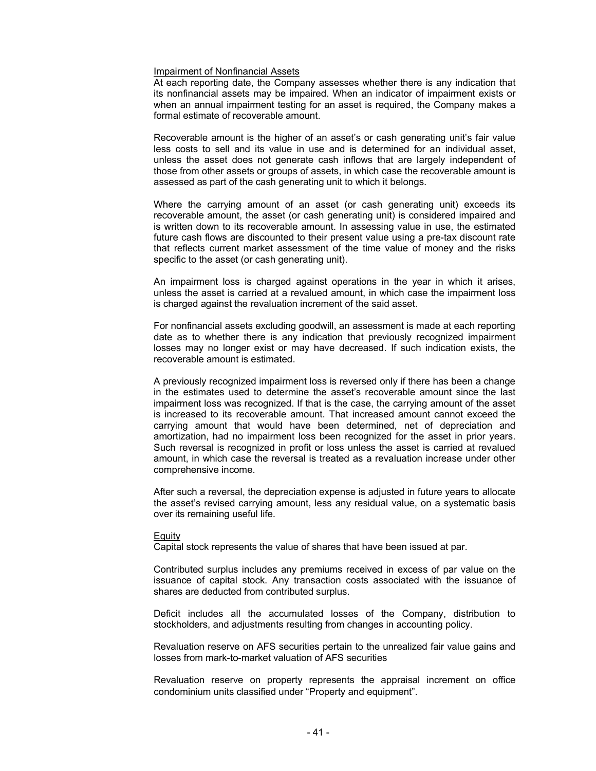### Impairment of Nonfinancial Assets

At each reporting date, the Company assesses whether there is any indication that its nonfinancial assets may be impaired. When an indicator of impairment exists or when an annual impairment testing for an asset is required, the Company makes a formal estimate of recoverable amount.

Recoverable amount is the higher of an asset's or cash generating unit's fair value less costs to sell and its value in use and is determined for an individual asset, unless the asset does not generate cash inflows that are largely independent of those from other assets or groups of assets, in which case the recoverable amount is assessed as part of the cash generating unit to which it belongs.

Where the carrying amount of an asset (or cash generating unit) exceeds its recoverable amount, the asset (or cash generating unit) is considered impaired and is written down to its recoverable amount. In assessing value in use, the estimated future cash flows are discounted to their present value using a pre-tax discount rate that reflects current market assessment of the time value of money and the risks specific to the asset (or cash generating unit).

An impairment loss is charged against operations in the year in which it arises, unless the asset is carried at a revalued amount, in which case the impairment loss is charged against the revaluation increment of the said asset.

For nonfinancial assets excluding goodwill, an assessment is made at each reporting date as to whether there is any indication that previously recognized impairment losses may no longer exist or may have decreased. If such indication exists, the recoverable amount is estimated.

A previously recognized impairment loss is reversed only if there has been a change in the estimates used to determine the asset's recoverable amount since the last impairment loss was recognized. If that is the case, the carrying amount of the asset is increased to its recoverable amount. That increased amount cannot exceed the carrying amount that would have been determined, net of depreciation and amortization, had no impairment loss been recognized for the asset in prior years. Such reversal is recognized in profit or loss unless the asset is carried at revalued amount, in which case the reversal is treated as a revaluation increase under other comprehensive income.

After such a reversal, the depreciation expense is adjusted in future years to allocate the asset's revised carrying amount, less any residual value, on a systematic basis over its remaining useful life.

### Equity

Capital stock represents the value of shares that have been issued at par.

Contributed surplus includes any premiums received in excess of par value on the issuance of capital stock. Any transaction costs associated with the issuance of shares are deducted from contributed surplus.

Deficit includes all the accumulated losses of the Company, distribution to stockholders, and adjustments resulting from changes in accounting policy.

Revaluation reserve on AFS securities pertain to the unrealized fair value gains and losses from mark-to-market valuation of AFS securities

Revaluation reserve on property represents the appraisal increment on office condominium units classified under "Property and equipment".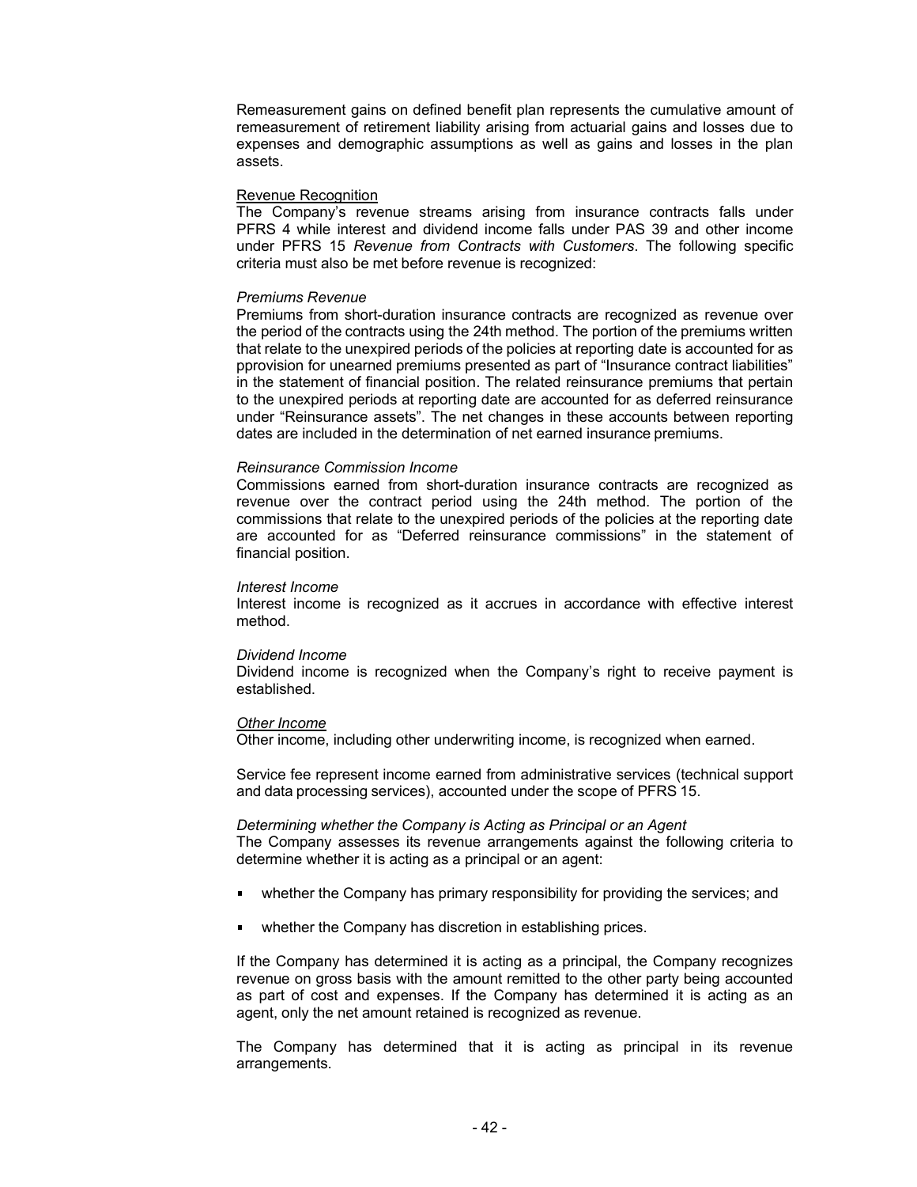Remeasurement gains on defined benefit plan represents the cumulative amount of remeasurement of retirement liability arising from actuarial gains and losses due to expenses and demographic assumptions as well as gains and losses in the plan assets.

Revenue Recognition

The Company's revenue streams arising from insurance contracts falls under PFRS 4 while interest and dividend income falls under PAS 39 and other income under PFRS 15 *Revenue from Contracts with Customers*. The following specific criteria must also be met before revenue is recognized:

*Premiums Revenue*

Premiums from short-duration insurance contracts are recognized as revenue over the period of the contracts using the 24th method. The portion of the premiums written that relate to the unexpired periods of the policies at reporting date is accounted for as pprovision for unearned premiums presented as part of "Insurance contract liabilities" in the statement of financial position. The related reinsurance premiums that pertain to the unexpired periods at reporting date are accounted for as deferred reinsurance under "Reinsurance assets". The net changes in these accounts between reporting dates are included in the determination of net earned insurance premiums.

*Reinsurance Commission Income*

Commissions earned from short-duration insurance contracts are recognized as revenue over the contract period using the 24th method. The portion of the commissions that relate to the unexpired periods of the policies at the reporting date are accounted for as "Deferred reinsurance commissions" in the statement of financial position.

*Interest Income*

Interest income is recognized as it accrues in accordance with effective interest method.

*Dividend Income*

Dividend income is recognized when the Company's right to receive payment is established.

*Other Income*

Other income, including other underwriting income, is recognized when earned.

Service fee represent income earned from administrative services (technical support and data processing services), accounted under the scope of PFRS 15.

*Determining whether the Company is Acting as Principal or an Agent*

The Company assesses its revenue arrangements against the following criteria to determine whether it is acting as a principal or an agent:

- whether the Company has primary responsibility for providing the services; and
- whether the Company has discretion in establishing prices.

If the Company has determined it is acting as a principal, the Company recognizes revenue on gross basis with the amount remitted to the other party being accounted as part of cost and expenses. If the Company has determined it is acting as an agent, only the net amount retained is recognized as revenue.

The Company has determined that it is acting as principal in its revenue arrangements.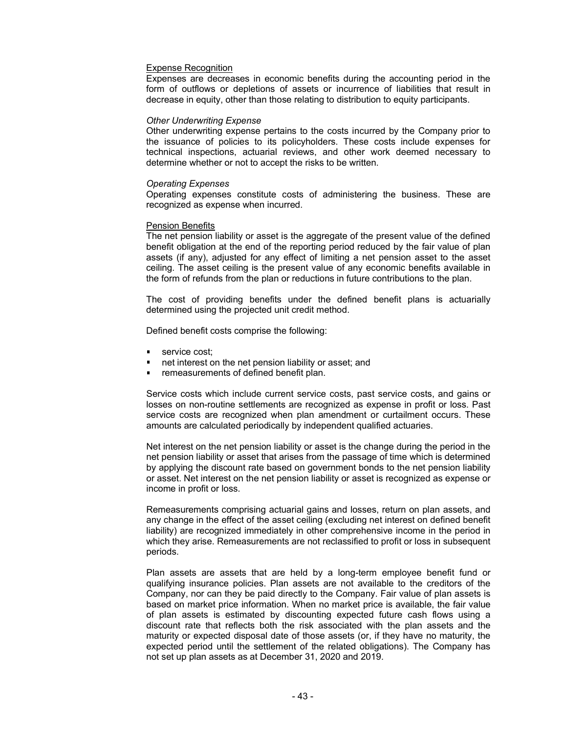Expense Recognition

Expenses are decreases in economic benefits during the accounting period in the form of outflows or depletions of assets or incurrence of liabilities that result in decrease in equity, other than those relating to distribution to equity participants.

*Other Underwriting Expense*

Other underwriting expense pertains to the costs incurred by the Company prior to the issuance of policies to its policyholders. These costs include expenses for technical inspections, actuarial reviews, and other work deemed necessary to determine whether or not to accept the risks to be written.

*Operating Expenses*

Operating expenses constitute costs of administering the business. These are recognized as expense when incurred.

Pension Benefits

The net pension liability or asset is the aggregate of the present value of the defined benefit obligation at the end of the reporting period reduced by the fair value of plan assets (if any), adjusted for any effect of limiting a net pension asset to the asset ceiling. The asset ceiling is the present value of any economic benefits available in the form of refunds from the plan or reductions in future contributions to the plan.

The cost of providing benefits under the defined benefit plans is actuarially determined using the projected unit credit method.

Defined benefit costs comprise the following:

- service cost;
- net interest on the net pension liability or asset; and
- remeasurements of defined benefit plan.

Service costs which include current service costs, past service costs, and gains or losses on non-routine settlements are recognized as expense in profit or loss. Past service costs are recognized when plan amendment or curtailment occurs. These amounts are calculated periodically by independent qualified actuaries.

Net interest on the net pension liability or asset is the change during the period in the net pension liability or asset that arises from the passage of time which is determined by applying the discount rate based on government bonds to the net pension liability or asset. Net interest on the net pension liability or asset is recognized as expense or income in profit or loss.

Remeasurements comprising actuarial gains and losses, return on plan assets, and any change in the effect of the asset ceiling (excluding net interest on defined benefit liability) are recognized immediately in other comprehensive income in the period in which they arise. Remeasurements are not reclassified to profit or loss in subsequent periods.

Plan assets are assets that are held by a long-term employee benefit fund or qualifying insurance policies. Plan assets are not available to the creditors of the Company, nor can they be paid directly to the Company. Fair value of plan assets is based on market price information. When no market price is available, the fair value of plan assets is estimated by discounting expected future cash flows using a discount rate that reflects both the risk associated with the plan assets and the maturity or expected disposal date of those assets (or, if they have no maturity, the expected period until the settlement of the related obligations). The Company has not set up plan assets as at December 31, 2020 and 2019.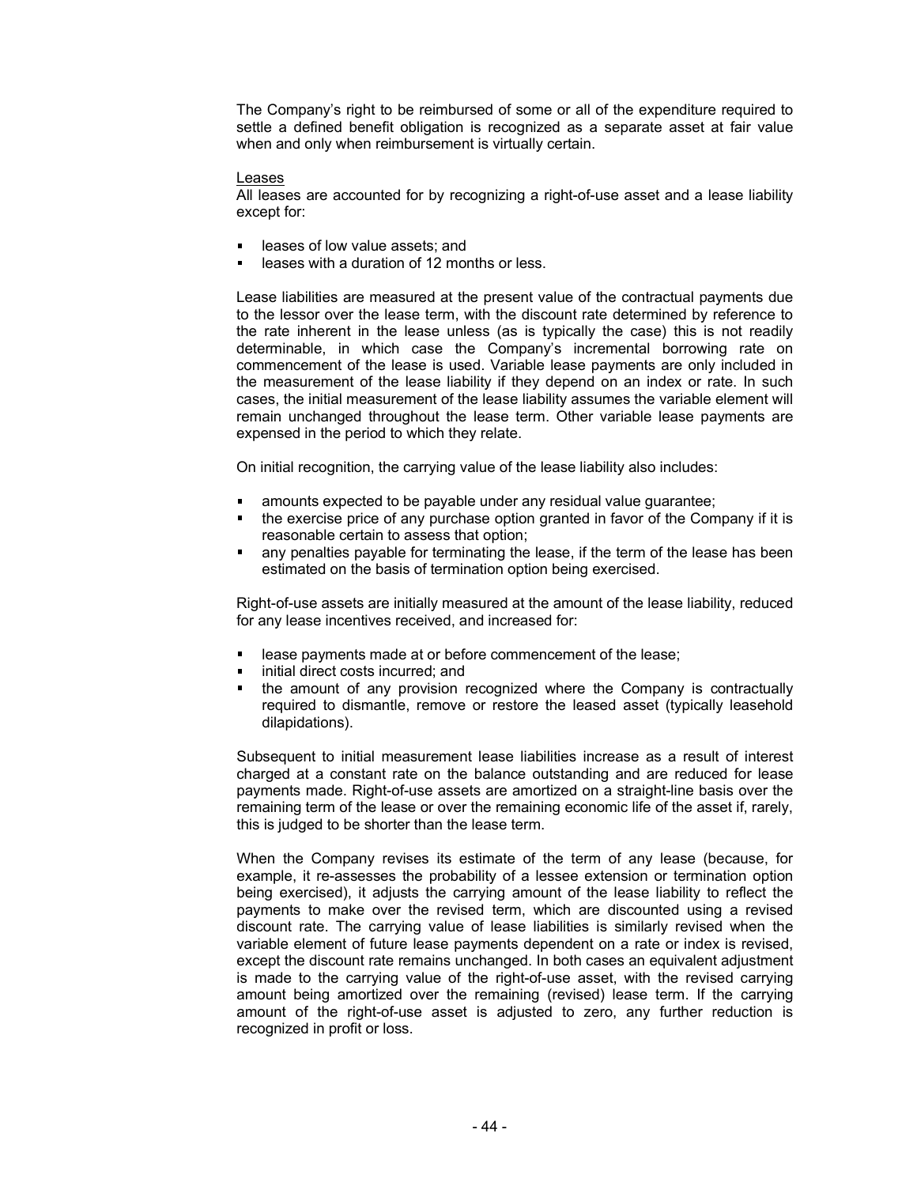The Company's right to be reimbursed of some or all of the expenditure required to settle a defined benefit obligation is recognized as a separate asset at fair value when and only when reimbursement is virtually certain.

Leases

All leases are accounted for by recognizing a right-of-use asset and a lease liability except for:

- leases of low value assets; and
- leases with a duration of 12 months or less.

Lease liabilities are measured at the present value of the contractual payments due to the lessor over the lease term, with the discount rate determined by reference to the rate inherent in the lease unless (as is typically the case) this is not readily determinable, in which case the Company's incremental borrowing rate on commencement of the lease is used. Variable lease payments are only included in the measurement of the lease liability if they depend on an index or rate. In such cases, the initial measurement of the lease liability assumes the variable element will remain unchanged throughout the lease term. Other variable lease payments are expensed in the period to which they relate.

On initial recognition, the carrying value of the lease liability also includes:

- amounts expected to be payable under any residual value guarantee;
- the exercise price of any purchase option granted in favor of the Company if it is reasonable certain to assess that option;
- any penalties payable for terminating the lease, if the term of the lease has been estimated on the basis of termination option being exercised.

Right-of-use assets are initially measured at the amount of the lease liability, reduced for any lease incentives received, and increased for:

- lease payments made at or before commencement of the lease;
- initial direct costs incurred; and
- the amount of any provision recognized where the Company is contractually required to dismantle, remove or restore the leased asset (typically leasehold dilapidations).

Subsequent to initial measurement lease liabilities increase as a result of interest charged at a constant rate on the balance outstanding and are reduced for lease payments made. Right-of-use assets are amortized on a straight-line basis over the remaining term of the lease or over the remaining economic life of the asset if, rarely, this is judged to be shorter than the lease term.

When the Company revises its estimate of the term of any lease (because, for example, it re-assesses the probability of a lessee extension or termination option being exercised), it adjusts the carrying amount of the lease liability to reflect the payments to make over the revised term, which are discounted using a revised discount rate. The carrying value of lease liabilities is similarly revised when the variable element of future lease payments dependent on a rate or index is revised, except the discount rate remains unchanged. In both cases an equivalent adjustment is made to the carrying value of the right-of-use asset, with the revised carrying amount being amortized over the remaining (revised) lease term. If the carrying amount of the right-of-use asset is adjusted to zero, any further reduction is recognized in profit or loss.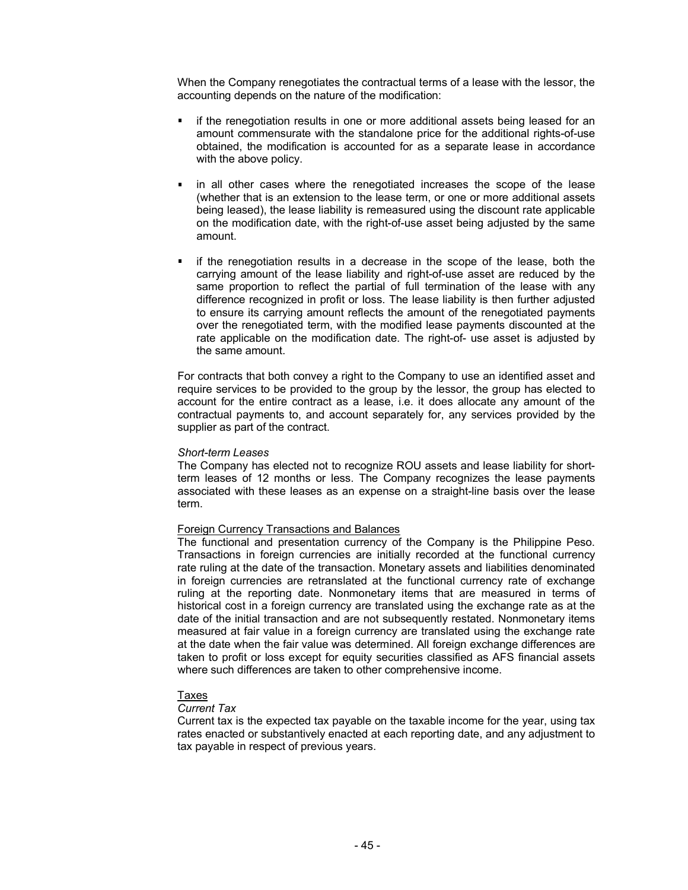When the Company renegotiates the contractual terms of a lease with the lessor, the accounting depends on the nature of the modification:

- if the renegotiation results in one or more additional assets being leased for an amount commensurate with the standalone price for the additional rights-of-use obtained, the modification is accounted for as a separate lease in accordance with the above policy.

- in all other cases where the renegotiated increases the scope of the lease (whether that is an extension to the lease term, or one or more additional assets being leased), the lease liability is remeasured using the discount rate applicable on the modification date, with the right-of-use asset being adjusted by the same amount.

- if the renegotiation results in a decrease in the scope of the lease, both the carrying amount of the lease liability and right-of-use asset are reduced by the same proportion to reflect the partial of full termination of the lease with any difference recognized in profit or loss. The lease liability is then further adjusted to ensure its carrying amount reflects the amount of the renegotiated payments over the renegotiated term, with the modified lease payments discounted at the rate applicable on the modification date. The right-of- use asset is adjusted by the same amount.

For contracts that both convey a right to the Company to use an identified asset and require services to be provided to the group by the lessor, the group has elected to account for the entire contract as a lease, i.e. it does allocate any amount of the contractual payments to, and account separately for, any services provided by the supplier as part of the contract.

*Short-term Leases*
The Company has elected not to recognize ROU assets and lease liability for short-term leases of 12 months or less. The Company recognizes the lease payments associated with these leases as an expense on a straight-line basis over the lease term.

Foreign Currency Transactions and Balances
The functional and presentation currency of the Company is the Philippine Peso. Transactions in foreign currencies are initially recorded at the functional currency rate ruling at the date of the transaction. Monetary assets and liabilities denominated in foreign currencies are retranslated at the functional currency rate of exchange ruling at the reporting date. Nonmonetary items that are measured in terms of historical cost in a foreign currency are translated using the exchange rate as at the date of the initial transaction and are not subsequently restated. Nonmonetary items measured at fair value in a foreign currency are translated using the exchange rate at the date when the fair value was determined. All foreign exchange differences are taken to profit or loss except for equity securities classified as AFS financial assets where such differences are taken to other comprehensive income.

Taxes
*Current Tax*
Current tax is the expected tax payable on the taxable income for the year, using tax rates enacted or substantively enacted at each reporting date, and any adjustment to tax payable in respect of previous years.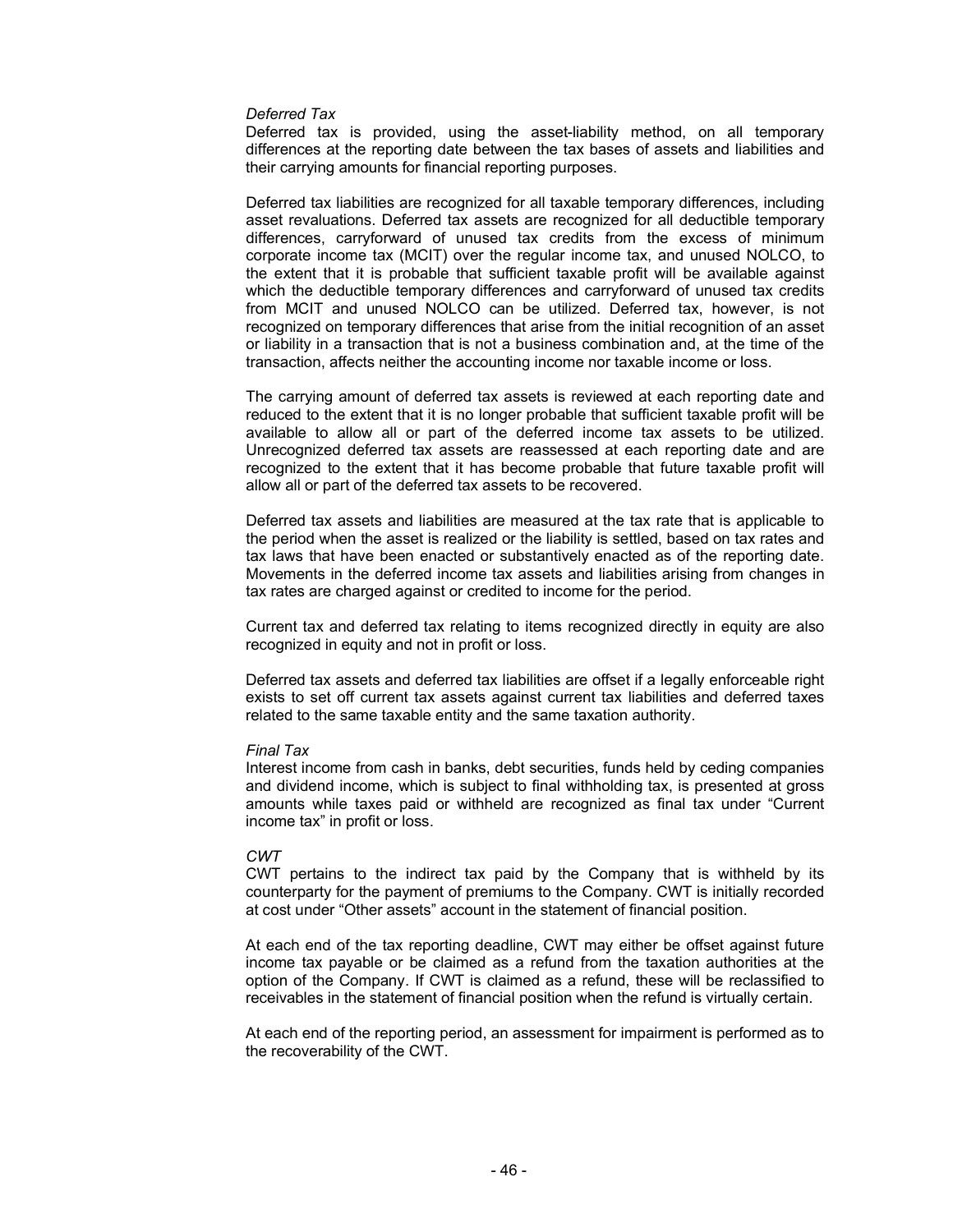*Deferred Tax*

Deferred tax is provided, using the asset-liability method, on all temporary differences at the reporting date between the tax bases of assets and liabilities and their carrying amounts for financial reporting purposes.

Deferred tax liabilities are recognized for all taxable temporary differences, including asset revaluations. Deferred tax assets are recognized for all deductible temporary differences, carryforward of unused tax credits from the excess of minimum corporate income tax (MCIT) over the regular income tax, and unused NOLCO, to the extent that it is probable that sufficient taxable profit will be available against which the deductible temporary differences and carryforward of unused tax credits from MCIT and unused NOLCO can be utilized. Deferred tax, however, is not recognized on temporary differences that arise from the initial recognition of an asset or liability in a transaction that is not a business combination and, at the time of the transaction, affects neither the accounting income nor taxable income or loss.

The carrying amount of deferred tax assets is reviewed at each reporting date and reduced to the extent that it is no longer probable that sufficient taxable profit will be available to allow all or part of the deferred income tax assets to be utilized. Unrecognized deferred tax assets are reassessed at each reporting date and are recognized to the extent that it has become probable that future taxable profit will allow all or part of the deferred tax assets to be recovered.

Deferred tax assets and liabilities are measured at the tax rate that is applicable to the period when the asset is realized or the liability is settled, based on tax rates and tax laws that have been enacted or substantively enacted as of the reporting date. Movements in the deferred income tax assets and liabilities arising from changes in tax rates are charged against or credited to income for the period.

Current tax and deferred tax relating to items recognized directly in equity are also recognized in equity and not in profit or loss.

Deferred tax assets and deferred tax liabilities are offset if a legally enforceable right exists to set off current tax assets against current tax liabilities and deferred taxes related to the same taxable entity and the same taxation authority.

*Final Tax*

Interest income from cash in banks, debt securities, funds held by ceding companies and dividend income, which is subject to final withholding tax, is presented at gross amounts while taxes paid or withheld are recognized as final tax under "Current income tax" in profit or loss.

*CWT*

CWT pertains to the indirect tax paid by the Company that is withheld by its counterparty for the payment of premiums to the Company. CWT is initially recorded at cost under "Other assets" account in the statement of financial position.

At each end of the tax reporting deadline, CWT may either be offset against future income tax payable or be claimed as a refund from the taxation authorities at the option of the Company. If CWT is claimed as a refund, these will be reclassified to receivables in the statement of financial position when the refund is virtually certain.

At each end of the reporting period, an assessment for impairment is performed as to the recoverability of the CWT.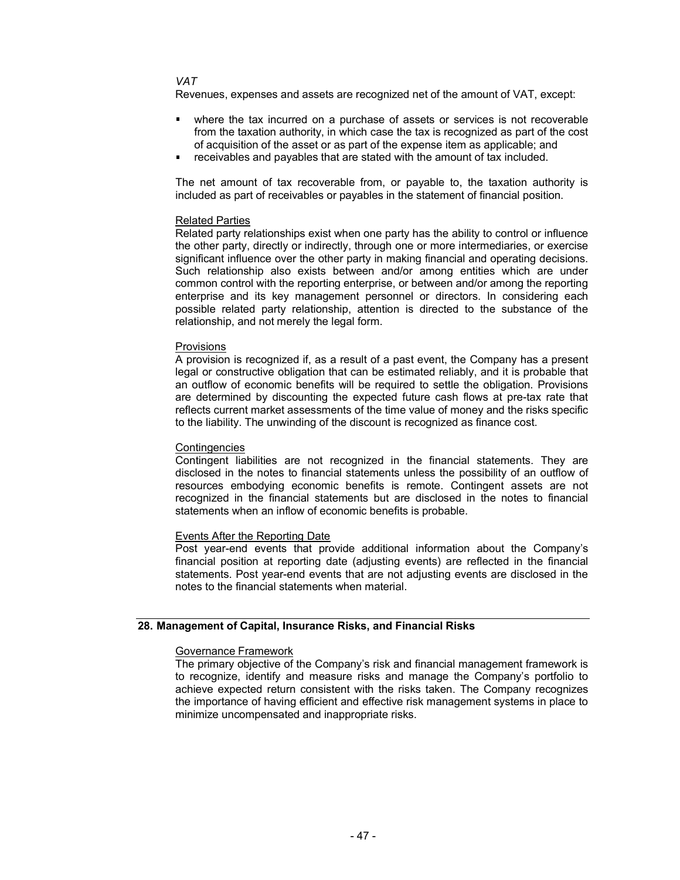*VAT*

Revenues, expenses and assets are recognized net of the amount of VAT, except:

- where the tax incurred on a purchase of assets or services is not recoverable from the taxation authority, in which case the tax is recognized as part of the cost of acquisition of the asset or as part of the expense item as applicable; and
- receivables and payables that are stated with the amount of tax included.

The net amount of tax recoverable from, or payable to, the taxation authority is included as part of receivables or payables in the statement of financial position.

Related Parties

Related party relationships exist when one party has the ability to control or influence the other party, directly or indirectly, through one or more intermediaries, or exercise significant influence over the other party in making financial and operating decisions. Such relationship also exists between and/or among entities which are under common control with the reporting enterprise, or between and/or among the reporting enterprise and its key management personnel or directors. In considering each possible related party relationship, attention is directed to the substance of the relationship, and not merely the legal form.

Provisions

A provision is recognized if, as a result of a past event, the Company has a present legal or constructive obligation that can be estimated reliably, and it is probable that an outflow of economic benefits will be required to settle the obligation. Provisions are determined by discounting the expected future cash flows at pre-tax rate that reflects current market assessments of the time value of money and the risks specific to the liability. The unwinding of the discount is recognized as finance cost.

Contingencies

Contingent liabilities are not recognized in the financial statements. They are disclosed in the notes to financial statements unless the possibility of an outflow of resources embodying economic benefits is remote. Contingent assets are not recognized in the financial statements but are disclosed in the notes to financial statements when an inflow of economic benefits is probable.

Events After the Reporting Date

Post year-end events that provide additional information about the Company's financial position at reporting date (adjusting events) are reflected in the financial statements. Post year-end events that are not adjusting events are disclosed in the notes to the financial statements when material.

## 28. Management of Capital, Insurance Risks, and Financial Risks

Governance Framework

The primary objective of the Company's risk and financial management framework is to recognize, identify and measure risks and manage the Company's portfolio to achieve expected return consistent with the risks taken. The Company recognizes the importance of having efficient and effective risk management systems in place to minimize uncompensated and inappropriate risks.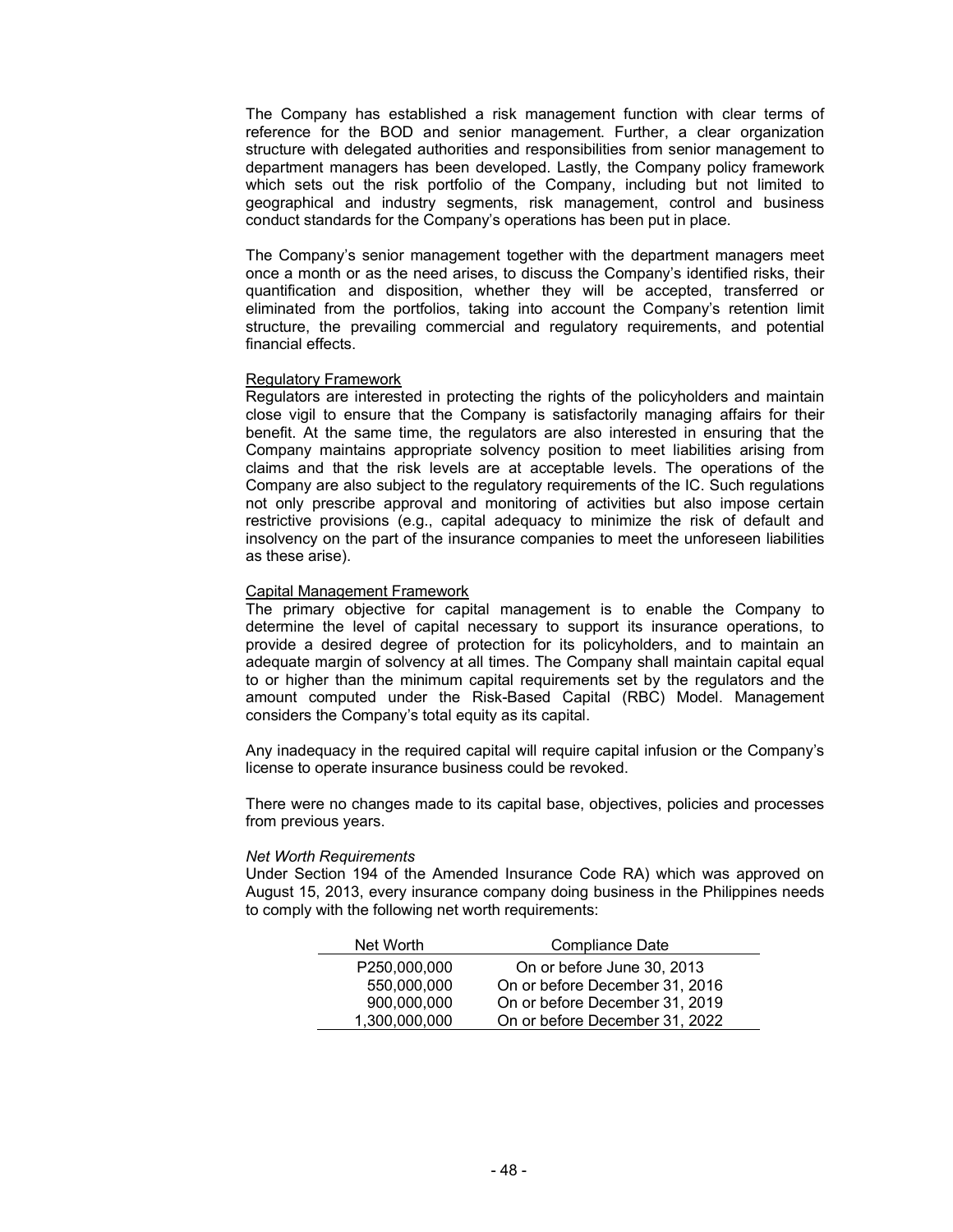The Company has established a risk management function with clear terms of reference for the BOD and senior management. Further, a clear organization structure with delegated authorities and responsibilities from senior management to department managers has been developed. Lastly, the Company policy framework which sets out the risk portfolio of the Company, including but not limited to geographical and industry segments, risk management, control and business conduct standards for the Company's operations has been put in place.

The Company's senior management together with the department managers meet once a month or as the need arises, to discuss the Company's identified risks, their quantification and disposition, whether they will be accepted, transferred or eliminated from the portfolios, taking into account the Company's retention limit structure, the prevailing commercial and regulatory requirements, and potential financial effects.

Regulatory Framework

Regulators are interested in protecting the rights of the policyholders and maintain close vigil to ensure that the Company is satisfactorily managing affairs for their benefit. At the same time, the regulators are also interested in ensuring that the Company maintains appropriate solvency position to meet liabilities arising from claims and that the risk levels are at acceptable levels. The operations of the Company are also subject to the regulatory requirements of the IC. Such regulations not only prescribe approval and monitoring of activities but also impose certain restrictive provisions (e.g., capital adequacy to minimize the risk of default and insolvency on the part of the insurance companies to meet the unforeseen liabilities as these arise).

Capital Management Framework

The primary objective for capital management is to enable the Company to determine the level of capital necessary to support its insurance operations, to provide a desired degree of protection for its policyholders, and to maintain an adequate margin of solvency at all times. The Company shall maintain capital equal to or higher than the minimum capital requirements set by the regulators and the amount computed under the Risk-Based Capital (RBC) Model. Management considers the Company's total equity as its capital.

Any inadequacy in the required capital will require capital infusion or the Company's license to operate insurance business could be revoked.

There were no changes made to its capital base, objectives, policies and processes from previous years.

*Net Worth Requirements*

Under Section 194 of the Amended Insurance Code RA) which was approved on August 15, 2013, every insurance company doing business in the Philippines needs to comply with the following net worth requirements:

| Net Worth | Compliance Date |
|---|---|
| P250,000,000 | On or before June 30, 2013 |
| 550,000,000 | On or before December 31, 2016 |
| 900,000,000 | On or before December 31, 2019 |
| 1,300,000,000 | On or before December 31, 2022 |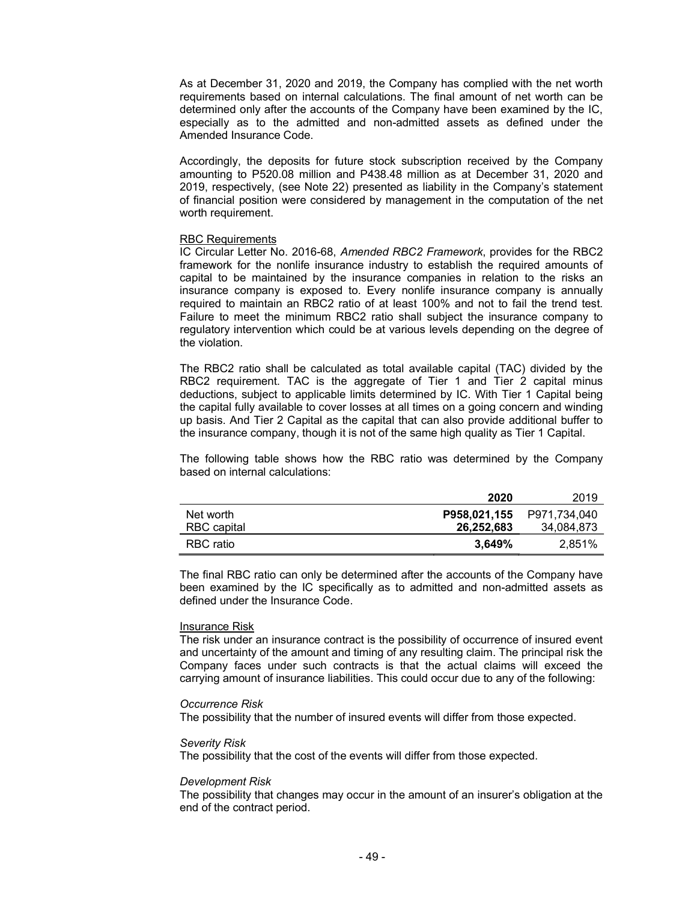As at December 31, 2020 and 2019, the Company has complied with the net worth requirements based on internal calculations. The final amount of net worth can be determined only after the accounts of the Company have been examined by the IC, especially as to the admitted and non-admitted assets as defined under the Amended Insurance Code.

Accordingly, the deposits for future stock subscription received by the Company amounting to P520.08 million and P438.48 million as at December 31, 2020 and 2019, respectively, (see Note 22) presented as liability in the Company's statement of financial position were considered by management in the computation of the net worth requirement.

RBC Requirements

IC Circular Letter No. 2016-68, *Amended RBC2 Framework*, provides for the RBC2 framework for the nonlife insurance industry to establish the required amounts of capital to be maintained by the insurance companies in relation to the risks an insurance company is exposed to. Every nonlife insurance company is annually required to maintain an RBC2 ratio of at least 100% and not to fail the trend test. Failure to meet the minimum RBC2 ratio shall subject the insurance company to regulatory intervention which could be at various levels depending on the degree of the violation.

The RBC2 ratio shall be calculated as total available capital (TAC) divided by the RBC2 requirement. TAC is the aggregate of Tier 1 and Tier 2 capital minus deductions, subject to applicable limits determined by IC. With Tier 1 Capital being the capital fully available to cover losses at all times on a going concern and winding up basis. And Tier 2 Capital as the capital that can also provide additional buffer to the insurance company, though it is not of the same high quality as Tier 1 Capital.

The following table shows how the RBC ratio was determined by the Company based on internal calculations:

| | **2020** | 2019 |
|---|---|---|
| Net worth | **P958,021,155** | P971,734,040 |
| RBC capital | **26,252,683** | 34,084,873 |
| RBC ratio | **3,649%** | 2,851% |

The final RBC ratio can only be determined after the accounts of the Company have been examined by the IC specifically as to admitted and non-admitted assets as defined under the Insurance Code.

Insurance Risk

The risk under an insurance contract is the possibility of occurrence of insured event and uncertainty of the amount and timing of any resulting claim. The principal risk the Company faces under such contracts is that the actual claims will exceed the carrying amount of insurance liabilities. This could occur due to any of the following:

*Occurrence Risk*

The possibility that the number of insured events will differ from those expected.

*Severity Risk*

The possibility that the cost of the events will differ from those expected.

*Development Risk*

The possibility that changes may occur in the amount of an insurer's obligation at the end of the contract period.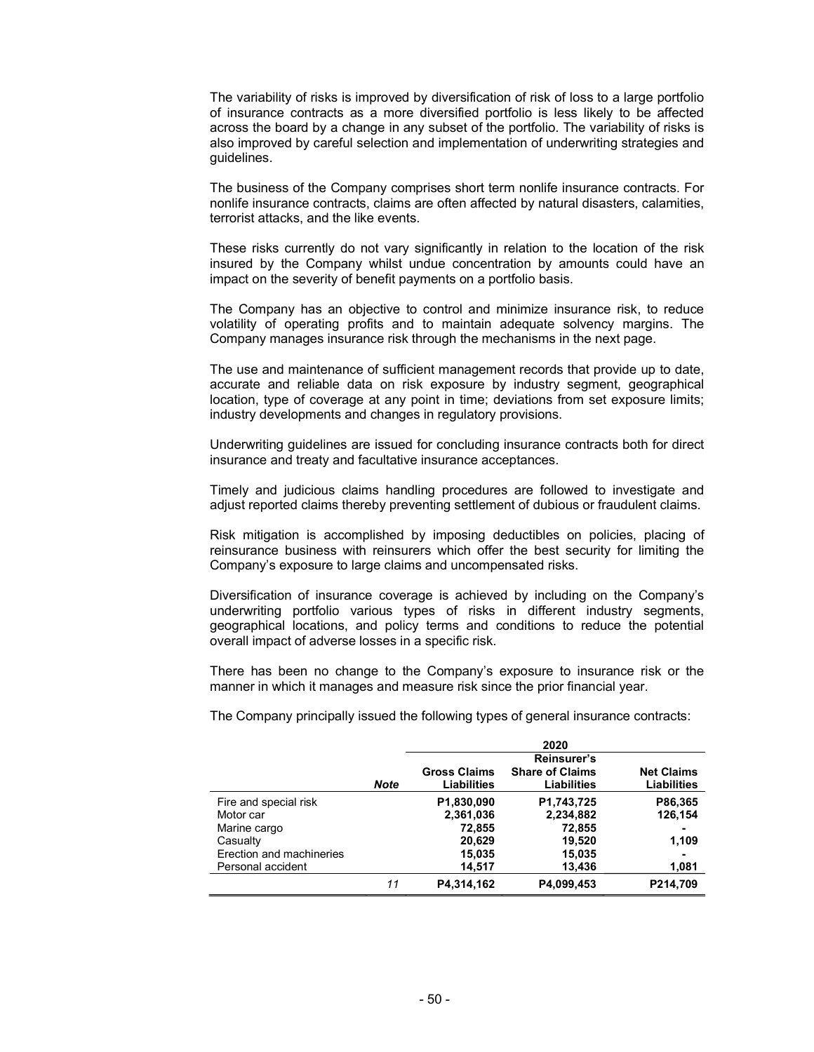The variability of risks is improved by diversification of risk of loss to a large portfolio of insurance contracts as a more diversified portfolio is less likely to be affected across the board by a change in any subset of the portfolio. The variability of risks is also improved by careful selection and implementation of underwriting strategies and guidelines.

The business of the Company comprises short term nonlife insurance contracts. For nonlife insurance contracts, claims are often affected by natural disasters, calamities, terrorist attacks, and the like events.

These risks currently do not vary significantly in relation to the location of the risk insured by the Company whilst undue concentration by amounts could have an impact on the severity of benefit payments on a portfolio basis.

The Company has an objective to control and minimize insurance risk, to reduce volatility of operating profits and to maintain adequate solvency margins. The Company manages insurance risk through the mechanisms in the next page.

The use and maintenance of sufficient management records that provide up to date, accurate and reliable data on risk exposure by industry segment, geographical location, type of coverage at any point in time; deviations from set exposure limits; industry developments and changes in regulatory provisions.

Underwriting guidelines are issued for concluding insurance contracts both for direct insurance and treaty and facultative insurance acceptances.

Timely and judicious claims handling procedures are followed to investigate and adjust reported claims thereby preventing settlement of dubious or fraudulent claims.

Risk mitigation is accomplished by imposing deductibles on policies, placing of reinsurance business with reinsurers which offer the best security for limiting the Company's exposure to large claims and uncompensated risks.

Diversification of insurance coverage is achieved by including on the Company's underwriting portfolio various types of risks in different industry segments, geographical locations, and policy terms and conditions to reduce the potential overall impact of adverse losses in a specific risk.

There has been no change to the Company's exposure to insurance risk or the manner in which it manages and measure risk since the prior financial year.

The Company principally issued the following types of general insurance contracts:

| | | 2020 | | |
|---|---|---|---|---|
| | *Note* | **Gross Claims Liabilities** | **Reinsurer's Share of Claims Liabilities** | **Net Claims Liabilities** |
| Fire and special risk | | P1,830,090 | P1,743,725 | P86,365 |
| Motor car | | 2,361,036 | 2,234,882 | 126,154 |
| Marine cargo | | 72,855 | 72,855 | - |
| Casualty | | 20,629 | 19,520 | 1,109 |
| Erection and machineries | | 15,035 | 15,035 | - |
| Personal accident | | 14,517 | 13,436 | 1,081 |
| | *11* | **P4,314,162** | **P4,099,453** | **P214,709** |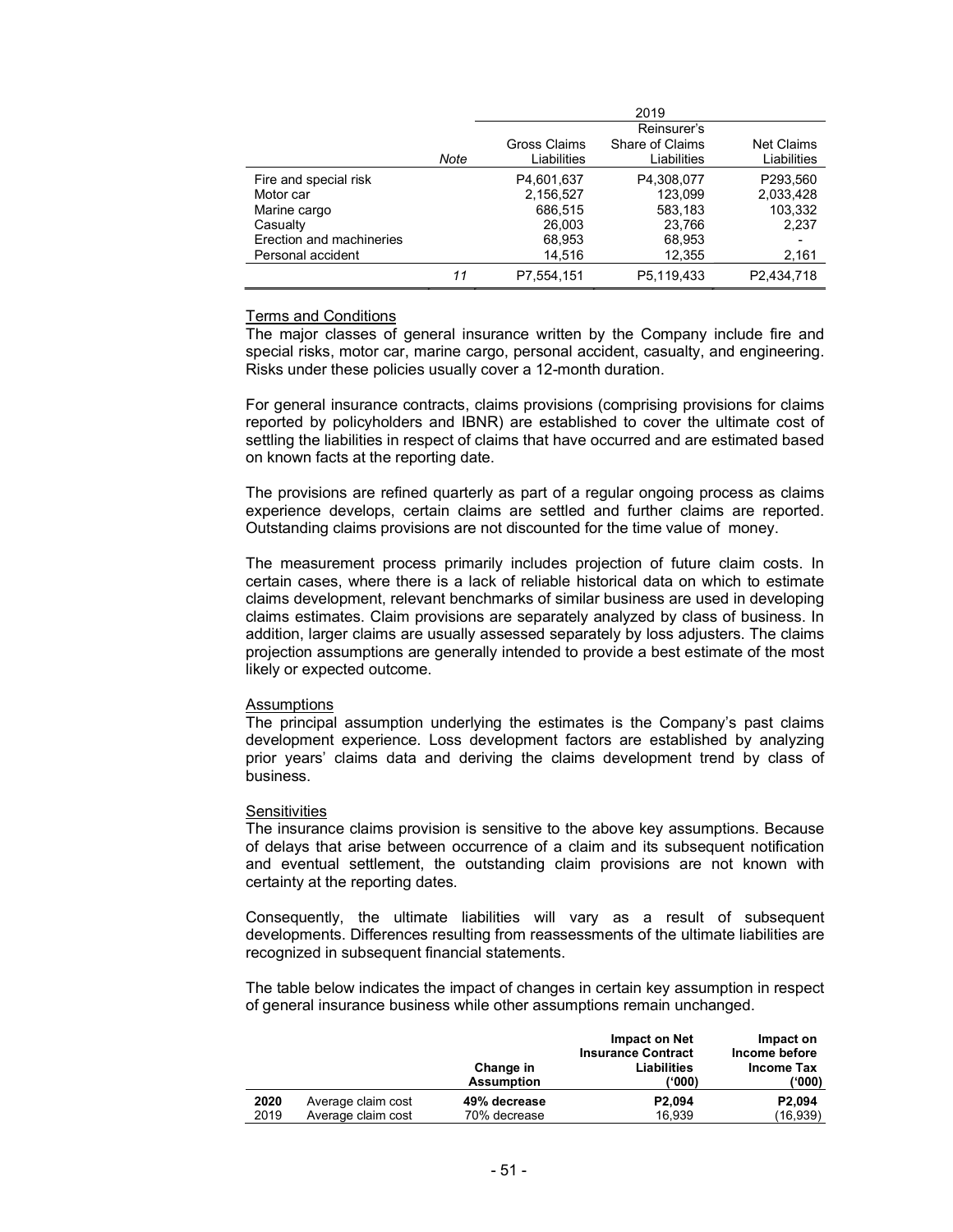| | | 2019 | | |
|---|---|---|---|---|
| | Note | Gross Claims Liabilities | Reinsurer's Share of Claims Liabilities | Net Claims Liabilities |
| Fire and special risk | | P4,601,637 | P4,308,077 | P293,560 |
| Motor car | | 2,156,527 | 123,099 | 2,033,428 |
| Marine cargo | | 686,515 | 583,183 | 103,332 |
| Casualty | | 26,003 | 23,766 | 2,237 |
| Erection and machineries | | 68,953 | 68,953 | - |
| Personal accident | | 14,516 | 12,355 | 2,161 |
| | 11 | P7,554,151 | P5,119,433 | P2,434,718 |

Terms and Conditions

The major classes of general insurance written by the Company include fire and special risks, motor car, marine cargo, personal accident, casualty, and engineering. Risks under these policies usually cover a 12-month duration.

For general insurance contracts, claims provisions (comprising provisions for claims reported by policyholders and IBNR) are established to cover the ultimate cost of settling the liabilities in respect of claims that have occurred and are estimated based on known facts at the reporting date.

The provisions are refined quarterly as part of a regular ongoing process as claims experience develops, certain claims are settled and further claims are reported. Outstanding claims provisions are not discounted for the time value of money.

The measurement process primarily includes projection of future claim costs. In certain cases, where there is a lack of reliable historical data on which to estimate claims development, relevant benchmarks of similar business are used in developing claims estimates. Claim provisions are separately analyzed by class of business. In addition, larger claims are usually assessed separately by loss adjusters. The claims projection assumptions are generally intended to provide a best estimate of the most likely or expected outcome.

Assumptions

The principal assumption underlying the estimates is the Company's past claims development experience. Loss development factors are established by analyzing prior years' claims data and deriving the claims development trend by class of business.

Sensitivities

The insurance claims provision is sensitive to the above key assumptions. Because of delays that arise between occurrence of a claim and its subsequent notification and eventual settlement, the outstanding claim provisions are not known with certainty at the reporting dates.

Consequently, the ultimate liabilities will vary as a result of subsequent developments. Differences resulting from reassessments of the ultimate liabilities are recognized in subsequent financial statements.

The table below indicates the impact of changes in certain key assumption in respect of general insurance business while other assumptions remain unchanged.

| | | Change in Assumption | Impact on Net Insurance Contract Liabilities ('000) | Impact on Income before Income Tax ('000) |
|---|---|---|---|---|
| **2020** | Average claim cost | **49% decrease** | **P2,094** | **P2,094** |
| 2019 | Average claim cost | 70% decrease | 16,939 | (16,939) |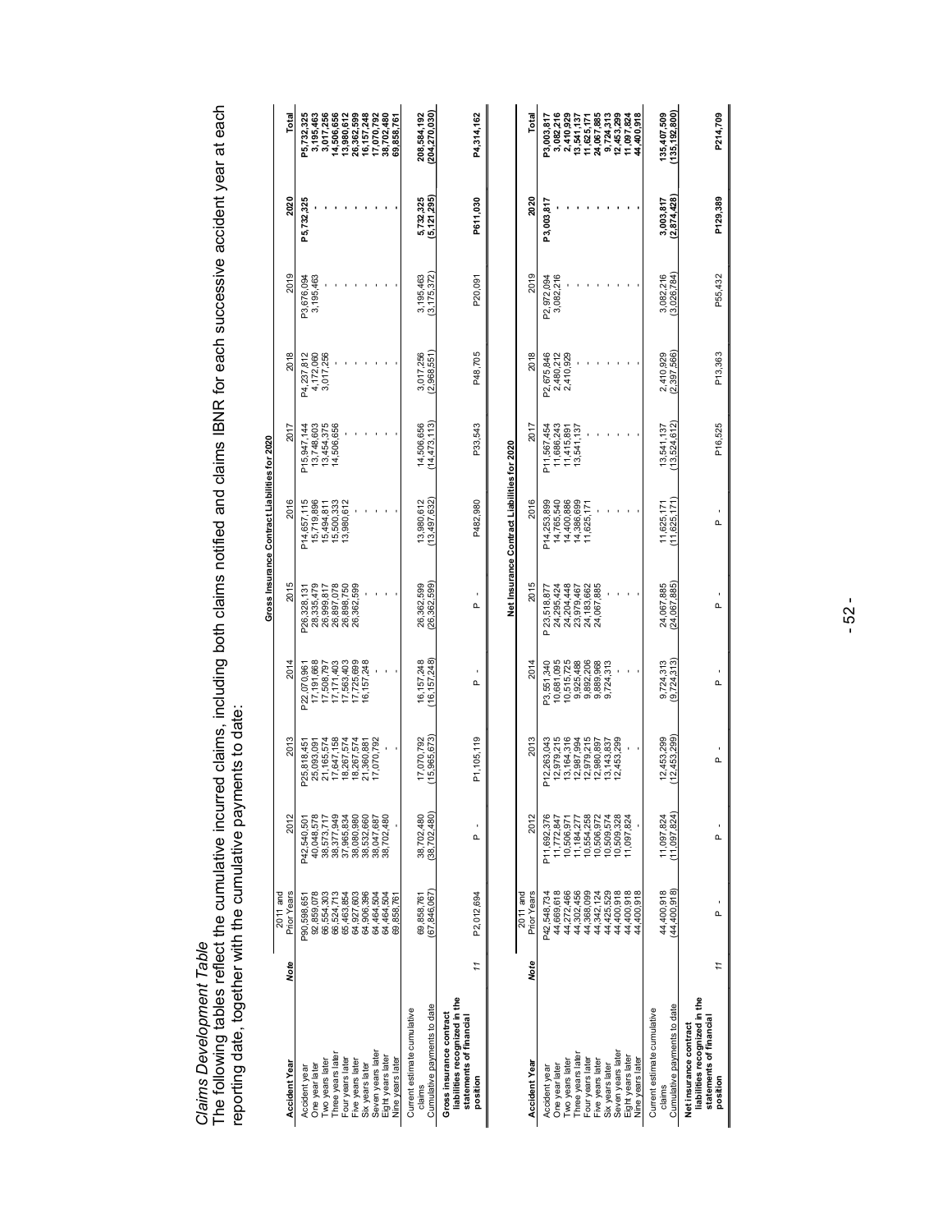*Claims Development Table*

The following tables reflect the cumulative incurred claims, including both claims notified and claims IBNR for each successive accident year at each reporting date, together with the cumulative payments to date:

**Gross Insurance Contract Liabilities for 2020**

| Accident Year | Note | 2011 and Prior Years | 2012 | 2013 | 2014 | 2015 | 2016 | 2017 | 2018 | 2019 | 2020 | Total |
|---|---|---|---|---|---|---|---|---|---|---|---|---|
| Accident year | | P90,598,651 | P42,540,501 | P25,818,451 | P22,070,961 | P26,328,131 | P14,657,115 | P15,947,144 | P4,237,812 | P3,676,094 | P5,732,325 | P5,732,325 |
| One year later | | 92,859,078 | 40,048,578 | 25,093,091 | 17,191,668 | 28,335,479 | 15,719,896 | 13,748,603 | 4,172,060 | 3,195,463 | - | 3,195,463 |
| Two years later | | 66,554,303 | 38,573,717 | 21,165,574 | 17,508,797 | 26,999,817 | 15,494,811 | 13,454,375 | 3,017,256 | - | - | 3,017,256 |
| Three years later | | 66,524,713 | 38,377,949 | 17,647,158 | 17,171,403 | 26,897,078 | 15,500,333 | 14,506,656 | - | - | - | 14,506,656 |
| Four years later | | 65,463,854 | 37,965,834 | 18,267,574 | 17,563,403 | 26,898,750 | 13,980,612 | - | - | - | - | 13,980,612 |
| Five years later | | 64,927,603 | 38,080,980 | 18,267,574 | 17,725,699 | 26,362,599 | - | - | - | - | - | 26,362,599 |
| Six years later | | 64,906,396 | 38,532,660 | 21,360,881 | 16,157,248 | - | - | - | - | - | - | 16,157,248 |
| Seven years later | | 64,464,504 | 38,047,687 | 17,070,792 | - | - | - | - | - | - | - | 17,070,792 |
| Eight years later | | 64,464,504 | 38,702,480 | - | - | - | - | - | - | - | - | 38,702,480 |
| Nine years later | | 69,858,761 | | | | | | | | | | 69,858,761 |
| Current estimate cumulative claims | | 69,858,761 | 38,702,480 | 17,070,792 | 16,157,248 | 26,362,599 | 13,980,612 | 14,506,656 | 3,017,256 | 3,195,463 | 5,732,325 | 208,584,192 |
| Cumulative payments to date | | (67,846,067) | (38,702,480) | (15,965,673) | (16,157,248) | (26,362,599) | (13,497,632) | (14,473,113) | (2,968,551) | (3,175,372) | (5,121,295) | (204,270,030) |
| Gross insurance contract liabilities recognized in the statements of financial position | 11 | P2,012,694 | P - | P1,105,119 | P - | P - | P482,980 | P33,543 | P48,705 | P20,091 | P611,030 | P4,314,162 |

**Net Insurance Contract Liabilities for 2020**

| Accident Year | Note | 2011 and Prior Years | 2012 | 2013 | 2014 | 2015 | 2016 | 2017 | 2018 | 2019 | 2020 | Total |
|---|---|---|---|---|---|---|---|---|---|---|---|---|
| Accident year | | P42,548,734 | P11,692,376 | P12,263,043 | P3,551,340 | P 23,518,877 | P14,253,899 | P11,567,454 | P2,675,846 | P2,972,094 | P3,003,817 | P3,003,817 |
| One year later | | 44,669,618 | 11,772,847 | 12,979,215 | 10,681,095 | 24,295,424 | 14,765,540 | 11,686,243 | 2,480,212 | 3,082,216 | - | 3,082,216 |
| Two years later | | 44,272,466 | 10,506,971 | 13,164,316 | 10,515,725 | 24,204,448 | 14,400,886 | 11,415,891 | 2,410,929 | - | - | 2,410,929 |
| Three years later | | 44,302,456 | 11,184,277 | 12,987,994 | 9,925,488 | 23,979,467 | 14,386,699 | 13,541,137 | - | - | - | 13,541,137 |
| Four years later | | 44,388,099 | 10,554,258 | 12,979,215 | 9,892,206 | 24,183,662 | 11,625,171 | - | - | - | - | 11,625,171 |
| Five years later | | 44,342,124 | 10,506,972 | 12,980,097 | 9,889,968 | 24,067,885 | - | - | - | - | - | 24,067,885 |
| Six years later | | 44,425,529 | 10,509,574 | 13,143,837 | 9,724,313 | - | - | - | - | - | - | 9,724,313 |
| Seven years later | | 44,400,918 | 10,509,328 | 12,453,299 | - | - | - | - | - | - | - | 12,453,299 |
| Eight years later | | 44,400,918 | 11,097,824 | - | - | - | - | - | - | - | - | 11,097,824 |
| Nine years later | | 44,400,918 | - | | | | | | | | | 44,400,918 |
| Current estimate cumulative claims | | 44,400,918 | 11,097,824 | 12,453,299 | 9,724,313 | 24,067,885 | 11,625,171 | 13,541,137 | 2,410,929 | 3,082,216 | 3,003,817 | 135,407,509 |
| Cumulative payments to date | | (44,400,918) | (11,097,824) | (12,453,299) | (9,724,313) | (24,067,885) | (11,625,171) | (13,524,612) | (2,397,566) | (3,026,784) | (2,874,428) | (135,192,800) |
| Net insurance contract liabilities recognized in the statements of financial position | 11 | P - | P - | P - | P - | P - | P - | P16,525 | P13,363 | P55,432 | P129,389 | P214,709 |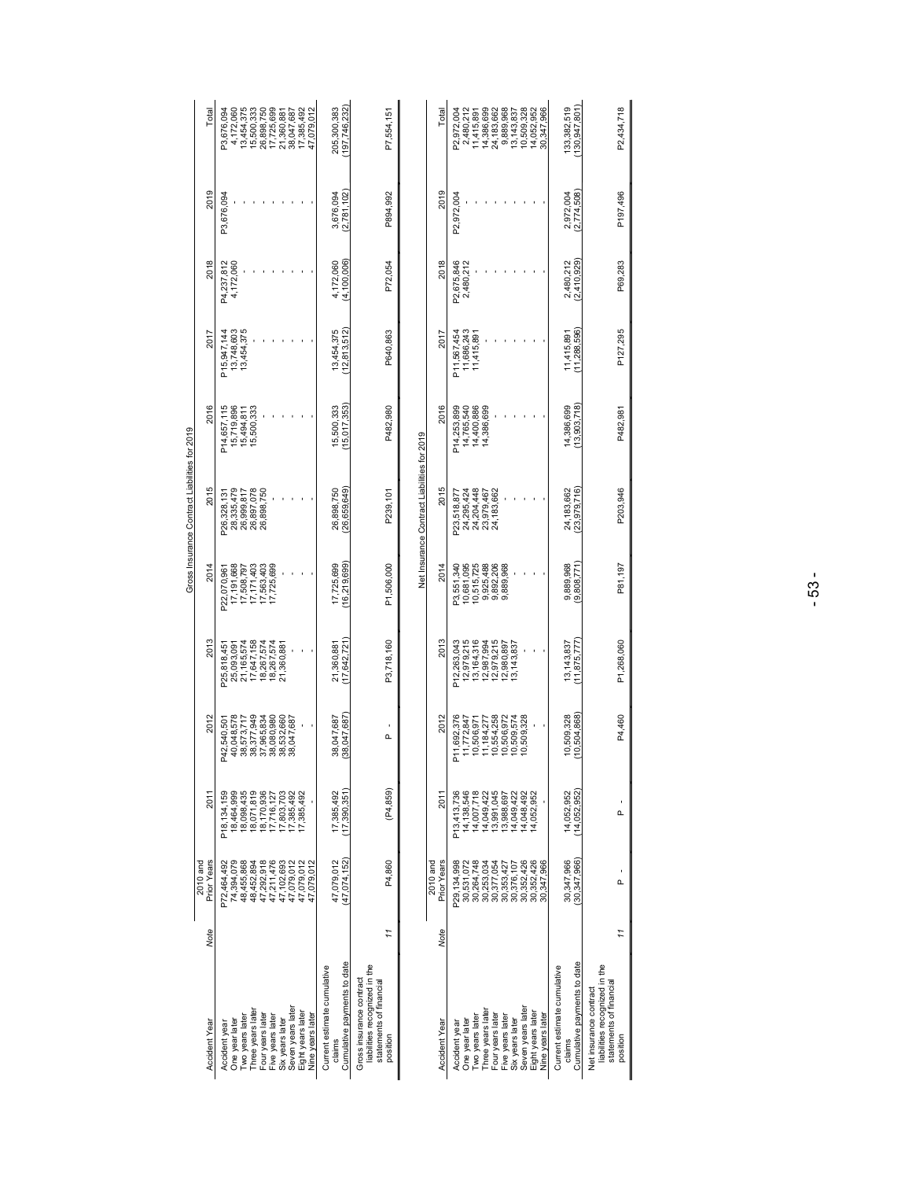Gross Insurance Contract Liabilities for 2019

| Accident Year | Note | 2010 and Prior Years | 2011 | 2012 | 2013 | 2014 | 2015 | 2016 | 2017 | 2018 | 2019 | Total |
|---|---|---|---|---|---|---|---|---|---|---|---|---|
| Accident year | | P72,464,492 | P18,134,159 | P42,540,501 | P25,818,451 | P22,070,961 | P26,328,131 | P14,657,115 | P15,947,144 | P4,237,812 | P3,676,094 | P3,676,094 |
| One year later | | 74,394,079 | 18,464,999 | 40,048,578 | 25,093,091 | 17,191,668 | 28,335,479 | 15,719,896 | 13,748,603 | 4,172,060 | - | 4,172,060 |
| Two years later | | 48,455,868 | 18,098,435 | 38,573,717 | 21,165,574 | 17,508,797 | 26,999,817 | 15,494,811 | 13,454,375 | - | - | 13,454,375 |
| Three years later | | 48,452,694 | 18,071,819 | 38,377,949 | 17,647,158 | 17,171,403 | 26,897,078 | 15,500,333 | - | - | - | 15,500,333 |
| Four years later | | 47,292,918 | 18,170,936 | 37,965,834 | 18,267,574 | 17,563,403 | 26,898,750 | - | - | - | - | 26,898,750 |
| Five years later | | 47,211,476 | 17,716,127 | 38,080,980 | 18,267,574 | 17,725,699 | - | - | - | - | - | 17,725,699 |
| Six years later | | 47,102,693 | 17,803,703 | 38,532,660 | 21,360,881 | - | - | - | - | - | - | 21,360,881 |
| Seven years later | | 47,079,012 | 17,385,492 | 38,047,687 | - | - | - | - | - | - | - | 38,047,687 |
| Eight years later | | 47,079,012 | 17,385,492 | - | - | - | - | - | - | - | - | 17,385,492 |
| Nine years later | | 47,079,012 | - | - | - | - | - | - | - | - | - | 47,079,012 |
| Current estimate cumulative claims | | 47,079,012 | 17,385,492 | 38,047,687 | 21,360,881 | 17,725,699 | 26,898,750 | 15,500,333 | 13,454,375 | 4,172,060 | 3,676,094 | 205,300,383 |
| Cumulative payments to date | | (47,074,152) | (17,390,351) | (38,047,687) | (17,642,721) | (16,219,699) | (26,659,649) | (15,017,353) | (12,813,512) | (4,100,006) | (2,781,102) | (197,746,232) |
| Gross insurance contract liabilities recognized in the statements of financial position | 11 | P4,860 | (P4,859) | P - | P3,718,160 | P1,506,000 | P239,101 | P482,980 | P640,863 | P72,054 | P894,992 | P7,554,151 |

Net Insurance Contract Liabilities for 2019

| Accident Year | Note | 2010 and Prior Years | 2011 | 2012 | 2013 | 2014 | 2015 | 2016 | 2017 | 2018 | 2019 | Total |
|---|---|---|---|---|---|---|---|---|---|---|---|---|
| Accident year | | P29,134,998 | P13,413,736 | P11,692,376 | P12,263,043 | P3,551,340 | P23,518,877 | P14,253,899 | P11,567,454 | P2,675,846 | P2,972,004 | P2,972,004 |
| One year later | | 30,531,072 | 14,138,546 | 11,772,847 | 12,979,215 | 10,681,095 | 24,295,424 | 14,765,540 | 11,686,243 | 2,480,212 | - | 2,480,212 |
| Two years later | | 30,264,748 | 14,007,718 | 10,506,971 | 13,164,316 | 10,515,725 | 24,204,448 | 14,400,886 | 11,415,891 | - | - | 11,415,891 |
| Three years later | | 30,253,034 | 14,049,422 | 11,184,277 | 12,987,994 | 9,925,488 | 23,979,467 | 14,386,699 | - | - | - | 14,386,699 |
| Four years later | | 30,377,054 | 13,991,045 | 10,554,258 | 12,979,215 | 9,892,206 | 24,183,662 | - | - | - | - | 24,183,662 |
| Five years later | | 30,353,427 | 13,988,697 | 10,506,972 | 12,980,897 | 9,889,968 | - | - | - | - | - | 9,889,968 |
| Six years later | | 30,376,107 | 14,049,422 | 10,509,574 | 13,143,837 | - | - | - | - | - | - | 13,143,837 |
| Seven years later | | 30,352,426 | 14,048,492 | 10,509,328 | - | - | - | - | - | - | - | 10,509,328 |
| Eight years later | | 30,352,426 | 14,052,952 | - | - | - | - | - | - | - | - | 14,052,952 |
| Nine years later | | 30,347,966 | - | - | - | - | - | - | - | - | - | 30,347,966 |
| Current estimate cumulative claims | | 30,347,966 | 14,052,952 | 10,509,328 | 13,143,837 | 9,889,968 | 24,183,662 | 14,386,699 | 11,415,891 | 2,480,212 | 2,972,004 | 133,382,519 |
| Cumulative payments to date | | (30,347,966) | (14,052,952) | (10,504,868) | (11,875,777) | (9,808,771) | (23,979,716) | (13,903,718) | (11,288,596) | (2,410,929) | (2,774,508) | (130,947,801) |
| Net insurance contract liabilities recognized in the statements of financial position | 11 | P - | P - | P4,460 | P1,268,060 | P81,197 | P203,946 | P482,981 | P127,295 | P69,283 | P197,496 | P2,434,718 |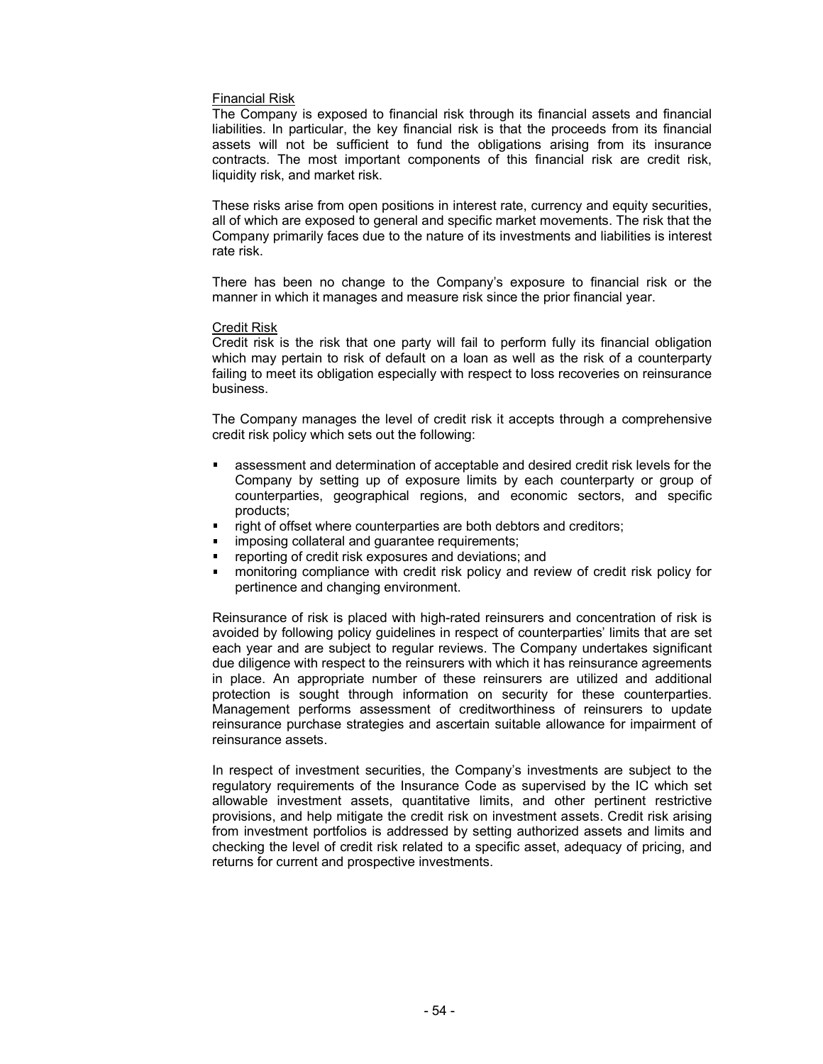Financial Risk

The Company is exposed to financial risk through its financial assets and financial liabilities. In particular, the key financial risk is that the proceeds from its financial assets will not be sufficient to fund the obligations arising from its insurance contracts. The most important components of this financial risk are credit risk, liquidity risk, and market risk.

These risks arise from open positions in interest rate, currency and equity securities, all of which are exposed to general and specific market movements. The risk that the Company primarily faces due to the nature of its investments and liabilities is interest rate risk.

There has been no change to the Company's exposure to financial risk or the manner in which it manages and measure risk since the prior financial year.

Credit Risk

Credit risk is the risk that one party will fail to perform fully its financial obligation which may pertain to risk of default on a loan as well as the risk of a counterparty failing to meet its obligation especially with respect to loss recoveries on reinsurance business.

The Company manages the level of credit risk it accepts through a comprehensive credit risk policy which sets out the following:

- assessment and determination of acceptable and desired credit risk levels for the Company by setting up of exposure limits by each counterparty or group of counterparties, geographical regions, and economic sectors, and specific products;
- right of offset where counterparties are both debtors and creditors;
- imposing collateral and guarantee requirements;
- reporting of credit risk exposures and deviations; and
- monitoring compliance with credit risk policy and review of credit risk policy for pertinence and changing environment.

Reinsurance of risk is placed with high-rated reinsurers and concentration of risk is avoided by following policy guidelines in respect of counterparties' limits that are set each year and are subject to regular reviews. The Company undertakes significant due diligence with respect to the reinsurers with which it has reinsurance agreements in place. An appropriate number of these reinsurers are utilized and additional protection is sought through information on security for these counterparties. Management performs assessment of creditworthiness of reinsurers to update reinsurance purchase strategies and ascertain suitable allowance for impairment of reinsurance assets.

In respect of investment securities, the Company's investments are subject to the regulatory requirements of the Insurance Code as supervised by the IC which set allowable investment assets, quantitative limits, and other pertinent restrictive provisions, and help mitigate the credit risk on investment assets. Credit risk arising from investment portfolios is addressed by setting authorized assets and limits and checking the level of credit risk related to a specific asset, adequacy of pricing, and returns for current and prospective investments.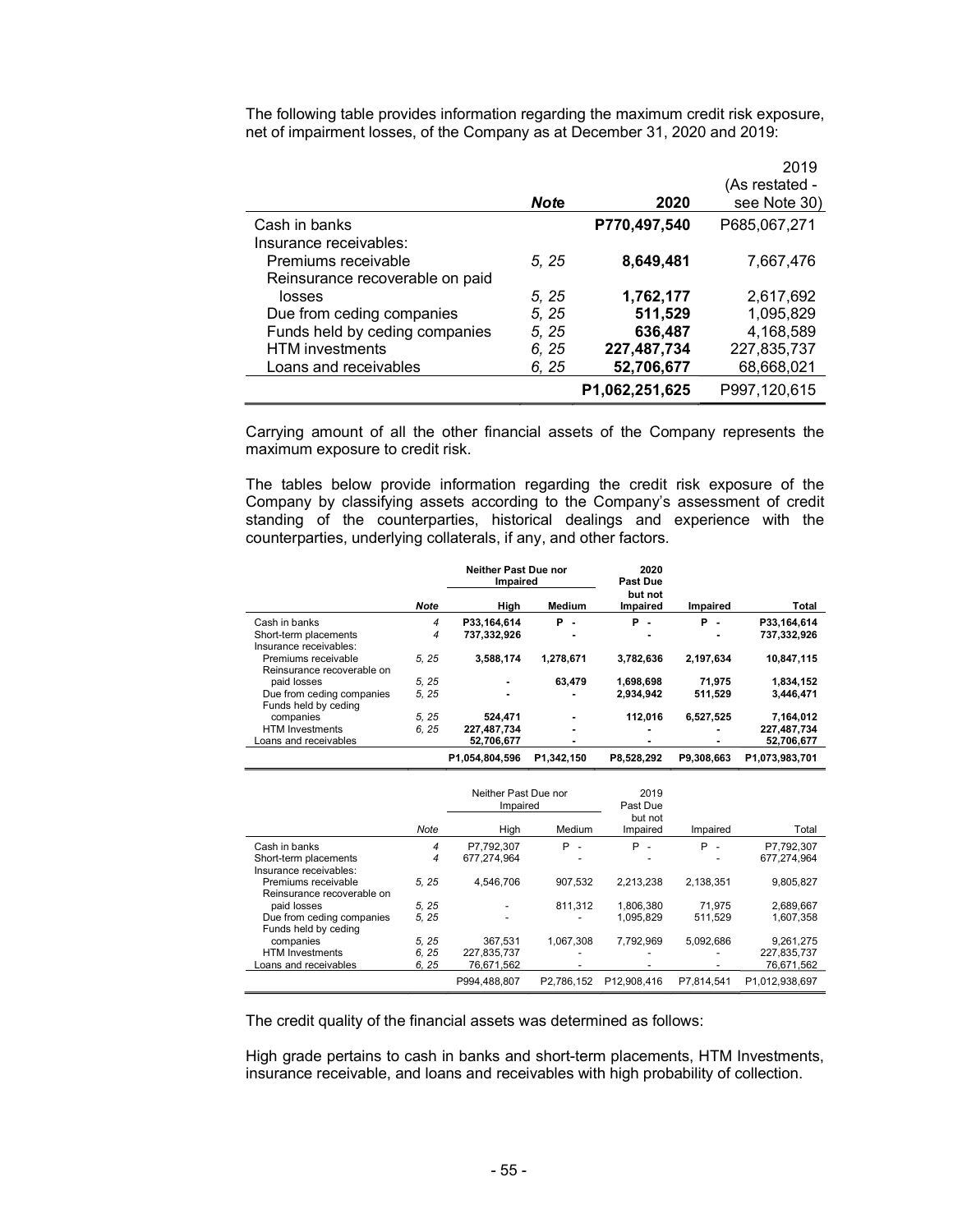The following table provides information regarding the maximum credit risk exposure, net of impairment losses, of the Company as at December 31, 2020 and 2019:

| | Note | 2020 | 2019 (As restated - see Note 30) |
|---|---|---|---|
| Cash in banks | | **P770,497,540** | P685,067,271 |
| Insurance receivables: | | | |
| Premiums receivable | 5, 25 | **8,649,481** | 7,667,476 |
| Reinsurance recoverable on paid losses | 5, 25 | **1,762,177** | 2,617,692 |
| Due from ceding companies | 5, 25 | **511,529** | 1,095,829 |
| Funds held by ceding companies | 5, 25 | **636,487** | 4,168,589 |
| HTM investments | 6, 25 | **227,487,734** | 227,835,737 |
| Loans and receivables | 6, 25 | **52,706,677** | 68,668,021 |
| | | **P1,062,251,625** | P997,120,615 |

Carrying amount of all the other financial assets of the Company represents the maximum exposure to credit risk.

The tables below provide information regarding the credit risk exposure of the Company by classifying assets according to the Company's assessment of credit standing of the counterparties, historical dealings and experience with the counterparties, underlying collaterals, if any, and other factors.

| | | **Neither Past Due nor Impaired** | | **2020** | | |
|---|---|---|---|---|---|---|
| | **Note** | **High** | **Medium** | **Past Due but not Impaired** | **Impaired** | **Total** |
| Cash in banks | 4 | **P33,164,614** | **P -** | **P -** | **P -** | **P33,164,614** |
| Short-term placements | 4 | **737,332,926** | **-** | **-** | **-** | **737,332,926** |
| Insurance receivables: | | | | | | |
| Premiums receivable | 5, 25 | **3,588,174** | **1,278,671** | **3,782,636** | **2,197,634** | **10,847,115** |
| Reinsurance recoverable on paid losses | 5, 25 | **-** | **63,479** | **1,698,698** | **71,975** | **1,834,152** |
| Due from ceding companies | 5, 25 | **-** | **-** | **2,934,942** | **511,529** | **3,446,471** |
| Funds held by ceding companies | 5, 25 | **524,471** | **-** | **112,016** | **6,527,525** | **7,164,012** |
| HTM Investments | 6, 25 | **227,487,734** | **-** | **-** | **-** | **227,487,734** |
| Loans and receivables | | **52,706,677** | **-** | **-** | **-** | **52,706,677** |
| | | **P1,054,804,596** | **P1,342,150** | **P8,528,292** | **P9,308,663** | **P1,073,983,701** |

| | | Neither Past Due nor Impaired | | 2019 | | |
|---|---|---|---|---|---|---|
| | Note | High | Medium | Past Due but not Impaired | Impaired | Total |
| Cash in banks | 4 | P7,792,307 | P - | P - | P - | P7,792,307 |
| Short-term placements | 4 | 677,274,964 | - | - | - | 677,274,964 |
| Insurance receivables: | | | | | | |
| Premiums receivable | 5, 25 | 4,546,706 | 907,532 | 2,213,238 | 2,138,351 | 9,805,827 |
| Reinsurance recoverable on paid losses | 5, 25 | - | 811,312 | 1,806,380 | 71,975 | 2,689,667 |
| Due from ceding companies | 5, 25 | - | - | 1,095,829 | 511,529 | 1,607,358 |
| Funds held by ceding companies | 5, 25 | 367,531 | 1,067,308 | 7,792,969 | 5,092,686 | 9,261,275 |
| HTM Investments | 6, 25 | 227,835,737 | - | - | - | 227,835,737 |
| Loans and receivables | 6, 25 | 76,671,562 | - | - | - | 76,671,562 |
| | | P994,488,807 | P2,786,152 | P12,908,416 | P7,814,541 | P1,012,938,697 |

The credit quality of the financial assets was determined as follows:

High grade pertains to cash in banks and short-term placements, HTM Investments, insurance receivable, and loans and receivables with high probability of collection.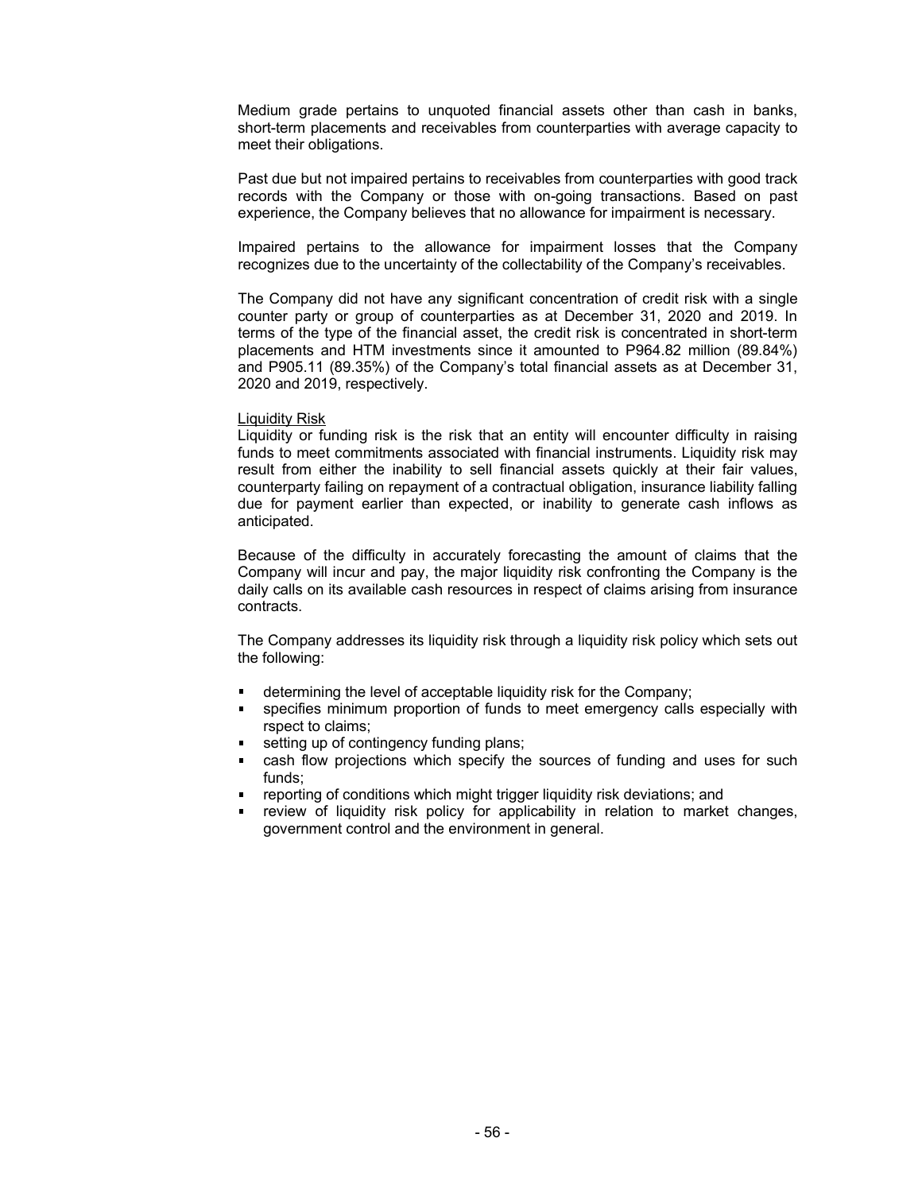Medium grade pertains to unquoted financial assets other than cash in banks, short-term placements and receivables from counterparties with average capacity to meet their obligations.

Past due but not impaired pertains to receivables from counterparties with good track records with the Company or those with on-going transactions. Based on past experience, the Company believes that no allowance for impairment is necessary.

Impaired pertains to the allowance for impairment losses that the Company recognizes due to the uncertainty of the collectability of the Company's receivables.

The Company did not have any significant concentration of credit risk with a single counter party or group of counterparties as at December 31, 2020 and 2019. In terms of the type of the financial asset, the credit risk is concentrated in short-term placements and HTM investments since it amounted to P964.82 million (89.84%) and P905.11 (89.35%) of the Company's total financial assets as at December 31, 2020 and 2019, respectively.

Liquidity Risk

Liquidity or funding risk is the risk that an entity will encounter difficulty in raising funds to meet commitments associated with financial instruments. Liquidity risk may result from either the inability to sell financial assets quickly at their fair values, counterparty failing on repayment of a contractual obligation, insurance liability falling due for payment earlier than expected, or inability to generate cash inflows as anticipated.

Because of the difficulty in accurately forecasting the amount of claims that the Company will incur and pay, the major liquidity risk confronting the Company is the daily calls on its available cash resources in respect of claims arising from insurance contracts.

The Company addresses its liquidity risk through a liquidity risk policy which sets out the following:

- determining the level of acceptable liquidity risk for the Company;
- specifies minimum proportion of funds to meet emergency calls especially with rspect to claims;
- setting up of contingency funding plans;
- cash flow projections which specify the sources of funding and uses for such funds;
- reporting of conditions which might trigger liquidity risk deviations; and
- review of liquidity risk policy for applicability in relation to market changes, government control and the environment in general.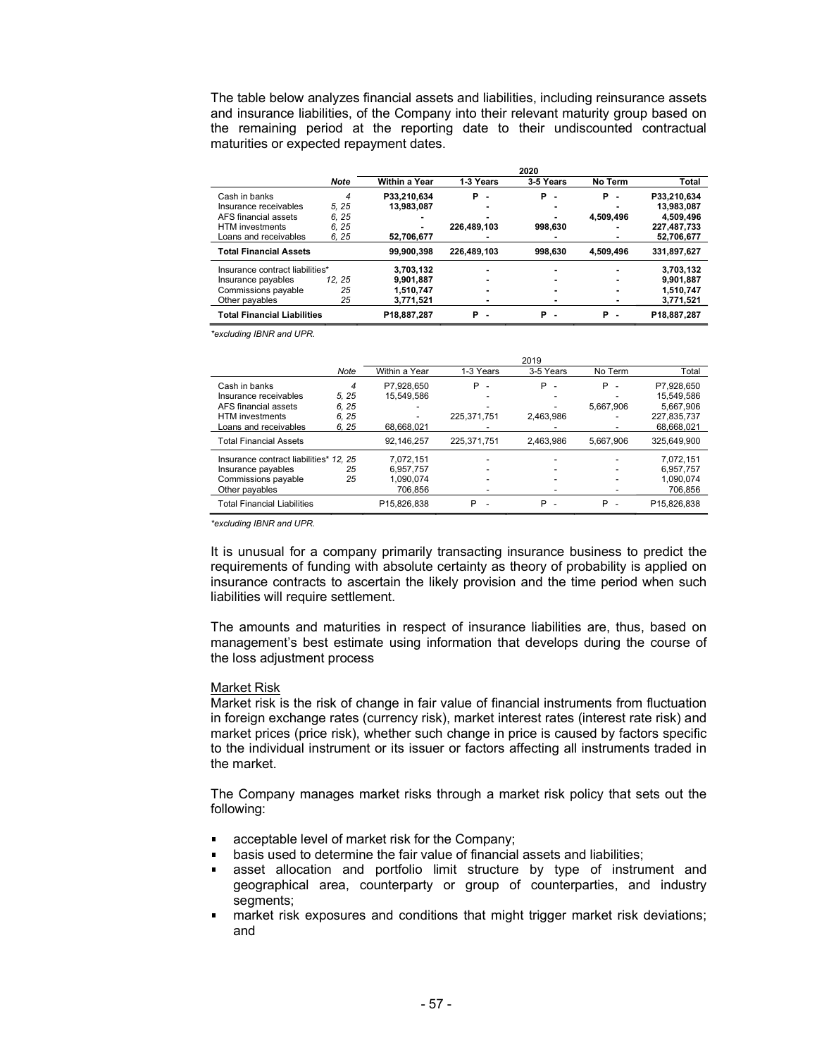The table below analyzes financial assets and liabilities, including reinsurance assets and insurance liabilities, of the Company into their relevant maturity group based on the remaining period at the reporting date to their undiscounted contractual maturities or expected repayment dates.

| | | 2020 | | | | |
|---|---|---|---|---|---|---|
| | **Note** | **Within a Year** | **1-3 Years** | **3-5 Years** | **No Term** | **Total** |
| Cash in banks | 4 | P33,210,634 | P - | P - | P - | P33,210,634 |
| Insurance receivables | 5, 25 | 13,983,087 | - | - | - | 13,983,087 |
| AFS financial assets | 6, 25 | - | - | - | 4,509,496 | 4,509,496 |
| HTM investments | 6, 25 | - | 226,489,103 | 998,630 | - | 227,487,733 |
| Loans and receivables | 6, 25 | 52,706,677 | - | - | - | 52,706,677 |
| **Total Financial Assets** | | 99,900,398 | 226,489,103 | 998,630 | 4,509,496 | 331,897,627 |
| Insurance contract liabilities* | | 3,703,132 | - | - | - | 3,703,132 |
| Insurance payables | 12, 25 | 9,901,887 | - | - | - | 9,901,887 |
| Commissions payable | 25 | 1,510,747 | - | - | - | 1,510,747 |
| Other payables | 25 | 3,771,521 | - | - | - | 3,771,521 |
| **Total Financial Liabilities** | | P18,887,287 | P - | P - | P - | P18,887,287 |

*\*excluding IBNR and UPR.*

| | | 2019 | | | | |
|---|---|---|---|---|---|---|
| | Note | Within a Year | 1-3 Years | 3-5 Years | No Term | Total |
| Cash in banks | 4 | P7,928,650 | P - | P - | P - | P7,928,650 |
| Insurance receivables | 5, 25 | 15,549,586 | - | - | - | 15,549,586 |
| AFS financial assets | 6, 25 | - | - | - | 5,667,906 | 5,667,906 |
| HTM investments | 6, 25 | - | 225,371,751 | 2,463,986 | - | 227,835,737 |
| Loans and receivables | 6, 25 | 68,668,021 | - | - | - | 68,668,021 |
| Total Financial Assets | | 92,146,257 | 225,371,751 | 2,463,986 | 5,667,906 | 325,649,900 |
| Insurance contract liabilities* | 12, 25 | 7,072,151 | - | - | - | 7,072,151 |
| Insurance payables | 25 | 6,957,757 | - | - | - | 6,957,757 |
| Commissions payable | 25 | 1,090,074 | - | - | - | 1,090,074 |
| Other payables | | 706,856 | - | - | - | 706,856 |
| Total Financial Liabilities | | P15,826,838 | P - | P - | P - | P15,826,838 |

*\*excluding IBNR and UPR.*

It is unusual for a company primarily transacting insurance business to predict the requirements of funding with absolute certainty as theory of probability is applied on insurance contracts to ascertain the likely provision and the time period when such liabilities will require settlement.

The amounts and maturities in respect of insurance liabilities are, thus, based on management's best estimate using information that develops during the course of the loss adjustment process

Market Risk

Market risk is the risk of change in fair value of financial instruments from fluctuation in foreign exchange rates (currency risk), market interest rates (interest rate risk) and market prices (price risk), whether such change in price is caused by factors specific to the individual instrument or its issuer or factors affecting all instruments traded in the market.

The Company manages market risks through a market risk policy that sets out the following:

- acceptable level of market risk for the Company;
- basis used to determine the fair value of financial assets and liabilities;
- asset allocation and portfolio limit structure by type of instrument and geographical area, counterparty or group of counterparties, and industry segments;
- market risk exposures and conditions that might trigger market risk deviations; and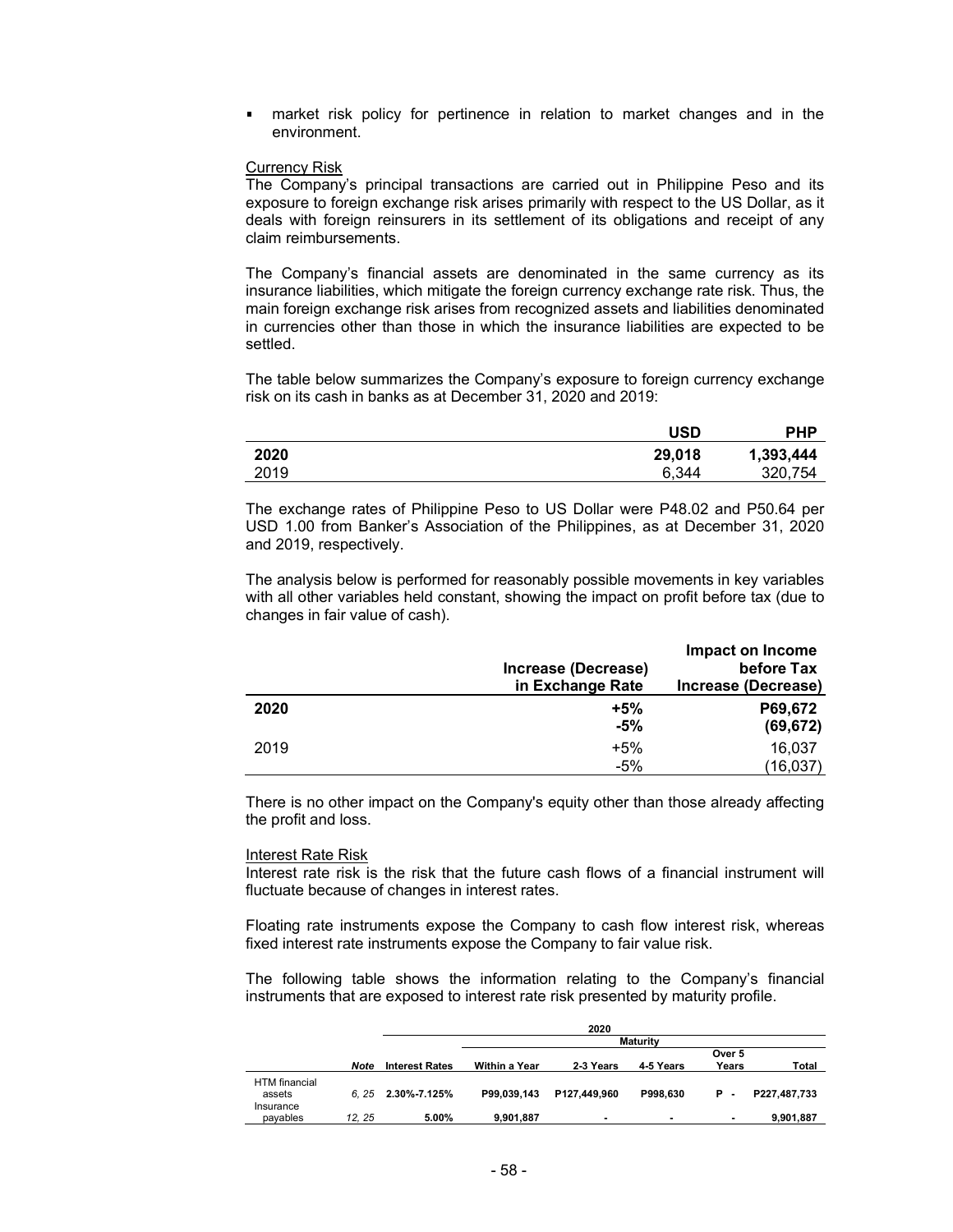- market risk policy for pertinence in relation to market changes and in the environment.

Currency Risk

The Company's principal transactions are carried out in Philippine Peso and its exposure to foreign exchange risk arises primarily with respect to the US Dollar, as it deals with foreign reinsurers in its settlement of its obligations and receipt of any claim reimbursements.

The Company's financial assets are denominated in the same currency as its insurance liabilities, which mitigate the foreign currency exchange rate risk. Thus, the main foreign exchange risk arises from recognized assets and liabilities denominated in currencies other than those in which the insurance liabilities are expected to be settled.

The table below summarizes the Company's exposure to foreign currency exchange risk on its cash in banks as at December 31, 2020 and 2019:

| | USD | PHP |
|---|---|---|
| **2020** | **29,018** | **1,393,444** |
| 2019 | 6,344 | 320,754 |

The exchange rates of Philippine Peso to US Dollar were P48.02 and P50.64 per USD 1.00 from Banker's Association of the Philippines, as at December 31, 2020 and 2019, respectively.

The analysis below is performed for reasonably possible movements in key variables with all other variables held constant, showing the impact on profit before tax (due to changes in fair value of cash).

| | Increase (Decrease) in Exchange Rate | Impact on Income before Tax Increase (Decrease) |
|---|---|---|
| **2020** | **+5%** | **P69,672** |
| | **-5%** | **(69,672)** |
| 2019 | +5% | 16,037 |
| | -5% | (16,037) |

There is no other impact on the Company's equity other than those already affecting the profit and loss.

Interest Rate Risk

Interest rate risk is the risk that the future cash flows of a financial instrument will fluctuate because of changes in interest rates.

Floating rate instruments expose the Company to cash flow interest risk, whereas fixed interest rate instruments expose the Company to fair value risk.

The following table shows the information relating to the Company's financial instruments that are exposed to interest rate risk presented by maturity profile.

| | | | 2020 | | | | |
|---|---|---|---|---|---|---|---|
| | | | Maturity | | | | |
| | Note | Interest Rates | Within a Year | 2-3 Years | 4-5 Years | Over 5 Years | Total |
| HTM financial assets | 6, 25 | 2.30%-7.125% | P99,039,143 | P127,449,960 | P998,630 | P - | P227,487,733 |
| Insurance payables | 12, 25 | 5.00% | 9,901,887 | - | - | - | 9,901,887 |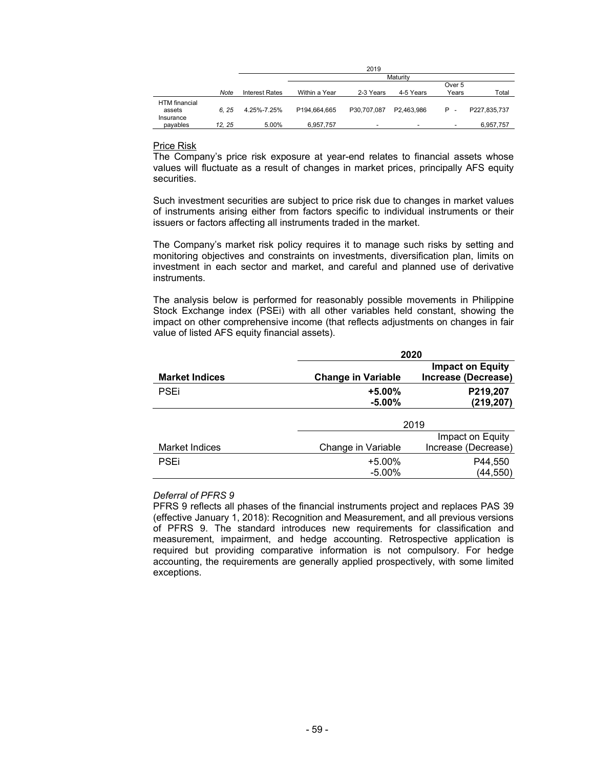| | | | 2019 | | | | |
|---|---|---|---|---|---|---|---|
| | | | Maturity | | | | |
| | *Note* | Interest Rates | Within a Year | 2-3 Years | 4-5 Years | Over 5 Years | Total |
| HTM financial assets | *6, 25* | 4.25%-7.25% | P194,664,665 | P30,707,087 | P2,463,986 | P - | P227,835,737 |
| Insurance payables | *12, 25* | 5.00% | 6,957,757 | - | - | - | 6,957,757 |

Price Risk

The Company's price risk exposure at year-end relates to financial assets whose values will fluctuate as a result of changes in market prices, principally AFS equity securities.

Such investment securities are subject to price risk due to changes in market values of instruments arising either from factors specific to individual instruments or their issuers or factors affecting all instruments traded in the market.

The Company's market risk policy requires it to manage such risks by setting and monitoring objectives and constraints on investments, diversification plan, limits on investment in each sector and market, and careful and planned use of derivative instruments.

The analysis below is performed for reasonably possible movements in Philippine Stock Exchange index (PSEi) with all other variables held constant, showing the impact on other comprehensive income (that reflects adjustments on changes in fair value of listed AFS equity financial assets).

| | **2020** | |
|---|---|---|
| **Market Indices** | **Change in Variable** | **Impact on Equity Increase (Decrease)** |
| PSEi | **+5.00%** | **P219,207** |
| | **-5.00%** | **(219,207)** |

| | 2019 | |
|---|---|---|
| Market Indices | Change in Variable | Impact on Equity Increase (Decrease) |
| PSEi | +5.00% | P44,550 |
| | -5.00% | (44,550) |

*Deferral of PFRS 9*

PFRS 9 reflects all phases of the financial instruments project and replaces PAS 39 (effective January 1, 2018): Recognition and Measurement, and all previous versions of PFRS 9. The standard introduces new requirements for classification and measurement, impairment, and hedge accounting. Retrospective application is required but providing comparative information is not compulsory. For hedge accounting, the requirements are generally applied prospectively, with some limited exceptions.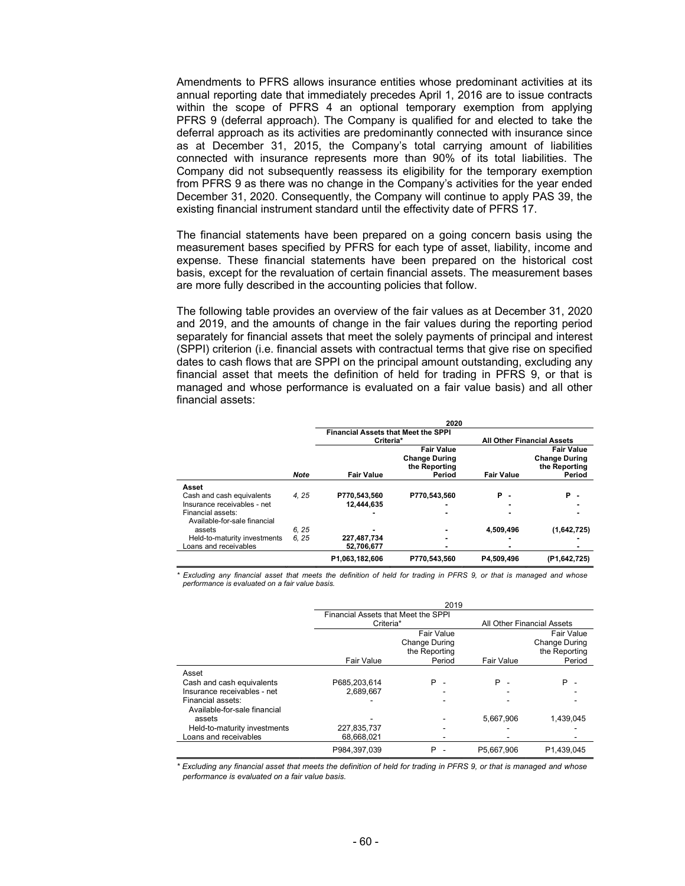Amendments to PFRS allows insurance entities whose predominant activities at its annual reporting date that immediately precedes April 1, 2016 are to issue contracts within the scope of PFRS 4 an optional temporary exemption from applying PFRS 9 (deferral approach). The Company is qualified for and elected to take the deferral approach as its activities are predominantly connected with insurance since as at December 31, 2015, the Company's total carrying amount of liabilities connected with insurance represents more than 90% of its total liabilities. The Company did not subsequently reassess its eligibility for the temporary exemption from PFRS 9 as there was no change in the Company's activities for the year ended December 31, 2020. Consequently, the Company will continue to apply PAS 39, the existing financial instrument standard until the effectivity date of PFRS 17.

The financial statements have been prepared on a going concern basis using the measurement bases specified by PFRS for each type of asset, liability, income and expense. These financial statements have been prepared on the historical cost basis, except for the revaluation of certain financial assets. The measurement bases are more fully described in the accounting policies that follow.

The following table provides an overview of the fair values as at December 31, 2020 and 2019, and the amounts of change in the fair values during the reporting period separately for financial assets that meet the solely payments of principal and interest (SPPI) criterion (i.e. financial assets with contractual terms that give rise on specified dates to cash flows that are SPPI on the principal amount outstanding, excluding any financial asset that meets the definition of held for trading in PFRS 9, or that is managed and whose performance is evaluated on a fair value basis) and all other financial assets:

| | | **2020** | | | |
|---|---|---|---|---|---|
| | | **Financial Assets that Meet the SPPI Criteria*** | | **All Other Financial Assets** | |
| | **Note** | **Fair Value** | **Fair Value Change During the Reporting Period** | **Fair Value** | **Fair Value Change During the Reporting Period** |
| **Asset** | | | | | |
| Cash and cash equivalents | 4, 25 | **P770,543,560** | **P770,543,560** | **P -** | **P -** |
| Insurance receivables - net | | **12,444,635** | **-** | **-** | **-** |
| Financial assets: | | **-** | **-** | **-** | **-** |
| Available-for-sale financial assets | 6, 25 | **-** | **-** | **4,509,496** | **(1,642,725)** |
| Held-to-maturity investments | 6, 25 | **227,487,734** | **-** | **-** | **-** |
| Loans and receivables | | **52,706,677** | **-** | **-** | **-** |
| | | **P1,063,182,606** | **P770,543,560** | **P4,509,496** | **(P1,642,725)** |

*\* Excluding any financial asset that meets the definition of held for trading in PFRS 9, or that is managed and whose performance is evaluated on a fair value basis.*

| | 2019 | | | |
|---|---|---|---|---|
| | Financial Assets that Meet the SPPI Criteria* | | All Other Financial Assets | |
| | Fair Value | Fair Value Change During the Reporting Period | Fair Value | Fair Value Change During the Reporting Period |
| Asset | | | | |
| Cash and cash equivalents | P685,203,614 | P - | P - | P - |
| Insurance receivables - net | 2,689,667 | - | - | - |
| Financial assets: | - | - | - | - |
| Available-for-sale financial assets | - | - | 5,667,906 | 1,439,045 |
| Held-to-maturity investments | 227,835,737 | - | - | - |
| Loans and receivables | 68,668,021 | - | - | - |
| | P984,397,039 | P - | P5,667,906 | P1,439,045 |

*\* Excluding any financial asset that meets the definition of held for trading in PFRS 9, or that is managed and whose performance is evaluated on a fair value basis.*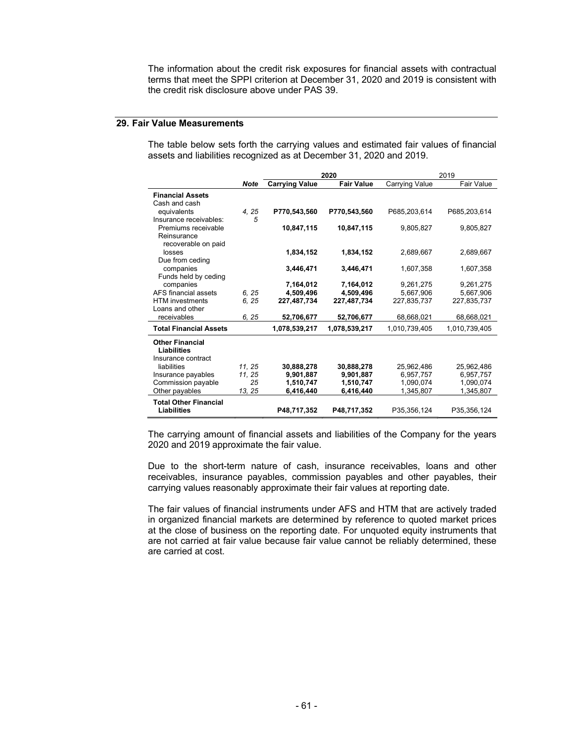The information about the credit risk exposures for financial assets with contractual terms that meet the SPPI criterion at December 31, 2020 and 2019 is consistent with the credit risk disclosure above under PAS 39.

## 29. Fair Value Measurements

The table below sets forth the carrying values and estimated fair values of financial assets and liabilities recognized as at December 31, 2020 and 2019.

| | | 2020 | | 2019 | |
|---|---|---|---|---|---|
| | ***Note*** | **Carrying Value** | **Fair Value** | Carrying Value | Fair Value |
| **Financial Assets** | | | | | |
| Cash and cash equivalents | *4, 25* | **P770,543,560** | **P770,543,560** | P685,203,614 | P685,203,614 |
| Insurance receivables: | *5* | | | | |
| Premiums receivable | | **10,847,115** | **10,847,115** | 9,805,827 | 9,805,827 |
| Reinsurance recoverable on paid losses | | **1,834,152** | **1,834,152** | 2,689,667 | 2,689,667 |
| Due from ceding companies | | **3,446,471** | **3,446,471** | 1,607,358 | 1,607,358 |
| Funds held by ceding companies | | **7,164,012** | **7,164,012** | 9,261,275 | 9,261,275 |
| AFS financial assets | *6, 25* | **4,509,496** | **4,509,496** | 5,667,906 | 5,667,906 |
| HTM investments | *6, 25* | **227,487,734** | **227,487,734** | 227,835,737 | 227,835,737 |
| Loans and other receivables | *6, 25* | **52,706,677** | **52,706,677** | 68,668,021 | 68,668,021 |
| **Total Financial Assets** | | **1,078,539,217** | **1,078,539,217** | 1,010,739,405 | 1,010,739,405 |
| **Other Financial Liabilities** | | | | | |
| Insurance contract liabilities | *11, 25* | **30,888,278** | **30,888,278** | 25,962,486 | 25,962,486 |
| Insurance payables | *11, 25* | **9,901,887** | **9,901,887** | 6,957,757 | 6,957,757 |
| Commission payable | *25* | **1,510,747** | **1,510,747** | 1,090,074 | 1,090,074 |
| Other payables | *13, 25* | **6,416,440** | **6,416,440** | 1,345,807 | 1,345,807 |
| **Total Other Financial Liabilities** | | **P48,717,352** | **P48,717,352** | P35,356,124 | P35,356,124 |

The carrying amount of financial assets and liabilities of the Company for the years 2020 and 2019 approximate the fair value.

Due to the short-term nature of cash, insurance receivables, loans and other receivables, insurance payables, commission payables and other payables, their carrying values reasonably approximate their fair values at reporting date.

The fair values of financial instruments under AFS and HTM that are actively traded in organized financial markets are determined by reference to quoted market prices at the close of business on the reporting date. For unquoted equity instruments that are not carried at fair value because fair value cannot be reliably determined, these are carried at cost.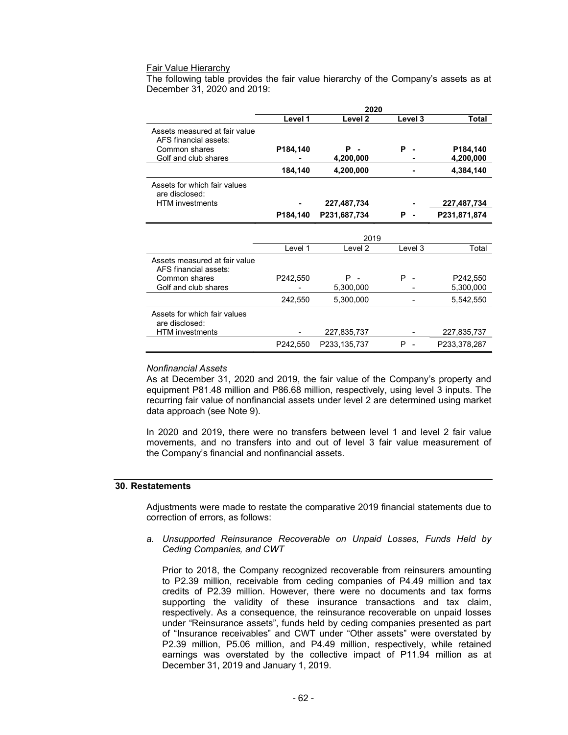Fair Value Hierarchy

The following table provides the fair value hierarchy of the Company's assets as at December 31, 2020 and 2019:

| | **2020** | | | |
|---|---|---|---|---|
| | **Level 1** | **Level 2** | **Level 3** | **Total** |
| Assets measured at fair value | | | | |
| AFS financial assets: | | | | |
| Common shares | **P184,140** | **P -** | **P -** | **P184,140** |
| Golf and club shares | **-** | **4,200,000** | **-** | **4,200,000** |
| | **184,140** | **4,200,000** | **-** | **4,384,140** |
| Assets for which fair values are disclosed: | | | | |
| HTM investments | **-** | **227,487,734** | **-** | **227,487,734** |
| | **P184,140** | **P231,687,734** | **P -** | **P231,871,874** |

| | 2019 | | | |
|---|---|---|---|---|
| | Level 1 | Level 2 | Level 3 | Total |
| Assets measured at fair value | | | | |
| AFS financial assets: | | | | |
| Common shares | P242,550 | P - | P - | P242,550 |
| Golf and club shares | - | 5,300,000 | - | 5,300,000 |
| | 242,550 | 5,300,000 | - | 5,542,550 |
| Assets for which fair values are disclosed: | | | | |
| HTM investments | - | 227,835,737 | - | 227,835,737 |
| | P242,550 | P233,135,737 | P - | P233,378,287 |

*Nonfinancial Assets*

As at December 31, 2020 and 2019, the fair value of the Company's property and equipment P81.48 million and P86.68 million, respectively, using level 3 inputs. The recurring fair value of nonfinancial assets under level 2 are determined using market data approach (see Note 9).

In 2020 and 2019, there were no transfers between level 1 and level 2 fair value movements, and no transfers into and out of level 3 fair value measurement of the Company's financial and nonfinancial assets.

## 30. Restatements

Adjustments were made to restate the comparative 2019 financial statements due to correction of errors, as follows:

a. *Unsupported Reinsurance Recoverable on Unpaid Losses, Funds Held by Ceding Companies, and CWT*

Prior to 2018, the Company recognized recoverable from reinsurers amounting to P2.39 million, receivable from ceding companies of P4.49 million and tax credits of P2.39 million. However, there were no documents and tax forms supporting the validity of these insurance transactions and tax claim, respectively. As a consequence, the reinsurance recoverable on unpaid losses under "Reinsurance assets", funds held by ceding companies presented as part of "Insurance receivables" and CWT under "Other assets" were overstated by P2.39 million, P5.06 million, and P4.49 million, respectively, while retained earnings was overstated by the collective impact of P11.94 million as at December 31, 2019 and January 1, 2019.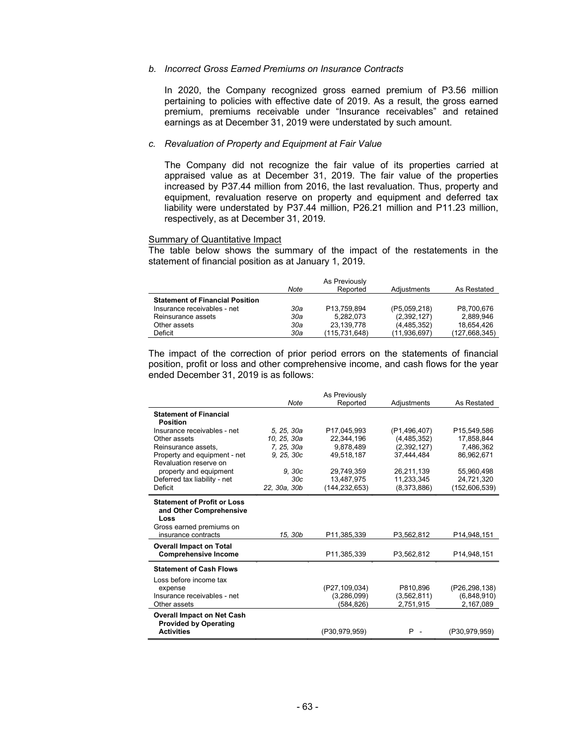*b. Incorrect Gross Earned Premiums on Insurance Contracts*

In 2020, the Company recognized gross earned premium of P3.56 million pertaining to policies with effective date of 2019. As a result, the gross earned premium, premiums receivable under "Insurance receivables" and retained earnings as at December 31, 2019 were understated by such amount.

*c. Revaluation of Property and Equipment at Fair Value*

The Company did not recognize the fair value of its properties carried at appraised value as at December 31, 2019. The fair value of the properties increased by P37.44 million from 2016, the last revaluation. Thus, property and equipment, revaluation reserve on property and equipment and deferred tax liability were understated by P37.44 million, P26.21 million and P11.23 million, respectively, as at December 31, 2019.

Summary of Quantitative Impact

The table below shows the summary of the impact of the restatements in the statement of financial position as at January 1, 2019.

| | *Note* | As Previously Reported | Adjustments | As Restated |
|---|---|---|---|---|
| **Statement of Financial Position** | | | | |
| Insurance receivables - net | *30a* | P13,759,894 | (P5,059,218) | P8,700,676 |
| Reinsurance assets | *30a* | 5,282,073 | (2,392,127) | 2,889,946 |
| Other assets | *30a* | 23,139,778 | (4,485,352) | 18,654,426 |
| Deficit | *30a* | (115,731,648) | (11,936,697) | (127,668,345) |

The impact of the correction of prior period errors on the statements of financial position, profit or loss and other comprehensive income, and cash flows for the year ended December 31, 2019 is as follows:

| | *Note* | As Previously Reported | Adjustments | As Restated |
|---|---|---|---|---|
| **Statement of Financial Position** | | | | |
| Insurance receivables - net | *5, 25, 30a* | P17,045,993 | (P1,496,407) | P15,549,586 |
| Other assets | *10, 25, 30a* | 22,344,196 | (4,485,352) | 17,858,844 |
| Reinsurance assets, | *7, 25, 30a* | 9,878,489 | (2,392,127) | 7,486,362 |
| Property and equipment - net | *9, 25, 30c* | 49,518,187 | 37,444,484 | 86,962,671 |
| Revaluation reserve on property and equipment | *9, 30c* | 29,749,359 | 26,211,139 | 55,960,498 |
| Deferred tax liability - net | *30c* | 13,487,975 | 11,233,345 | 24,721,320 |
| Deficit | *22, 30a, 30b* | (144,232,653) | (8,373,886) | (152,606,539) |
| **Statement of Profit or Loss and Other Comprehensive Loss** | | | | |
| Gross earned premiums on insurance contracts | *15, 30b* | P11,385,339 | P3,562,812 | P14,948,151 |
| **Overall Impact on Total Comprehensive Income** | | P11,385,339 | P3,562,812 | P14,948,151 |
| **Statement of Cash Flows** | | | | |
| Loss before income tax expense | | (P27,109,034) | P810,896 | (P26,298,138) |
| Insurance receivables - net | | (3,286,099) | (3,562,811) | (6,848,910) |
| Other assets | | (584,826) | 2,751,915 | 2,167,089 |
| **Overall Impact on Net Cash Provided by Operating Activities** | | (P30,979,959) | P - | (P30,979,959) |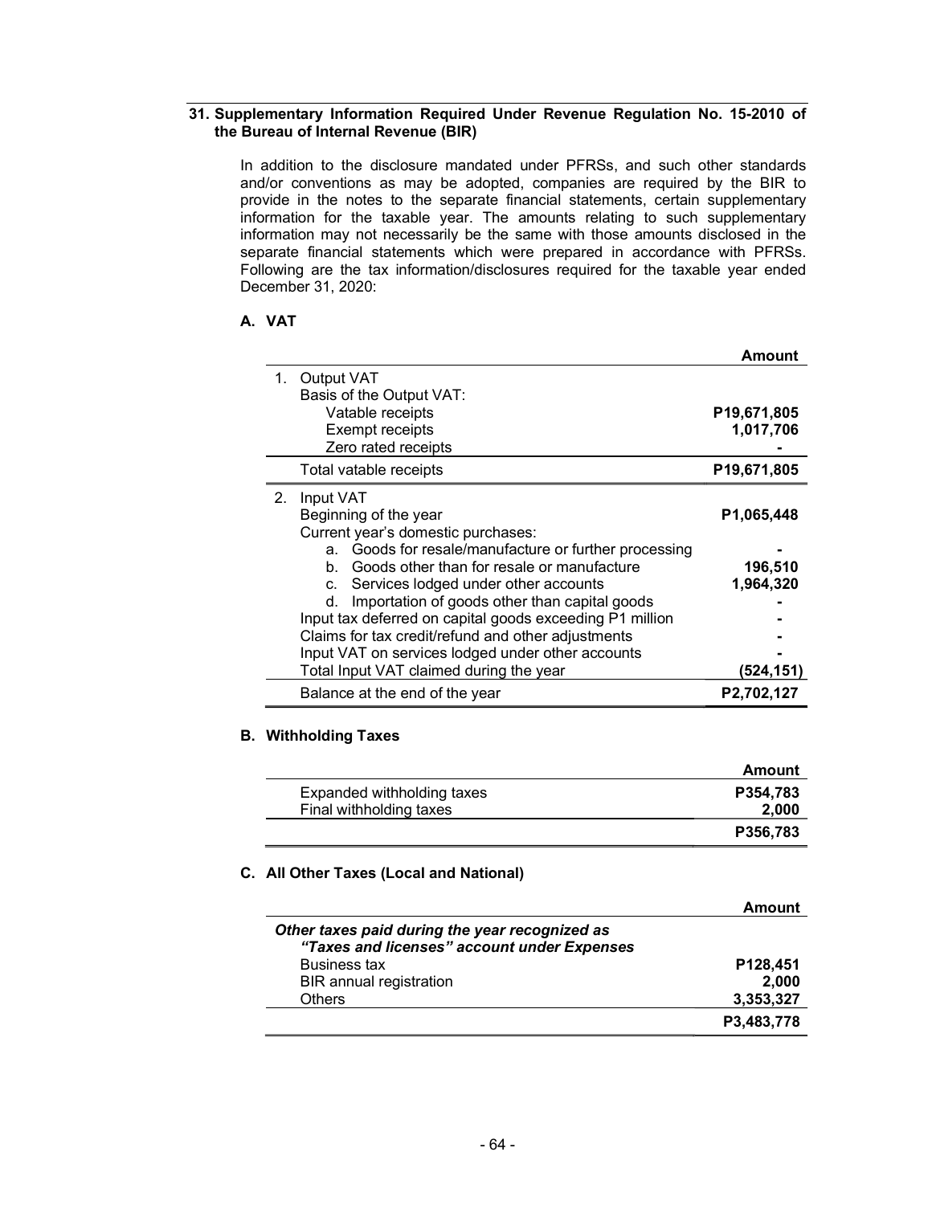## 31. Supplementary Information Required Under Revenue Regulation No. 15-2010 of the Bureau of Internal Revenue (BIR)

In addition to the disclosure mandated under PFRSs, and such other standards and/or conventions as may be adopted, companies are required by the BIR to provide in the notes to the separate financial statements, certain supplementary information for the taxable year. The amounts relating to such supplementary information may not necessarily be the same with those amounts disclosed in the separate financial statements which were prepared in accordance with PFRSs. Following are the tax information/disclosures required for the taxable year ended December 31, 2020:

### A. VAT

| | Amount |
|---|---|
| 1. Output VAT | |
| Basis of the Output VAT: | |
| Vatable receipts | P19,671,805 |
| Exempt receipts | 1,017,706 |
| Zero rated receipts | - |
| Total vatable receipts | P19,671,805 |
| 2. Input VAT | |
| Beginning of the year | P1,065,448 |
| Current year's domestic purchases: | |
| a. Goods for resale/manufacture or further processing | - |
| b. Goods other than for resale or manufacture | 196,510 |
| c. Services lodged under other accounts | 1,964,320 |
| d. Importation of goods other than capital goods | - |
| Input tax deferred on capital goods exceeding P1 million | - |
| Claims for tax credit/refund and other adjustments | - |
| Input VAT on services lodged under other accounts | - |
| Total Input VAT claimed during the year | (524,151) |
| Balance at the end of the year | P2,702,127 |

### B. Withholding Taxes

| | Amount |
|---|---|
| Expanded withholding taxes | P354,783 |
| Final withholding taxes | 2,000 |
| | P356,783 |

### C. All Other Taxes (Local and National)

| | Amount |
|---|---|
| *Other taxes paid during the year recognized as "Taxes and licenses" account under Expenses* | |
| Business tax | P128,451 |
| BIR annual registration | 2,000 |
| Others | 3,353,327 |
| | P3,483,778 |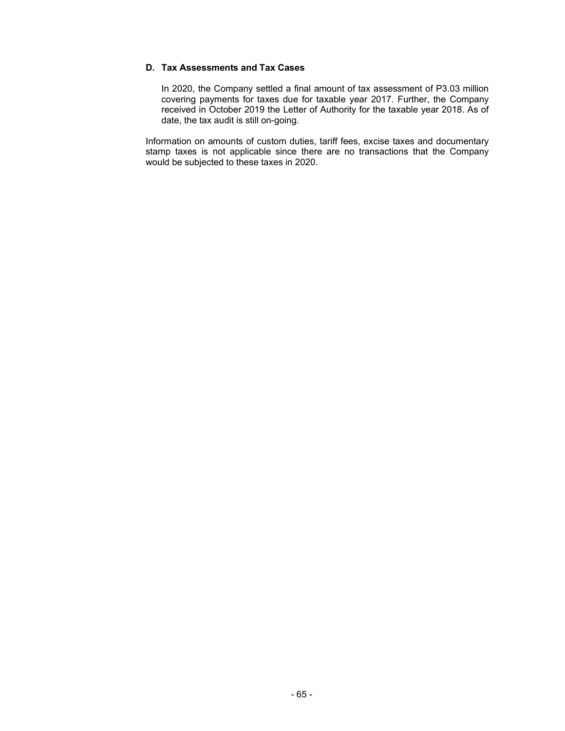### D. Tax Assessments and Tax Cases

In 2020, the Company settled a final amount of tax assessment of P3.03 million covering payments for taxes due for taxable year 2017. Further, the Company received in October 2019 the Letter of Authority for the taxable year 2018. As of date, the tax audit is still on-going.

Information on amounts of custom duties, tariff fees, excise taxes and documentary stamp taxes is not applicable since there are no transactions that the Company would be subjected to these taxes in 2020.